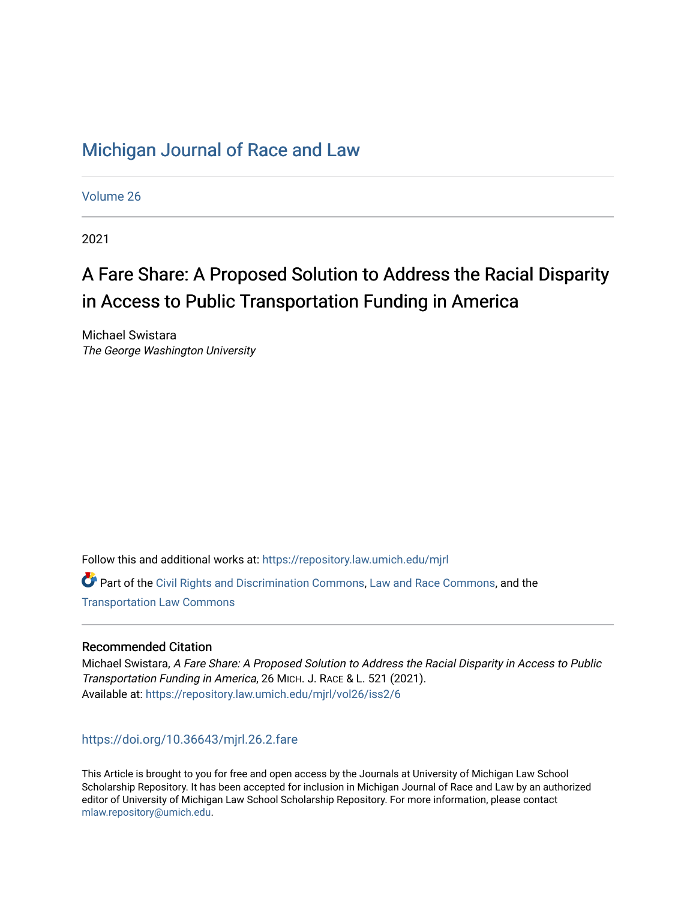# Michigan Journal of Race and Law

Volume 26

2021

## A Fare Share: A Proposed Solution to Address the Racial Disparity in Access to Public Transportation Funding in America

Michael Swistara
*The George Washington University*

Follow this and additional works at: https://repository.law.umich.edu/mjrl

Part of the Civil Rights and Discrimination Commons, Law and Race Commons, and the Transportation Law Commons

### Recommended Citation

Michael Swistara, *A Fare Share: A Proposed Solution to Address the Racial Disparity in Access to Public Transportation Funding in America*, 26 MICH. J. RACE & L. 521 (2021).
Available at: https://repository.law.umich.edu/mjrl/vol26/iss2/6

https://doi.org/10.36643/mjrl.26.2.fare

This Article is brought to you for free and open access by the Journals at University of Michigan Law School Scholarship Repository. It has been accepted for inclusion in Michigan Journal of Race and Law by an authorized editor of University of Michigan Law School Scholarship Repository. For more information, please contact mlaw.repository@umich.edu.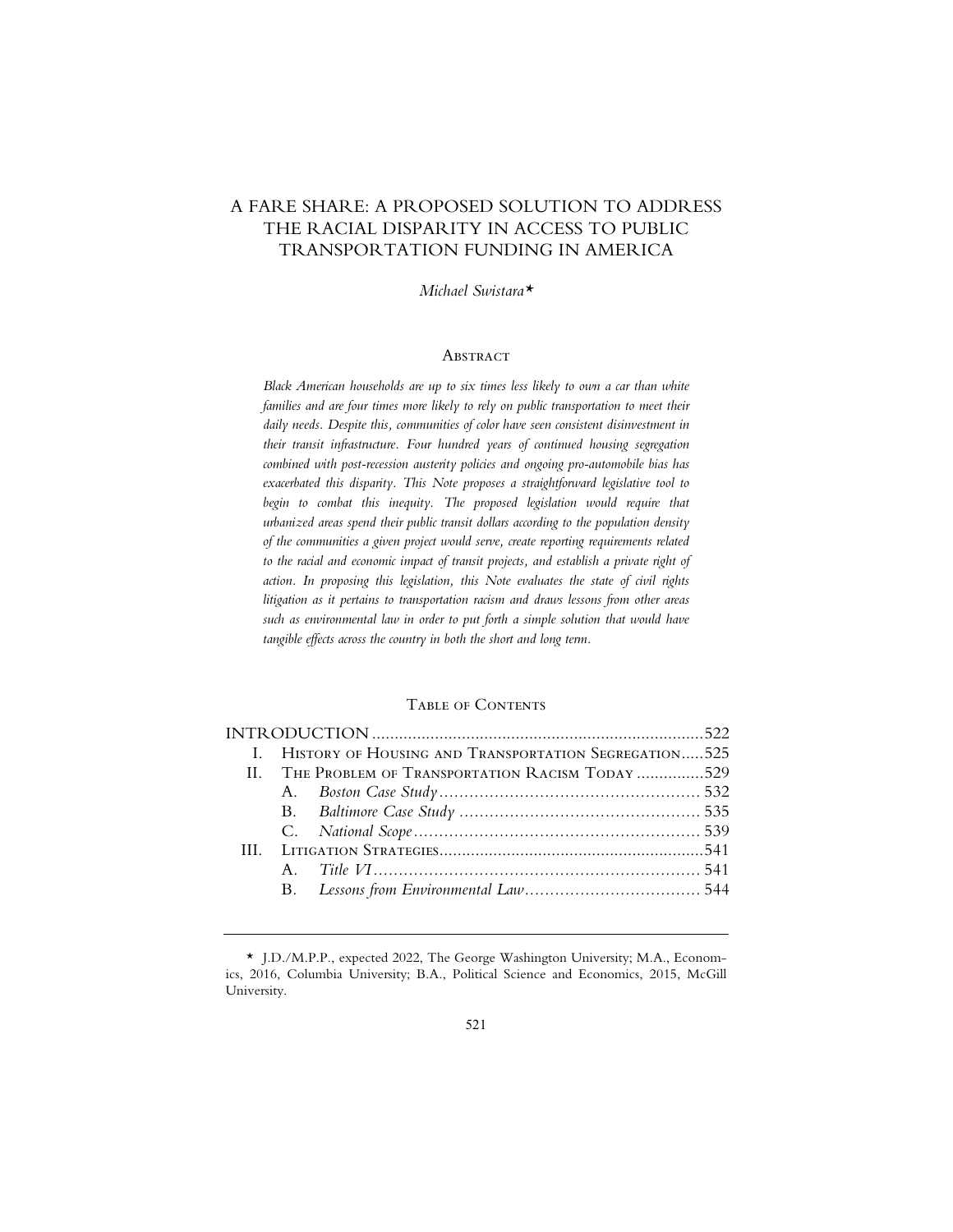# A FARE SHARE: A PROPOSED SOLUTION TO ADDRESS THE RACIAL DISPARITY IN ACCESS TO PUBLIC TRANSPORTATION FUNDING IN AMERICA

*Michael Swistara*★

## Abstract

*Black American households are up to six times less likely to own a car than white families and are four times more likely to rely on public transportation to meet their daily needs. Despite this, communities of color have seen consistent disinvestment in their transit infrastructure. Four hundred years of continued housing segregation combined with post-recession austerity policies and ongoing pro-automobile bias has exacerbated this disparity. This Note proposes a straightforward legislative tool to begin to combat this inequity. The proposed legislation would require that urbanized areas spend their public transit dollars according to the population density of the communities a given project would serve, create reporting requirements related to the racial and economic impact of transit projects, and establish a private right of action. In proposing this legislation, this Note evaluates the state of civil rights litigation as it pertains to transportation racism and draws lessons from other areas such as environmental law in order to put forth a simple solution that would have tangible effects across the country in both the short and long term.*

## Table of Contents

| | | |
|---|---|---|
| INTRODUCTION | | 522 |
| I. | History of Housing and Transportation Segregation | 525 |
| II. | The Problem of Transportation Racism Today | 529 |
| | A. *Boston Case Study* | 532 |
| | B. *Baltimore Case Study* | 535 |
| | C. *National Scope* | 539 |
| III. | Litigation Strategies | 541 |
| | A. *Title VI* | 541 |
| | B. *Lessons from Environmental Law* | 544 |

★ J.D./M.P.P., expected 2022, The George Washington University; M.A., Economics, 2016, Columbia University; B.A., Political Science and Economics, 2015, McGill University.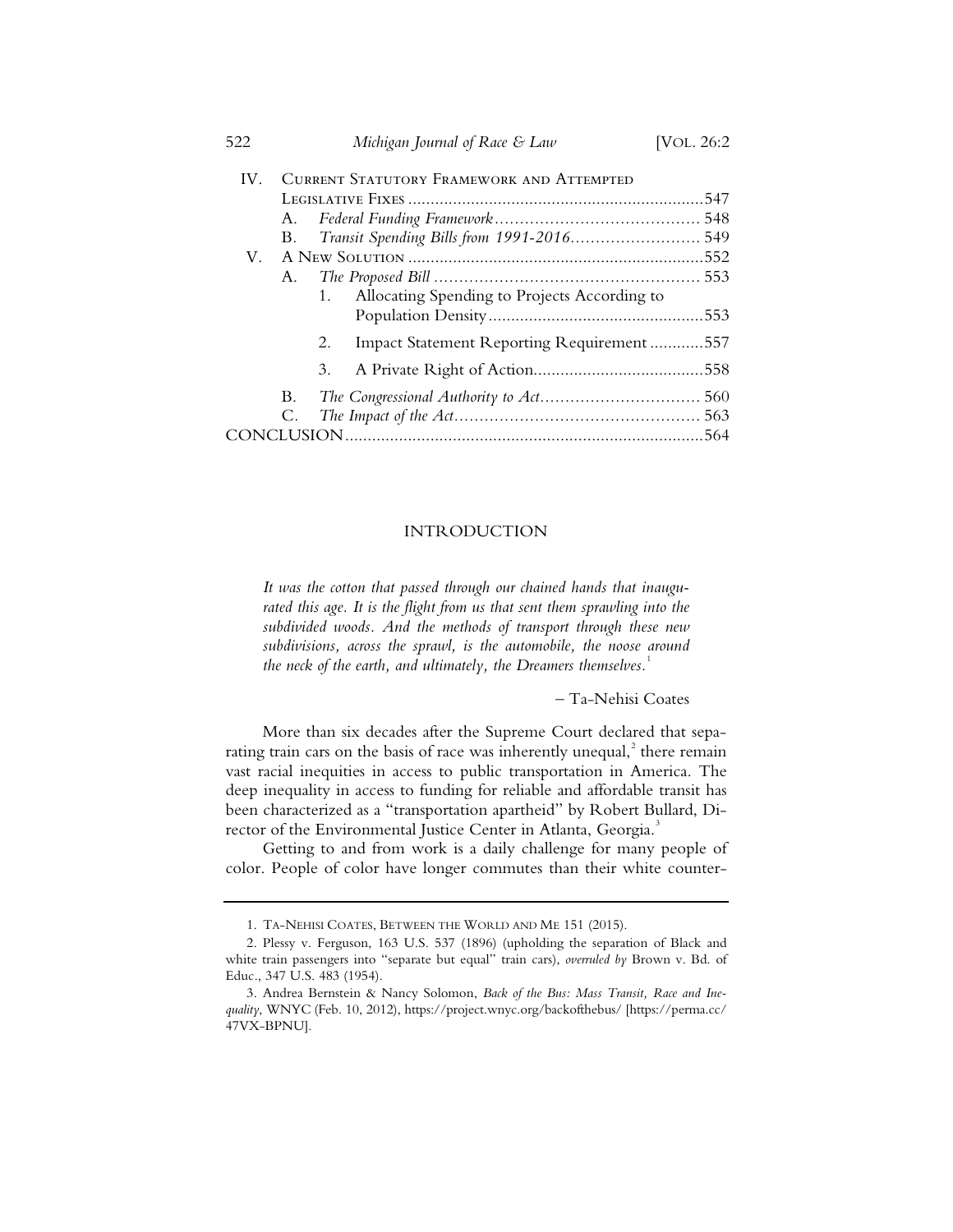IV. Current Statutory Framework and Attempted Legislative Fixes ....................................................................547
  - A. *Federal Funding Framework*......................................... 548
  - B. *Transit Spending Bills from 1991-2016*.......................... 549

V. A New Solution ...................................................................552
  - A. *The Proposed Bill* ..................................................... 553
    1. Allocating Spending to Projects According to Population Density.................................................553
    2. Impact Statement Reporting Requirement ............557
    3. A Private Right of Action......................................558
  - B. *The Congressional Authority to Act*................................ 560
  - C. *The Impact of the Act*................................................ 563

CONCLUSION................................................................................564

## INTRODUCTION

> *It was the cotton that passed through our chained hands that inaugurated this age. It is the flight from us that sent them sprawling into the subdivided woods. And the methods of transport through these new subdivisions, across the sprawl, is the automobile, the noose around the neck of the earth, and ultimately, the Dreamers themselves.*[1]
>
> – Ta-Nehisi Coates

More than six decades after the Supreme Court declared that separating train cars on the basis of race was inherently unequal,[2] there remain vast racial inequities in access to public transportation in America. The deep inequality in access to funding for reliable and affordable transit has been characterized as a "transportation apartheid" by Robert Bullard, Director of the Environmental Justice Center in Atlanta, Georgia.[3]

Getting to and from work is a daily challenge for many people of color. People of color have longer commutes than their white counter-

---

1. Ta-Nehisi Coates, Between the World and Me 151 (2015).

2. Plessy v. Ferguson, 163 U.S. 537 (1896) (upholding the separation of Black and white train passengers into "separate but equal" train cars), *overruled by* Brown v. Bd. of Educ., 347 U.S. 483 (1954).

3. Andrea Bernstein & Nancy Solomon, *Back of the Bus: Mass Transit, Race and Inequality*, WNYC (Feb. 10, 2012), https://project.wnyc.org/backofthebus/ [https://perma.cc/47VX-BPNU].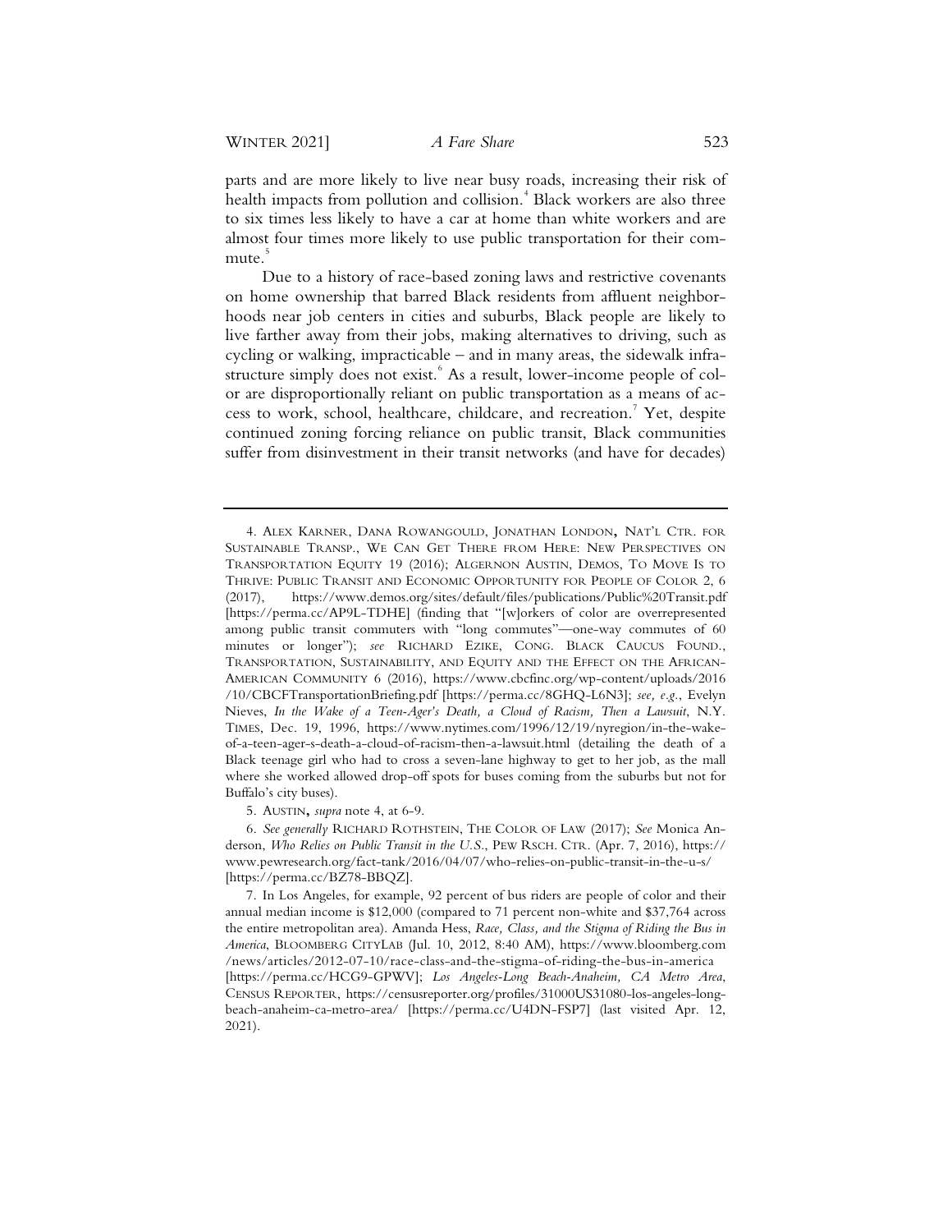parts and are more likely to live near busy roads, increasing their risk of health impacts from pollution and collision.[4] Black workers are also three to six times less likely to have a car at home than white workers and are almost four times more likely to use public transportation for their commute.[5]

Due to a history of race-based zoning laws and restrictive covenants on home ownership that barred Black residents from affluent neighborhoods near job centers in cities and suburbs, Black people are likely to live farther away from their jobs, making alternatives to driving, such as cycling or walking, impracticable – and in many areas, the sidewalk infrastructure simply does not exist.[6] As a result, lower-income people of color are disproportionally reliant on public transportation as a means of access to work, school, healthcare, childcare, and recreation.[7] Yet, despite continued zoning forcing reliance on public transit, Black communities suffer from disinvestment in their transit networks (and have for decades)

---

4. ALEX KARNER, DANA ROWANGOULD, JONATHAN LONDON, NAT'L CTR. FOR SUSTAINABLE TRANSP., WE CAN GET THERE FROM HERE: NEW PERSPECTIVES ON TRANSPORTATION EQUITY 19 (2016); ALGERNON AUSTIN, DEMOS, TO MOVE IS TO THRIVE: PUBLIC TRANSIT AND ECONOMIC OPPORTUNITY FOR PEOPLE OF COLOR 2, 6 (2017), https://www.demos.org/sites/default/files/publications/Public%20Transit.pdf [https://perma.cc/AP9L-TDHE] (finding that "[w]orkers of color are overrepresented among public transit commuters with "long commutes"—one-way commutes of 60 minutes or longer"); *see* RICHARD EZIKE, CONG. BLACK CAUCUS FOUND., TRANSPORTATION, SUSTAINABILITY, AND EQUITY AND THE EFFECT ON THE AFRICAN-AMERICAN COMMUNITY 6 (2016), https://www.cbcfinc.org/wp-content/uploads/2016/10/CBCFTransportationBriefing.pdf [https://perma.cc/8GHQ-L6N3]; *see, e.g.*, Evelyn Nieves, *In the Wake of a Teen-Ager's Death, a Cloud of Racism, Then a Lawsuit*, N.Y. TIMES, Dec. 19, 1996, https://www.nytimes.com/1996/12/19/nyregion/in-the-wake-of-a-teen-ager-s-death-a-cloud-of-racism-then-a-lawsuit.html (detailing the death of a Black teenage girl who had to cross a seven-lane highway to get to her job, as the mall where she worked allowed drop-off spots for buses coming from the suburbs but not for Buffalo's city buses).

5. AUSTIN, *supra* note 4, at 6-9.

6. *See generally* RICHARD ROTHSTEIN, THE COLOR OF LAW (2017); *See* Monica Anderson, *Who Relies on Public Transit in the U.S.*, PEW RSCH. CTR. (Apr. 7, 2016), https://www.pewresearch.org/fact-tank/2016/04/07/who-relies-on-public-transit-in-the-u-s/ [https://perma.cc/BZ78-BBQZ].

7. In Los Angeles, for example, 92 percent of bus riders are people of color and their annual median income is $12,000 (compared to 71 percent non-white and $37,764 across the entire metropolitan area). Amanda Hess, *Race, Class, and the Stigma of Riding the Bus in America*, BLOOMBERG CITYLAB (Jul. 10, 2012, 8:40 AM), https://www.bloomberg.com/news/articles/2012-07-10/race-class-and-the-stigma-of-riding-the-bus-in-america [https://perma.cc/HCG9-GPWV]; *Los Angeles-Long Beach-Anaheim, CA Metro Area*, CENSUS REPORTER, https://censusreporter.org/profiles/31000US31080-los-angeles-long-beach-anaheim-ca-metro-area/ [https://perma.cc/U4DN-FSP7] (last visited Apr. 12, 2021).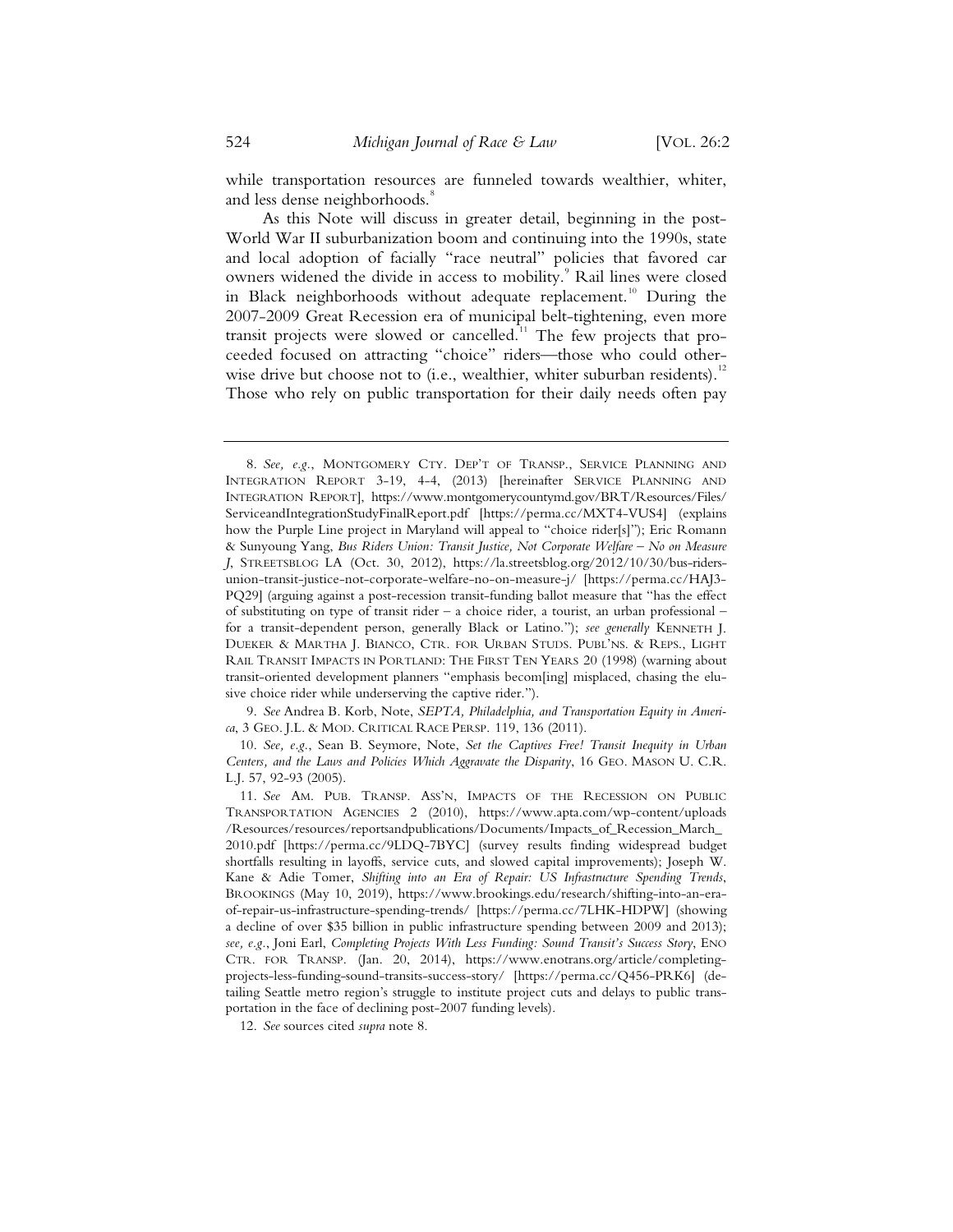while transportation resources are funneled towards wealthier, whiter, and less dense neighborhoods.[8]

As this Note will discuss in greater detail, beginning in the post-World War II suburbanization boom and continuing into the 1990s, state and local adoption of facially "race neutral" policies that favored car owners widened the divide in access to mobility.[9] Rail lines were closed in Black neighborhoods without adequate replacement.[10] During the 2007-2009 Great Recession era of municipal belt-tightening, even more transit projects were slowed or cancelled.[11] The few projects that proceeded focused on attracting "choice" riders—those who could otherwise drive but choose not to (i.e., wealthier, whiter suburban residents).[12] Those who rely on public transportation for their daily needs often pay

---

8. *See, e.g.*, MONTGOMERY CTY. DEP'T OF TRANSP., SERVICE PLANNING AND INTEGRATION REPORT 3-19, 4-4, (2013) [hereinafter SERVICE PLANNING AND INTEGRATION REPORT], https://www.montgomerycountymd.gov/BRT/Resources/Files/ServiceandIntegrationStudyFinalReport.pdf [https://perma.cc/MXT4-VUS4] (explains how the Purple Line project in Maryland will appeal to "choice rider[s]"); Eric Romann & Sunyoung Yang, *Bus Riders Union: Transit Justice, Not Corporate Welfare – No on Measure J*, STREETSBLOG LA (Oct. 30, 2012), https://la.streetsblog.org/2012/10/30/bus-riders-union-transit-justice-not-corporate-welfare-no-on-measure-j/ [https://perma.cc/HAJ3-PQ29] (arguing against a post-recession transit-funding ballot measure that "has the effect of substituting on type of transit rider – a choice rider, a tourist, an urban professional – for a transit-dependent person, generally Black or Latino."); *see generally* KENNETH J. DUEKER & MARTHA J. BIANCO, CTR. FOR URBAN STUDS. PUBL'NS. & REPS., LIGHT RAIL TRANSIT IMPACTS IN PORTLAND: THE FIRST TEN YEARS 20 (1998) (warning about transit-oriented development planners "emphasis becom[ing] misplaced, chasing the elusive choice rider while underserving the captive rider.").

9. *See* Andrea B. Korb, Note, *SEPTA, Philadelphia, and Transportation Equity in America*, 3 GEO. J.L. & MOD. CRITICAL RACE PERSP. 119, 136 (2011).

10. *See, e.g.*, Sean B. Seymore, Note, *Set the Captives Free! Transit Inequity in Urban Centers, and the Laws and Policies Which Aggravate the Disparity*, 16 GEO. MASON U. C.R. L.J. 57, 92-93 (2005).

11. *See* AM. PUB. TRANSP. ASS'N, IMPACTS OF THE RECESSION ON PUBLIC TRANSPORTATION AGENCIES 2 (2010), https://www.apta.com/wp-content/uploads/Resources/resources/reportsandpublications/Documents/Impacts_of_Recession_March_2010.pdf [https://perma.cc/9LDQ-7BYC] (survey results finding widespread budget shortfalls resulting in layoffs, service cuts, and slowed capital improvements); Joseph W. Kane & Adie Tomer, *Shifting into an Era of Repair: US Infrastructure Spending Trends*, BROOKINGS (May 10, 2019), https://www.brookings.edu/research/shifting-into-an-era-of-repair-us-infrastructure-spending-trends/ [https://perma.cc/7LHK-HDPW] (showing a decline of over $35 billion in public infrastructure spending between 2009 and 2013); *see, e.g.*, Joni Earl, *Completing Projects With Less Funding: Sound Transit's Success Story*, ENO CTR. FOR TRANSP. (Jan. 20, 2014), https://www.enotrans.org/article/completing-projects-less-funding-sound-transits-success-story/ [https://perma.cc/Q456-PRK6] (detailing Seattle metro region's struggle to institute project cuts and delays to public transportation in the face of declining post-2007 funding levels).

12. *See* sources cited *supra* note 8.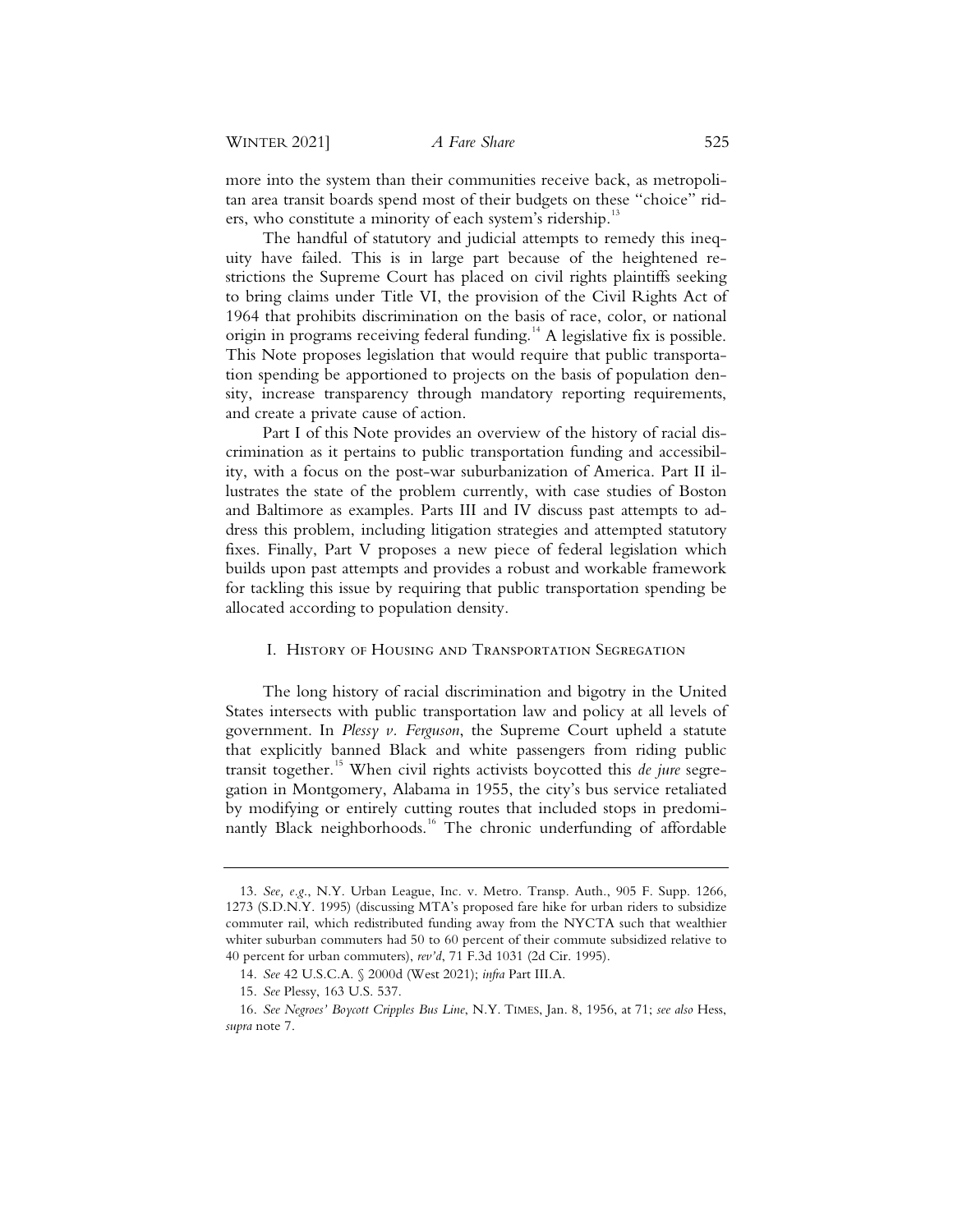more into the system than their communities receive back, as metropolitan area transit boards spend most of their budgets on these "choice" riders, who constitute a minority of each system's ridership.[13]

The handful of statutory and judicial attempts to remedy this inequity have failed. This is in large part because of the heightened restrictions the Supreme Court has placed on civil rights plaintiffs seeking to bring claims under Title VI, the provision of the Civil Rights Act of 1964 that prohibits discrimination on the basis of race, color, or national origin in programs receiving federal funding.[14] A legislative fix is possible. This Note proposes legislation that would require that public transportation spending be apportioned to projects on the basis of population density, increase transparency through mandatory reporting requirements, and create a private cause of action.

Part I of this Note provides an overview of the history of racial discrimination as it pertains to public transportation funding and accessibility, with a focus on the post-war suburbanization of America. Part II illustrates the state of the problem currently, with case studies of Boston and Baltimore as examples. Parts III and IV discuss past attempts to address this problem, including litigation strategies and attempted statutory fixes. Finally, Part V proposes a new piece of federal legislation which builds upon past attempts and provides a robust and workable framework for tackling this issue by requiring that public transportation spending be allocated according to population density.

## I. History of Housing and Transportation Segregation

The long history of racial discrimination and bigotry in the United States intersects with public transportation law and policy at all levels of government. In *Plessy v. Ferguson*, the Supreme Court upheld a statute that explicitly banned Black and white passengers from riding public transit together.[15] When civil rights activists boycotted this *de jure* segregation in Montgomery, Alabama in 1955, the city's bus service retaliated by modifying or entirely cutting routes that included stops in predominantly Black neighborhoods.[16] The chronic underfunding of affordable

---

13. *See, e.g.*, N.Y. Urban League, Inc. v. Metro. Transp. Auth., 905 F. Supp. 1266, 1273 (S.D.N.Y. 1995) (discussing MTA's proposed fare hike for urban riders to subsidize commuter rail, which redistributed funding away from the NYCTA such that wealthier whiter suburban commuters had 50 to 60 percent of their commute subsidized relative to 40 percent for urban commuters), *rev'd*, 71 F.3d 1031 (2d Cir. 1995).

14. *See* 42 U.S.C.A. § 2000d (West 2021); *infra* Part III.A.

15. *See* Plessy, 163 U.S. 537.

16. *See Negroes' Boycott Cripples Bus Line*, N.Y. Times, Jan. 8, 1956, at 71; *see also* Hess, *supra* note 7.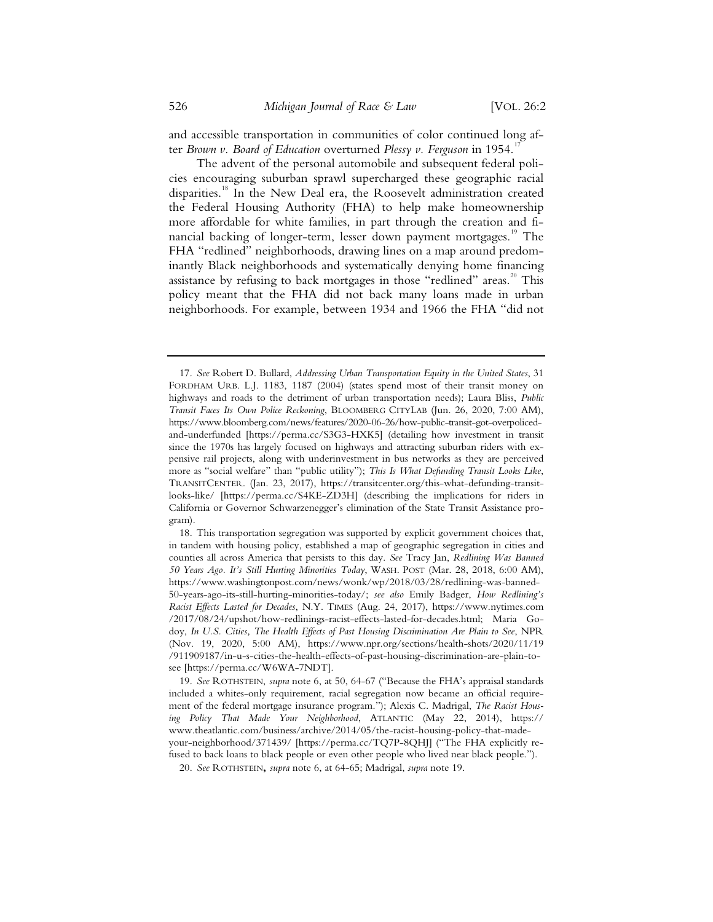and accessible transportation in communities of color continued long after *Brown v. Board of Education* overturned *Plessy v. Ferguson* in 1954.[17]

The advent of the personal automobile and subsequent federal policies encouraging suburban sprawl supercharged these geographic racial disparities.[18] In the New Deal era, the Roosevelt administration created the Federal Housing Authority (FHA) to help make homeownership more affordable for white families, in part through the creation and financial backing of longer-term, lesser down payment mortgages.[19] The FHA "redlined" neighborhoods, drawing lines on a map around predominantly Black neighborhoods and systematically denying home financing assistance by refusing to back mortgages in those "redlined" areas.[20] This policy meant that the FHA did not back many loans made in urban neighborhoods. For example, between 1934 and 1966 the FHA "did not

---

17. *See* Robert D. Bullard, *Addressing Urban Transportation Equity in the United States*, 31 FORDHAM URB. L.J. 1183, 1187 (2004) (states spend most of their transit money on highways and roads to the detriment of urban transportation needs); Laura Bliss, *Public Transit Faces Its Own Police Reckoning*, BLOOMBERG CITYLAB (Jun. 26, 2020, 7:00 AM), https://www.bloomberg.com/news/features/2020-06-26/how-public-transit-got-overpoliced-and-underfunded [https://perma.cc/S3G3-HXK5] (detailing how investment in transit since the 1970s has largely focused on highways and attracting suburban riders with expensive rail projects, along with underinvestment in bus networks as they are perceived more as "social welfare" than "public utility"); *This Is What Defunding Transit Looks Like*, TRANSITCENTER. (Jan. 23, 2017), https://transitcenter.org/this-what-defunding-transit-looks-like/ [https://perma.cc/S4KE-ZD3H] (describing the implications for riders in California or Governor Schwarzenegger's elimination of the State Transit Assistance program).

18. This transportation segregation was supported by explicit government choices that, in tandem with housing policy, established a map of geographic segregation in cities and counties all across America that persists to this day. *See* Tracy Jan, *Redlining Was Banned 50 Years Ago. It's Still Hurting Minorities Today*, WASH. POST (Mar. 28, 2018, 6:00 AM), https://www.washingtonpost.com/news/wonk/wp/2018/03/28/redlining-was-banned-50-years-ago-its-still-hurting-minorities-today/; *see also* Emily Badger, *How Redlining's Racist Effects Lasted for Decades*, N.Y. TIMES (Aug. 24, 2017), https://www.nytimes.com/2017/08/24/upshot/how-redlinings-racist-effects-lasted-for-decades.html; Maria Godoy, *In U.S. Cities, The Health Effects of Past Housing Discrimination Are Plain to See*, NPR (Nov. 19, 2020, 5:00 AM), https://www.npr.org/sections/health-shots/2020/11/19/911909187/in-u-s-cities-the-health-effects-of-past-housing-discrimination-are-plain-to-see [https://perma.cc/W6WA-7NDT].

19. *See* ROTHSTEIN, *supra* note 6, at 50, 64-67 ("Because the FHA's appraisal standards included a whites-only requirement, racial segregation now became an official requirement of the federal mortgage insurance program."); Alexis C. Madrigal, *The Racist Housing Policy That Made Your Neighborhood*, ATLANTIC (May 22, 2014), https://www.theatlantic.com/business/archive/2014/05/the-racist-housing-policy-that-made-your-neighborhood/371439/ [https://perma.cc/TQ7P-8QHJ] ("The FHA explicitly refused to back loans to black people or even other people who lived near black people.").

20. *See* ROTHSTEIN, *supra* note 6, at 64-65; Madrigal, *supra* note 19.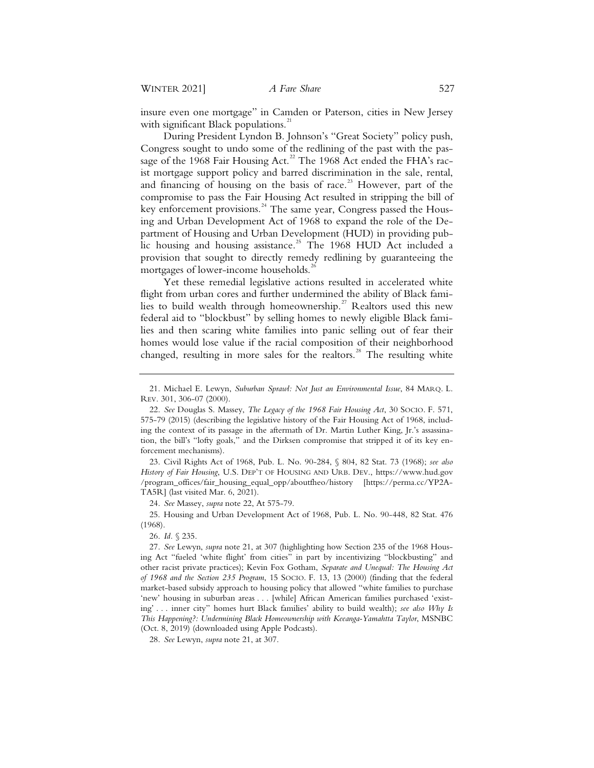insure even one mortgage" in Camden or Paterson, cities in New Jersey with significant Black populations.[21]

During President Lyndon B. Johnson's "Great Society" policy push, Congress sought to undo some of the redlining of the past with the passage of the 1968 Fair Housing Act.[22] The 1968 Act ended the FHA's racist mortgage support policy and barred discrimination in the sale, rental, and financing of housing on the basis of race.[23] However, part of the compromise to pass the Fair Housing Act resulted in stripping the bill of key enforcement provisions.[24] The same year, Congress passed the Housing and Urban Development Act of 1968 to expand the role of the Department of Housing and Urban Development (HUD) in providing public housing and housing assistance.[25] The 1968 HUD Act included a provision that sought to directly remedy redlining by guaranteeing the mortgages of lower-income households.[26]

Yet these remedial legislative actions resulted in accelerated white flight from urban cores and further undermined the ability of Black families to build wealth through homeownership.[27] Realtors used this new federal aid to "blockbust" by selling homes to newly eligible Black families and then scaring white families into panic selling out of fear their homes would lose value if the racial composition of their neighborhood changed, resulting in more sales for the realtors.[28] The resulting white

---

21. Michael E. Lewyn, *Suburban Sprawl: Not Just an Environmental Issue*, 84 MARQ. L. REV. 301, 306-07 (2000).

22. *See* Douglas S. Massey, *The Legacy of the 1968 Fair Housing Act*, 30 SOCIO. F. 571, 575-79 (2015) (describing the legislative history of the Fair Housing Act of 1968, including the context of its passage in the aftermath of Dr. Martin Luther King, Jr.'s assassination, the bill's "lofty goals," and the Dirksen compromise that stripped it of its key enforcement mechanisms).

23. Civil Rights Act of 1968, Pub. L. No. 90-284, § 804, 82 Stat. 73 (1968); *see also History of Fair Housing*, U.S. DEP'T OF HOUSING AND URB. DEV., https://www.hud.gov/program_offices/fair_housing_equal_opp/aboutfheo/history [https://perma.cc/YP2A-TA5R] (last visited Mar. 6, 2021).

24. *See* Massey, *supra* note 22, At 575-79.

25. Housing and Urban Development Act of 1968, Pub. L. No. 90-448, 82 Stat. 476 (1968).

26. *Id.* § 235.

27. *See* Lewyn, *supra* note 21, at 307 (highlighting how Section 235 of the 1968 Housing Act "fueled 'white flight' from cities" in part by incentivizing "blockbusting" and other racist private practices); Kevin Fox Gotham, *Separate and Unequal: The Housing Act of 1968 and the Section 235 Program*, 15 SOCIO. F. 13, 13 (2000) (finding that the federal market-based subsidy approach to housing policy that allowed "white families to purchase 'new' housing in suburban areas . . . [while] African American families purchased 'existing' . . . inner city" homes hurt Black families' ability to build wealth); *see also Why Is This Happening?: Undermining Black Homeownership with Keeanga-Yamahtta Taylor*, MSNBC (Oct. 8, 2019) (downloaded using Apple Podcasts).

28. *See* Lewyn, *supra* note 21, at 307.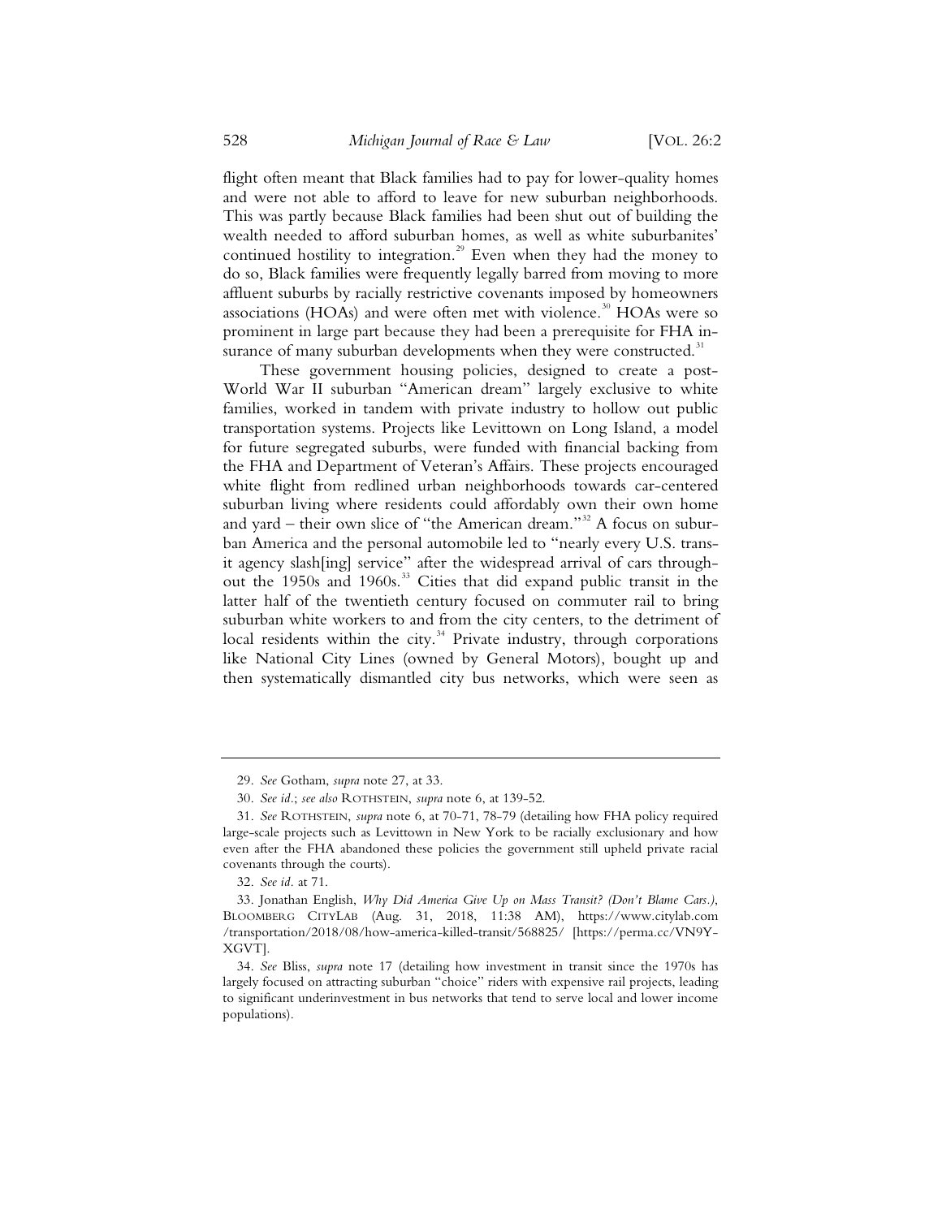flight often meant that Black families had to pay for lower-quality homes and were not able to afford to leave for new suburban neighborhoods. This was partly because Black families had been shut out of building the wealth needed to afford suburban homes, as well as white suburbanites' continued hostility to integration.[29] Even when they had the money to do so, Black families were frequently legally barred from moving to more affluent suburbs by racially restrictive covenants imposed by homeowners associations (HOAs) and were often met with violence.[30] HOAs were so prominent in large part because they had been a prerequisite for FHA insurance of many suburban developments when they were constructed.[31]

These government housing policies, designed to create a post-World War II suburban "American dream" largely exclusive to white families, worked in tandem with private industry to hollow out public transportation systems. Projects like Levittown on Long Island, a model for future segregated suburbs, were funded with financial backing from the FHA and Department of Veteran's Affairs. These projects encouraged white flight from redlined urban neighborhoods towards car-centered suburban living where residents could affordably own their own home and yard – their own slice of "the American dream."[32] A focus on suburban America and the personal automobile led to "nearly every U.S. transit agency slash[ing] service" after the widespread arrival of cars throughout the 1950s and 1960s.[33] Cities that did expand public transit in the latter half of the twentieth century focused on commuter rail to bring suburban white workers to and from the city centers, to the detriment of local residents within the city.[34] Private industry, through corporations like National City Lines (owned by General Motors), bought up and then systematically dismantled city bus networks, which were seen as

---

29. *See* Gotham, *supra* note 27, at 33.

30. *See id*.; *see also* ROTHSTEIN, *supra* note 6, at 139-52.

31. *See* ROTHSTEIN, *supra* note 6, at 70-71, 78-79 (detailing how FHA policy required large-scale projects such as Levittown in New York to be racially exclusionary and how even after the FHA abandoned these policies the government still upheld private racial covenants through the courts).

32. *See id*. at 71.

33. Jonathan English, *Why Did America Give Up on Mass Transit? (Don't Blame Cars.)*, BLOOMBERG CITYLAB (Aug. 31, 2018, 11:38 AM), https://www.citylab.com/transportation/2018/08/how-america-killed-transit/568825/ [https://perma.cc/VN9Y-XGVT].

34. *See* Bliss, *supra* note 17 (detailing how investment in transit since the 1970s has largely focused on attracting suburban "choice" riders with expensive rail projects, leading to significant underinvestment in bus networks that tend to serve local and lower income populations).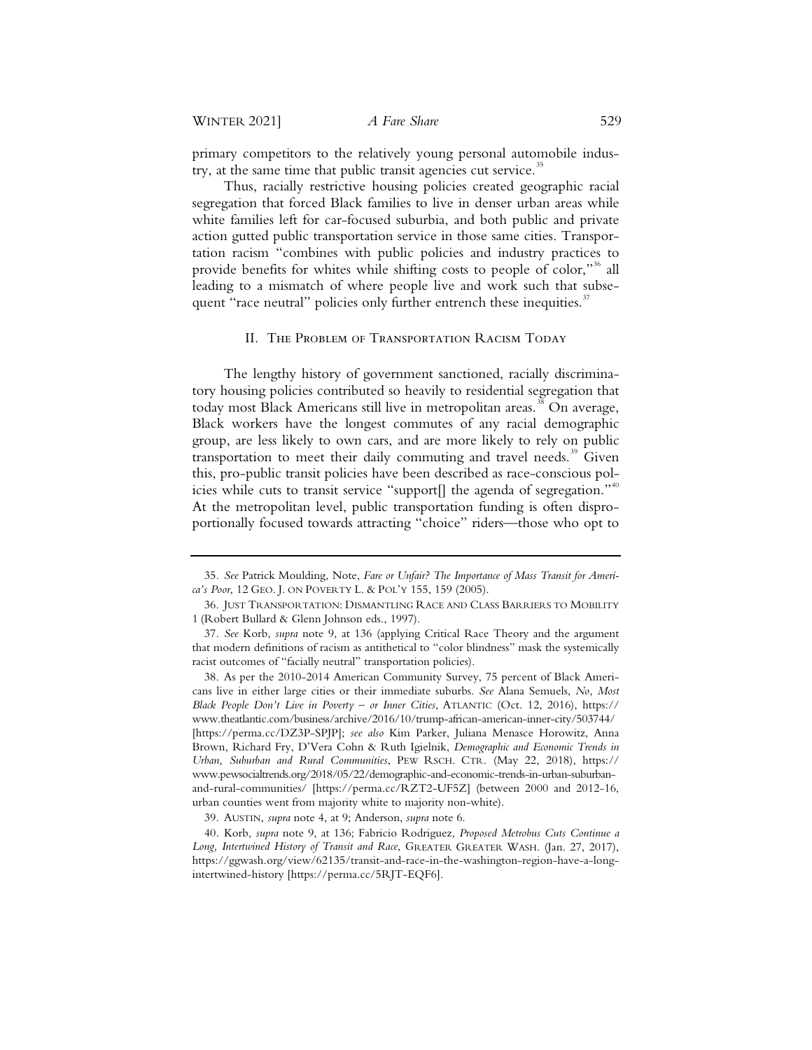primary competitors to the relatively young personal automobile industry, at the same time that public transit agencies cut service.[35]

Thus, racially restrictive housing policies created geographic racial segregation that forced Black families to live in denser urban areas while white families left for car-focused suburbia, and both public and private action gutted public transportation service in those same cities. Transportation racism "combines with public policies and industry practices to provide benefits for whites while shifting costs to people of color,"[36] all leading to a mismatch of where people live and work such that subsequent "race neutral" policies only further entrench these inequities.[37]

## II. The Problem of Transportation Racism Today

The lengthy history of government sanctioned, racially discriminatory housing policies contributed so heavily to residential segregation that today most Black Americans still live in metropolitan areas.[38] On average, Black workers have the longest commutes of any racial demographic group, are less likely to own cars, and are more likely to rely on public transportation to meet their daily commuting and travel needs.[39] Given this, pro-public transit policies have been described as race-conscious policies while cuts to transit service "support[] the agenda of segregation."[40] At the metropolitan level, public transportation funding is often disproportionally focused towards attracting "choice" riders—those who opt to

---

35. *See* Patrick Moulding, Note, *Fare or Unfair? The Importance of Mass Transit for America's Poor*, 12 GEO. J. ON POVERTY L. & POL'Y 155, 159 (2005).

36. JUST TRANSPORTATION: DISMANTLING RACE AND CLASS BARRIERS TO MOBILITY 1 (Robert Bullard & Glenn Johnson eds., 1997).

37. *See* Korb, *supra* note 9, at 136 (applying Critical Race Theory and the argument that modern definitions of racism as antithetical to "color blindness" mask the systemically racist outcomes of "facially neutral" transportation policies).

38. As per the 2010-2014 American Community Survey, 75 percent of Black Americans live in either large cities or their immediate suburbs. *See* Alana Semuels, *No, Most Black People Don't Live in Poverty – or Inner Cities*, ATLANTIC (Oct. 12, 2016), https://www.theatlantic.com/business/archive/2016/10/trump-african-american-inner-city/503744/ [https://perma.cc/DZ3P-SPJP]; *see also* Kim Parker, Juliana Menasce Horowitz, Anna Brown, Richard Fry, D'Vera Cohn & Ruth Igielnik, *Demographic and Economic Trends in Urban, Suburban and Rural Communities*, PEW RSCH. CTR. (May 22, 2018), https://www.pewsocialtrends.org/2018/05/22/demographic-and-economic-trends-in-urban-suburban-and-rural-communities/ [https://perma.cc/RZT2-UF5Z] (between 2000 and 2012-16, urban counties went from majority white to majority non-white).

39. AUSTIN, *supra* note 4, at 9; Anderson, *supra* note 6.

40. Korb, *supra* note 9, at 136; Fabricio Rodriguez, *Proposed Metrobus Cuts Continue a Long, Intertwined History of Transit and Race*, GREATER GREATER WASH. (Jan. 27, 2017), https://ggwash.org/view/62135/transit-and-race-in-the-washington-region-have-a-long-intertwined-history [https://perma.cc/5RJT-EQF6].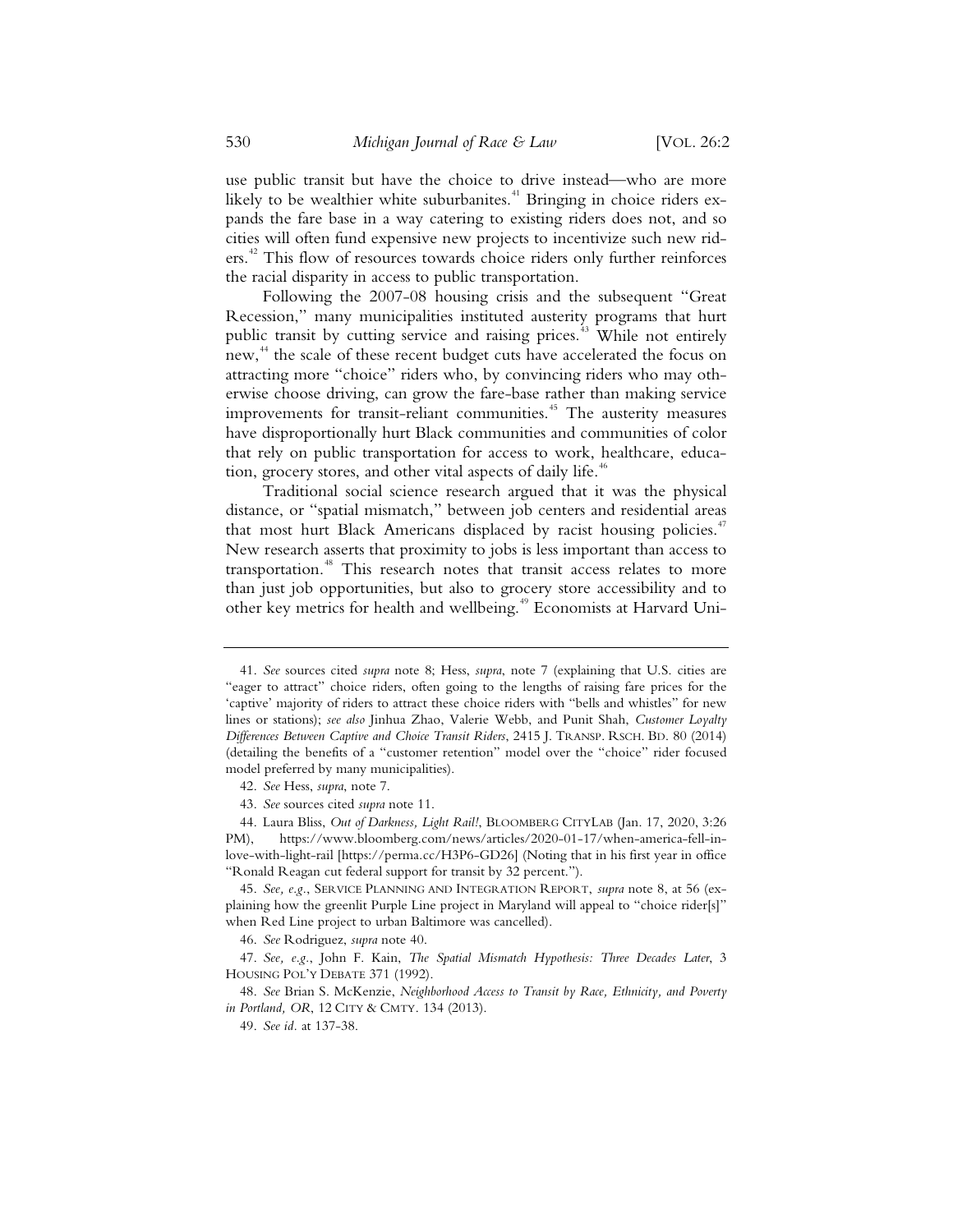use public transit but have the choice to drive instead—who are more likely to be wealthier white suburbanites.[41] Bringing in choice riders expands the fare base in a way catering to existing riders does not, and so cities will often fund expensive new projects to incentivize such new riders.[42] This flow of resources towards choice riders only further reinforces the racial disparity in access to public transportation.

Following the 2007-08 housing crisis and the subsequent "Great Recession," many municipalities instituted austerity programs that hurt public transit by cutting service and raising prices.[43] While not entirely new,[44] the scale of these recent budget cuts have accelerated the focus on attracting more "choice" riders who, by convincing riders who may otherwise choose driving, can grow the fare-base rather than making service improvements for transit-reliant communities.[45] The austerity measures have disproportionally hurt Black communities and communities of color that rely on public transportation for access to work, healthcare, education, grocery stores, and other vital aspects of daily life.[46]

Traditional social science research argued that it was the physical distance, or "spatial mismatch," between job centers and residential areas that most hurt Black Americans displaced by racist housing policies.[47] New research asserts that proximity to jobs is less important than access to transportation.[48] This research notes that transit access relates to more than just job opportunities, but also to grocery store accessibility and to other key metrics for health and wellbeing.[49] Economists at Harvard Uni-

---

41. *See* sources cited *supra* note 8; Hess, *supra*, note 7 (explaining that U.S. cities are "eager to attract" choice riders, often going to the lengths of raising fare prices for the 'captive' majority of riders to attract these choice riders with "bells and whistles" for new lines or stations); *see also* Jinhua Zhao, Valerie Webb, and Punit Shah, *Customer Loyalty Differences Between Captive and Choice Transit Riders*, 2415 J. TRANSP. RSCH. BD. 80 (2014) (detailing the benefits of a "customer retention" model over the "choice" rider focused model preferred by many municipalities).

42. *See* Hess, *supra*, note 7.

43. *See* sources cited *supra* note 11.

44. Laura Bliss, *Out of Darkness, Light Rail!*, BLOOMBERG CITYLAB (Jan. 17, 2020, 3:26 PM), https://www.bloomberg.com/news/articles/2020-01-17/when-america-fell-in-love-with-light-rail [https://perma.cc/H3P6-GD26] (Noting that in his first year in office "Ronald Reagan cut federal support for transit by 32 percent.").

45. *See, e.g.*, SERVICE PLANNING AND INTEGRATION REPORT, *supra* note 8, at 56 (explaining how the greenlit Purple Line project in Maryland will appeal to "choice rider[s]" when Red Line project to urban Baltimore was cancelled).

46. *See* Rodriguez, *supra* note 40.

47. *See, e.g.*, John F. Kain, *The Spatial Mismatch Hypothesis: Three Decades Later*, 3 HOUSING POL'Y DEBATE 371 (1992).

48. *See* Brian S. McKenzie, *Neighborhood Access to Transit by Race, Ethnicity, and Poverty in Portland, OR*, 12 CITY & CMTY. 134 (2013).

49. *See id.* at 137-38.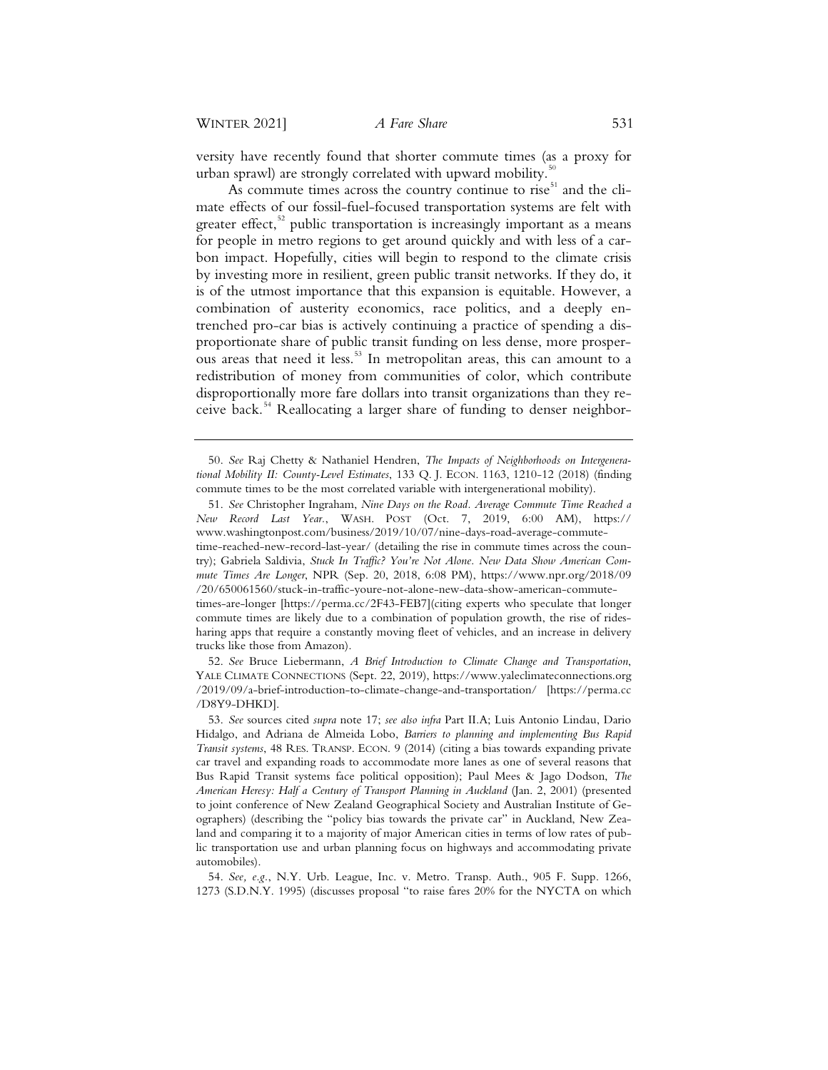versity have recently found that shorter commute times (as a proxy for urban sprawl) are strongly correlated with upward mobility.[50]

As commute times across the country continue to rise[51] and the climate effects of our fossil-fuel-focused transportation systems are felt with greater effect,[52] public transportation is increasingly important as a means for people in metro regions to get around quickly and with less of a carbon impact. Hopefully, cities will begin to respond to the climate crisis by investing more in resilient, green public transit networks. If they do, it is of the utmost importance that this expansion is equitable. However, a combination of austerity economics, race politics, and a deeply entrenched pro-car bias is actively continuing a practice of spending a disproportionate share of public transit funding on less dense, more prosperous areas that need it less.[53] In metropolitan areas, this can amount to a redistribution of money from communities of color, which contribute disproportionally more fare dollars into transit organizations than they receive back.[54] Reallocating a larger share of funding to denser neighbor-

---

50. *See* Raj Chetty & Nathaniel Hendren, *The Impacts of Neighborhoods on Intergenerational Mobility II: County-Level Estimates*, 133 Q. J. ECON. 1163, 1210-12 (2018) (finding commute times to be the most correlated variable with intergenerational mobility).

51. *See* Christopher Ingraham, *Nine Days on the Road. Average Commute Time Reached a New Record Last Year.*, WASH. POST (Oct. 7, 2019, 6:00 AM), https://www.washingtonpost.com/business/2019/10/07/nine-days-road-average-commute-time-reached-new-record-last-year/ (detailing the rise in commute times across the country); Gabriela Saldivia, *Stuck In Traffic? You're Not Alone. New Data Show American Commute Times Are Longer*, NPR (Sep. 20, 2018, 6:08 PM), https://www.npr.org/2018/09/20/650061560/stuck-in-traffic-youre-not-alone-new-data-show-american-commute-times-are-longer [https://perma.cc/2F43-FEB7](citing experts who speculate that longer commute times are likely due to a combination of population growth, the rise of ridesharing apps that require a constantly moving fleet of vehicles, and an increase in delivery trucks like those from Amazon).

52. *See* Bruce Liebermann, *A Brief Introduction to Climate Change and Transportation*, YALE CLIMATE CONNECTIONS (Sept. 22, 2019), https://www.yaleclimateconnections.org/2019/09/a-brief-introduction-to-climate-change-and-transportation/ [https://perma.cc/D8Y9-DHKD].

53. *See* sources cited *supra* note 17; *see also infra* Part II.A; Luis Antonio Lindau, Dario Hidalgo, and Adriana de Almeida Lobo, *Barriers to planning and implementing Bus Rapid Transit systems*, 48 RES. TRANSP. ECON. 9 (2014) (citing a bias towards expanding private car travel and expanding roads to accommodate more lanes as one of several reasons that Bus Rapid Transit systems face political opposition); Paul Mees & Jago Dodson, *The American Heresy: Half a Century of Transport Planning in Auckland* (Jan. 2, 2001) (presented to joint conference of New Zealand Geographical Society and Australian Institute of Geographers) (describing the "policy bias towards the private car" in Auckland, New Zealand and comparing it to a majority of major American cities in terms of low rates of public transportation use and urban planning focus on highways and accommodating private automobiles).

54. *See, e.g.*, N.Y. Urb. League, Inc. v. Metro. Transp. Auth., 905 F. Supp. 1266, 1273 (S.D.N.Y. 1995) (discusses proposal "to raise fares 20% for the NYCTA on which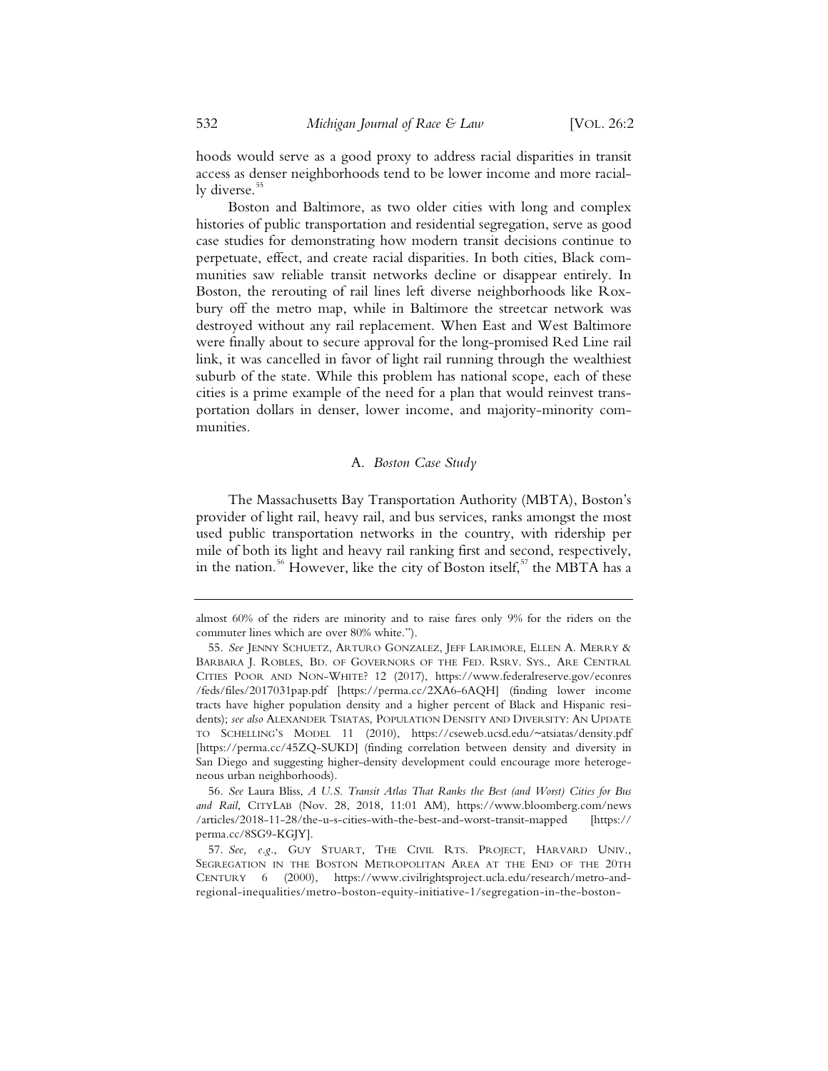hoods would serve as a good proxy to address racial disparities in transit access as denser neighborhoods tend to be lower income and more racially diverse.[55]

Boston and Baltimore, as two older cities with long and complex histories of public transportation and residential segregation, serve as good case studies for demonstrating how modern transit decisions continue to perpetuate, effect, and create racial disparities. In both cities, Black communities saw reliable transit networks decline or disappear entirely. In Boston, the rerouting of rail lines left diverse neighborhoods like Roxbury off the metro map, while in Baltimore the streetcar network was destroyed without any rail replacement. When East and West Baltimore were finally about to secure approval for the long-promised Red Line rail link, it was cancelled in favor of light rail running through the wealthiest suburb of the state. While this problem has national scope, each of these cities is a prime example of the need for a plan that would reinvest transportation dollars in denser, lower income, and majority-minority communities.

### A. *Boston Case Study*

The Massachusetts Bay Transportation Authority (MBTA), Boston's provider of light rail, heavy rail, and bus services, ranks amongst the most used public transportation networks in the country, with ridership per mile of both its light and heavy rail ranking first and second, respectively, in the nation.[56] However, like the city of Boston itself,[57] the MBTA has a

---

almost 60% of the riders are minority and to raise fares only 9% for the riders on the commuter lines which are over 80% white.").

55. *See* JENNY SCHUETZ, ARTURO GONZALEZ, JEFF LARIMORE, ELLEN A. MERRY & BARBARA J. ROBLES, BD. OF GOVERNORS OF THE FED. RSRV. SYS., ARE CENTRAL CITIES POOR AND NON-WHITE? 12 (2017), https://www.federalreserve.gov/econres/feds/files/2017031pap.pdf [https://perma.cc/2XA6-6AQH] (finding lower income tracts have higher population density and a higher percent of Black and Hispanic residents); *see also* ALEXANDER TSIATAS, POPULATION DENSITY AND DIVERSITY: AN UPDATE TO SCHELLING'S MODEL 11 (2010), https://cseweb.ucsd.edu/~atsiatas/density.pdf [https://perma.cc/45ZQ-SUKD] (finding correlation between density and diversity in San Diego and suggesting higher-density development could encourage more heterogeneous urban neighborhoods).

56. *See* Laura Bliss, *A U.S. Transit Atlas That Ranks the Best (and Worst) Cities for Bus and Rail*, CITYLAB (Nov. 28, 2018, 11:01 AM), https://www.bloomberg.com/news/articles/2018-11-28/the-u-s-cities-with-the-best-and-worst-transit-mapped [https://perma.cc/8SG9-KGJY].

57. *See, e.g.*, GUY STUART, THE CIVIL RTS. PROJECT, HARVARD UNIV., SEGREGATION IN THE BOSTON METROPOLITAN AREA AT THE END OF THE 20TH CENTURY 6 (2000), https://www.civilrightsproject.ucla.edu/research/metro-and-regional-inequalities/metro-boston-equity-initiative-1/segregation-in-the-boston-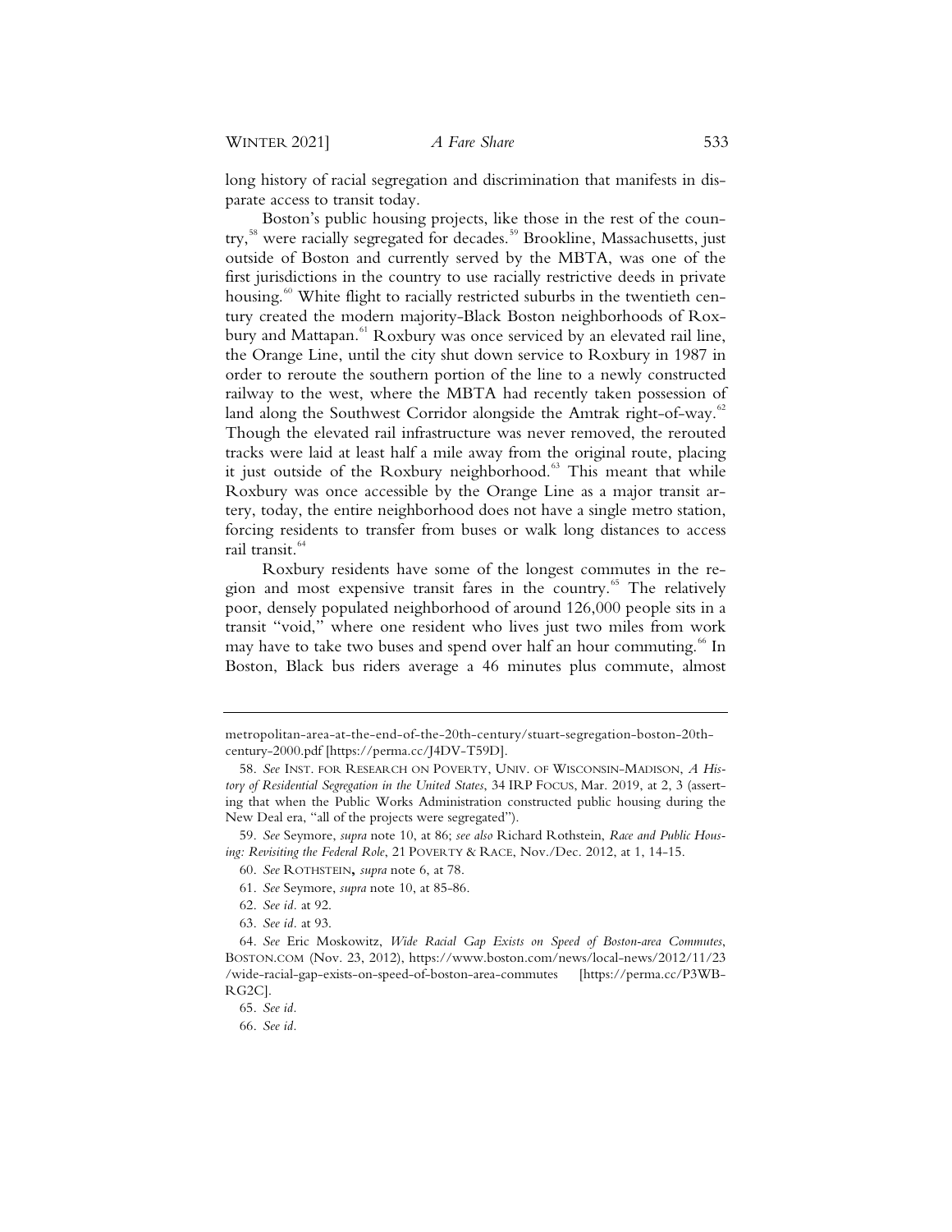long history of racial segregation and discrimination that manifests in disparate access to transit today.

Boston's public housing projects, like those in the rest of the country,[58] were racially segregated for decades.[59] Brookline, Massachusetts, just outside of Boston and currently served by the MBTA, was one of the first jurisdictions in the country to use racially restrictive deeds in private housing.[60] White flight to racially restricted suburbs in the twentieth century created the modern majority-Black Boston neighborhoods of Roxbury and Mattapan.[61] Roxbury was once serviced by an elevated rail line, the Orange Line, until the city shut down service to Roxbury in 1987 in order to reroute the southern portion of the line to a newly constructed railway to the west, where the MBTA had recently taken possession of land along the Southwest Corridor alongside the Amtrak right-of-way.[62] Though the elevated rail infrastructure was never removed, the rerouted tracks were laid at least half a mile away from the original route, placing it just outside of the Roxbury neighborhood.[63] This meant that while Roxbury was once accessible by the Orange Line as a major transit artery, today, the entire neighborhood does not have a single metro station, forcing residents to transfer from buses or walk long distances to access rail transit.[64]

Roxbury residents have some of the longest commutes in the region and most expensive transit fares in the country.[65] The relatively poor, densely populated neighborhood of around 126,000 people sits in a transit "void," where one resident who lives just two miles from work may have to take two buses and spend over half an hour commuting.[66] In Boston, Black bus riders average a 46 minutes plus commute, almost

---

metropolitan-area-at-the-end-of-the-20th-century/stuart-segregation-boston-20th-century-2000.pdf [https://perma.cc/J4DV-T59D].

58. *See* INST. FOR RESEARCH ON POVERTY, UNIV. OF WISCONSIN-MADISON, *A History of Residential Segregation in the United States*, 34 IRP FOCUS, Mar. 2019, at 2, 3 (asserting that when the Public Works Administration constructed public housing during the New Deal era, "all of the projects were segregated").

59. *See* Seymore, *supra* note 10, at 86; *see also* Richard Rothstein, *Race and Public Housing: Revisiting the Federal Role*, 21 POVERTY & RACE, Nov./Dec. 2012, at 1, 14-15.

60. *See* ROTHSTEIN**,** *supra* note 6, at 78.

61. *See* Seymore, *supra* note 10, at 85-86.

62. *See id*. at 92.

63. *See id*. at 93.

64. *See* Eric Moskowitz, *Wide Racial Gap Exists on Speed of Boston-area Commutes*, BOSTON.COM (Nov. 23, 2012), https://www.boston.com/news/local-news/2012/11/23/wide-racial-gap-exists-on-speed-of-boston-area-commutes [https://perma.cc/P3WB-RG2C].

65. *See id*.

66. *See id*.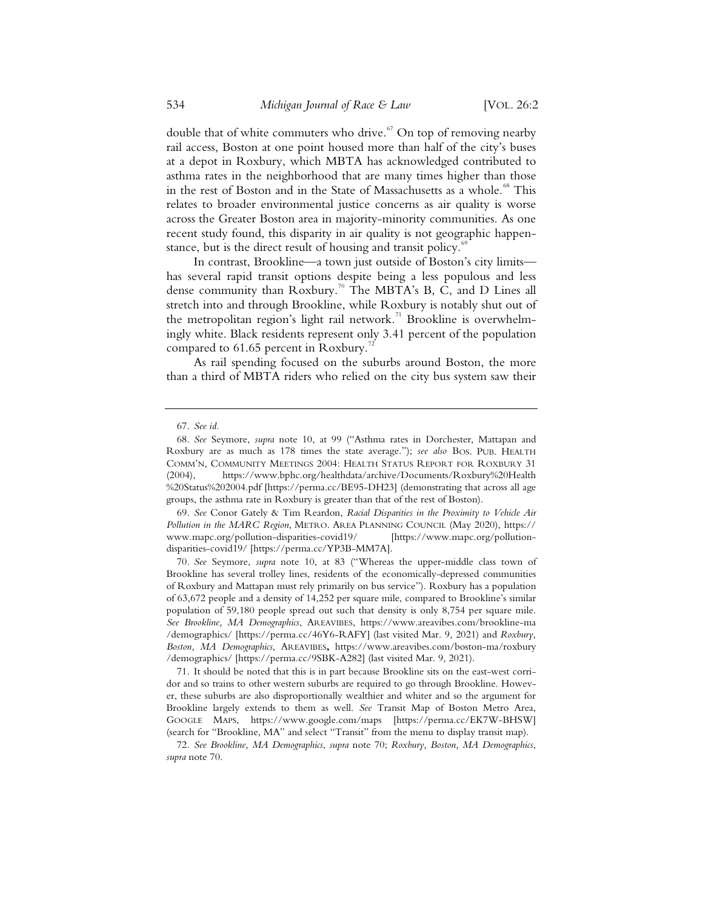double that of white commuters who drive.[67] On top of removing nearby rail access, Boston at one point housed more than half of the city's buses at a depot in Roxbury, which MBTA has acknowledged contributed to asthma rates in the neighborhood that are many times higher than those in the rest of Boston and in the State of Massachusetts as a whole.[68] This relates to broader environmental justice concerns as air quality is worse across the Greater Boston area in majority-minority communities. As one recent study found, this disparity in air quality is not geographic happenstance, but is the direct result of housing and transit policy.[69]

In contrast, Brookline—a town just outside of Boston's city limits—has several rapid transit options despite being a less populous and less dense community than Roxbury.[70] The MBTA's B, C, and D Lines all stretch into and through Brookline, while Roxbury is notably shut out of the metropolitan region's light rail network.[71] Brookline is overwhelmingly white. Black residents represent only 3.41 percent of the population compared to 61.65 percent in Roxbury.[72]

As rail spending focused on the suburbs around Boston, the more than a third of MBTA riders who relied on the city bus system saw their

---

67. *See id.*

68. *See* Seymore, *supra* note 10, at 99 ("Asthma rates in Dorchester, Mattapan and Roxbury are as much as 178 times the state average."); *see also* BOS. PUB. HEALTH COMM'N, COMMUNITY MEETINGS 2004: HEALTH STATUS REPORT FOR ROXBURY 31 (2004), https://www.bphc.org/healthdata/archive/Documents/Roxbury%20Health%20Status%202004.pdf [https://perma.cc/BE95-DH23] (demonstrating that across all age groups, the asthma rate in Roxbury is greater than that of the rest of Boston).

69. *See* Conor Gately & Tim Reardon, *Racial Disparities in the Proximity to Vehicle Air Pollution in the MARC Region*, METRO. AREA PLANNING COUNCIL (May 2020), https://www.mapc.org/pollution-disparities-covid19/ [https://www.mapc.org/pollution-disparities-covid19/ [https://perma.cc/YP3B-MM7A].

70. *See* Seymore, *supra* note 10, at 83 ("Whereas the upper-middle class town of Brookline has several trolley lines, residents of the economically-depressed communities of Roxbury and Mattapan must rely primarily on bus service"). Roxbury has a population of 63,672 people and a density of 14,252 per square mile, compared to Brookline's similar population of 59,180 people spread out such that density is only 8,754 per square mile. *See Brookline, MA Demographics*, AREAVIBES, https://www.areavibes.com/brookline-ma/demographics/ [https://perma.cc/46Y6-RAFY] (last visited Mar. 9, 2021) and *Roxbury, Boston, MA Demographics*, AREAVIBES, https://www.areavibes.com/boston-ma/roxbury/demographics/ [https://perma.cc/9SBK-A282] (last visited Mar. 9, 2021).

71. It should be noted that this is in part because Brookline sits on the east-west corridor and so trains to other western suburbs are required to go through Brookline. However, these suburbs are also disproportionally wealthier and whiter and so the argument for Brookline largely extends to them as well. *See* Transit Map of Boston Metro Area, GOOGLE MAPS, https://www.google.com/maps [https://perma.cc/EK7W-BHSW] (search for "Brookline, MA" and select "Transit" from the menu to display transit map).

72. *See Brookline, MA Demographics*, *supra* note 70; *Roxbury, Boston, MA Demographics*, *supra* note 70.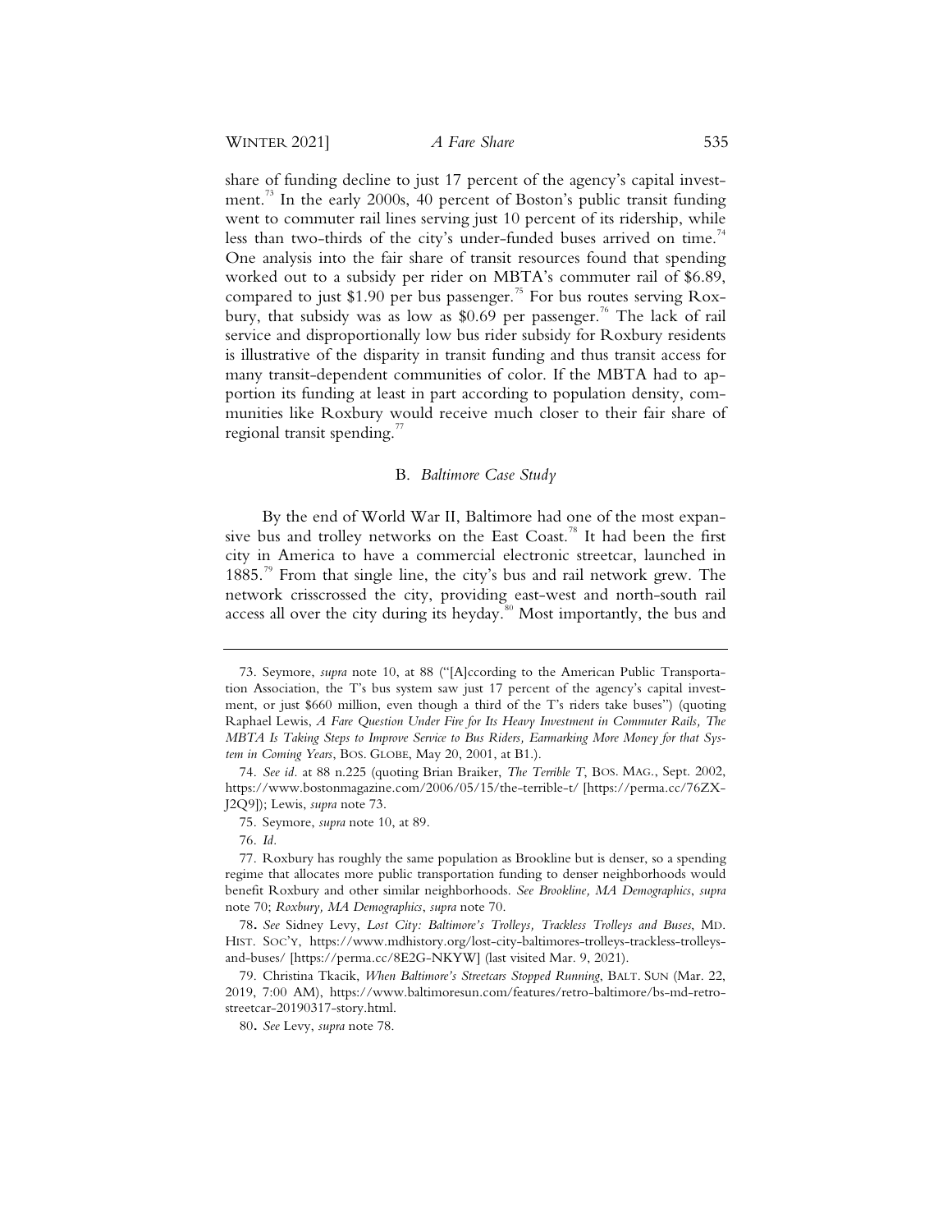share of funding decline to just 17 percent of the agency's capital investment.[73] In the early 2000s, 40 percent of Boston's public transit funding went to commuter rail lines serving just 10 percent of its ridership, while less than two-thirds of the city's under-funded buses arrived on time.[74] One analysis into the fair share of transit resources found that spending worked out to a subsidy per rider on MBTA's commuter rail of $6.89, compared to just $1.90 per bus passenger.[75] For bus routes serving Roxbury, that subsidy was as low as $0.69 per passenger.[76] The lack of rail service and disproportionally low bus rider subsidy for Roxbury residents is illustrative of the disparity in transit funding and thus transit access for many transit-dependent communities of color. If the MBTA had to apportion its funding at least in part according to population density, communities like Roxbury would receive much closer to their fair share of regional transit spending.[77]

### B. *Baltimore Case Study*

By the end of World War II, Baltimore had one of the most expansive bus and trolley networks on the East Coast.[78] It had been the first city in America to have a commercial electronic streetcar, launched in 1885.[79] From that single line, the city's bus and rail network grew. The network crisscrossed the city, providing east-west and north-south rail access all over the city during its heyday.[80] Most importantly, the bus and

---

73. Seymore, *supra* note 10, at 88 ("[A]ccording to the American Public Transportation Association, the T's bus system saw just 17 percent of the agency's capital investment, or just $660 million, even though a third of the T's riders take buses") (quoting Raphael Lewis, *A Fare Question Under Fire for Its Heavy Investment in Commuter Rails, The MBTA Is Taking Steps to Improve Service to Bus Riders, Earmarking More Money for that System in Coming Years*, BOS. GLOBE, May 20, 2001, at B1.).

74. *See id.* at 88 n.225 (quoting Brian Braiker, *The Terrible T*, BOS. MAG., Sept. 2002, https://www.bostonmagazine.com/2006/05/15/the-terrible-t/ [https://perma.cc/76ZX-J2Q9]); Lewis, *supra* note 73.

75. Seymore, *supra* note 10, at 89.

76. *Id.*

77. Roxbury has roughly the same population as Brookline but is denser, so a spending regime that allocates more public transportation funding to denser neighborhoods would benefit Roxbury and other similar neighborhoods. *See Brookline, MA Demographics*, *supra* note 70; *Roxbury, MA Demographics*, *supra* note 70.

78. *See* Sidney Levy, *Lost City: Baltimore's Trolleys, Trackless Trolleys and Buses*, MD. HIST. SOC'Y, https://www.mdhistory.org/lost-city-baltimores-trolleys-trackless-trolleys-and-buses/ [https://perma.cc/8E2G-NKYW] (last visited Mar. 9, 2021).

79. Christina Tkacik, *When Baltimore's Streetcars Stopped Running*, BALT. SUN (Mar. 22, 2019, 7:00 AM), https://www.baltimoresun.com/features/retro-baltimore/bs-md-retro-streetcar-20190317-story.html.

80. *See* Levy, *supra* note 78.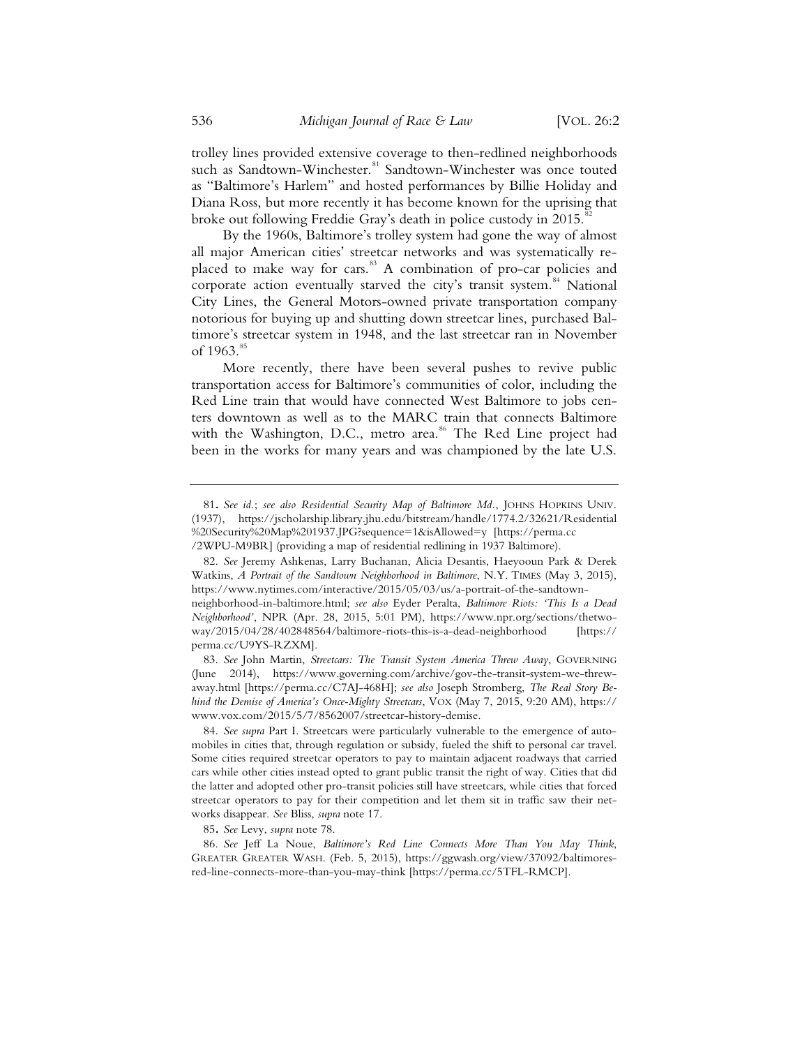trolley lines provided extensive coverage to then-redlined neighborhoods such as Sandtown-Winchester.[81] Sandtown-Winchester was once touted as "Baltimore's Harlem" and hosted performances by Billie Holiday and Diana Ross, but more recently it has become known for the uprising that broke out following Freddie Gray's death in police custody in 2015.[82]

By the 1960s, Baltimore's trolley system had gone the way of almost all major American cities' streetcar networks and was systematically replaced to make way for cars.[83] A combination of pro-car policies and corporate action eventually starved the city's transit system.[84] National City Lines, the General Motors-owned private transportation company notorious for buying up and shutting down streetcar lines, purchased Baltimore's streetcar system in 1948, and the last streetcar ran in November of 1963.[85]

More recently, there have been several pushes to revive public transportation access for Baltimore's communities of color, including the Red Line train that would have connected West Baltimore to jobs centers downtown as well as to the MARC train that connects Baltimore with the Washington, D.C., metro area.[86] The Red Line project had been in the works for many years and was championed by the late U.S.

---

81. *See id.*; *see also Residential Security Map of Baltimore Md.*, JOHNS HOPKINS UNIV. (1937), https://jscholarship.library.jhu.edu/bitstream/handle/1774.2/32621/Residential%20Security%20Map%201937.JPG?sequence=1&isAllowed=y [https://perma.cc/2WPU-M9BR] (providing a map of residential redlining in 1937 Baltimore).

82. *See* Jeremy Ashkenas, Larry Buchanan, Alicia Desantis, Haeyooun Park & Derek Watkins, *A Portrait of the Sandtown Neighborhood in Baltimore*, N.Y. TIMES (May 3, 2015), https://www.nytimes.com/interactive/2015/05/03/us/a-portrait-of-the-sandtown-neighborhood-in-baltimore.html; *see also* Eyder Peralta, *Baltimore Riots: 'This Is a Dead Neighborhood'*, NPR (Apr. 28, 2015, 5:01 PM), https://www.npr.org/sections/thetwo-way/2015/04/28/402848564/baltimore-riots-this-is-a-dead-neighborhood [https://perma.cc/U9YS-RZXM].

83. *See* John Martin, *Streetcars: The Transit System America Threw Away*, GOVERNING (June 2014), https://www.governing.com/archive/gov-the-transit-system-we-threw-away.html [https://perma.cc/C7AJ-468H]; *see also* Joseph Stromberg, *The Real Story Behind the Demise of America's Once-Mighty Streetcars*, VOX (May 7, 2015, 9:20 AM), https://www.vox.com/2015/5/7/8562007/streetcar-history-demise.

84. *See supra* Part I. Streetcars were particularly vulnerable to the emergence of automobiles in cities that, through regulation or subsidy, fueled the shift to personal car travel. Some cities required streetcar operators to pay to maintain adjacent roadways that carried cars while other cities instead opted to grant public transit the right of way. Cities that did the latter and adopted other pro-transit policies still have streetcars, while cities that forced streetcar operators to pay for their competition and let them sit in traffic saw their networks disappear. *See* Bliss, *supra* note 17.

85. *See* Levy, *supra* note 78.

86. *See* Jeff La Noue, *Baltimore's Red Line Connects More Than You May Think*, GREATER GREATER WASH. (Feb. 5, 2015), https://ggwash.org/view/37092/baltimores-red-line-connects-more-than-you-may-think [https://perma.cc/5TFL-RMCP].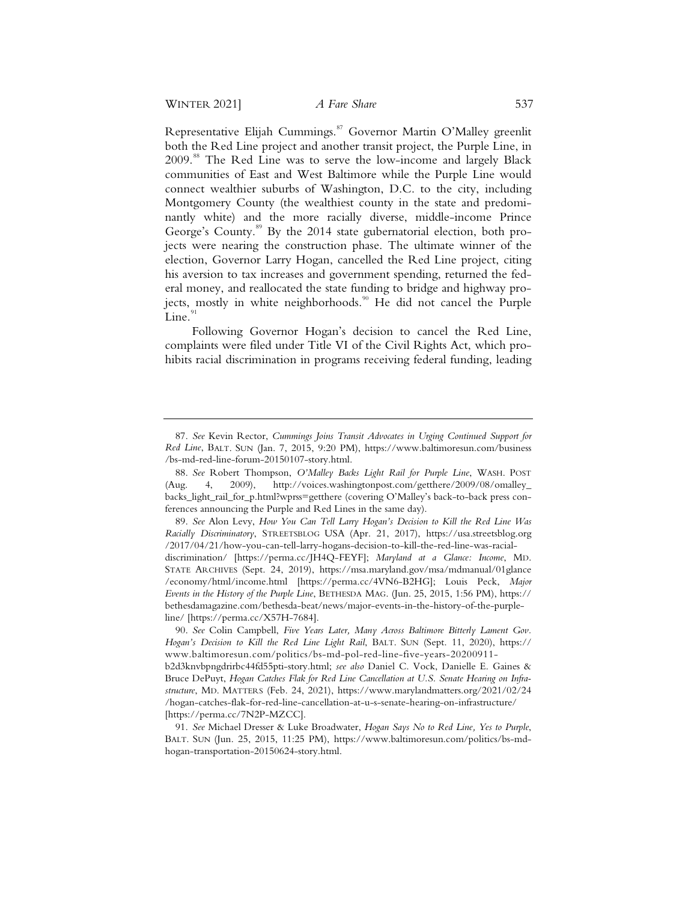Representative Elijah Cummings.[87] Governor Martin O'Malley greenlit both the Red Line project and another transit project, the Purple Line, in 2009.[88] The Red Line was to serve the low-income and largely Black communities of East and West Baltimore while the Purple Line would connect wealthier suburbs of Washington, D.C. to the city, including Montgomery County (the wealthiest county in the state and predominantly white) and the more racially diverse, middle-income Prince George's County.[89] By the 2014 state gubernatorial election, both projects were nearing the construction phase. The ultimate winner of the election, Governor Larry Hogan, cancelled the Red Line project, citing his aversion to tax increases and government spending, returned the federal money, and reallocated the state funding to bridge and highway projects, mostly in white neighborhoods.[90] He did not cancel the Purple Line.[91]

Following Governor Hogan's decision to cancel the Red Line, complaints were filed under Title VI of the Civil Rights Act, which prohibits racial discrimination in programs receiving federal funding, leading

---

87. *See* Kevin Rector, *Cummings Joins Transit Advocates in Urging Continued Support for Red Line*, BALT. SUN (Jan. 7, 2015, 9:20 PM), https://www.baltimoresun.com/business/bs-md-red-line-forum-20150107-story.html.

88. *See* Robert Thompson, *O'Malley Backs Light Rail for Purple Line*, WASH. POST (Aug. 4, 2009), http://voices.washingtonpost.com/getthere/2009/08/omalley_backs_light_rail_for_p.html?wprss=getthere (covering O'Malley's back-to-back press conferences announcing the Purple and Red Lines in the same day).

89. *See* Alon Levy, *How You Can Tell Larry Hogan's Decision to Kill the Red Line Was Racially Discriminatory*, STREETSBLOG USA (Apr. 21, 2017), https://usa.streetsblog.org/2017/04/21/how-you-can-tell-larry-hogans-decision-to-kill-the-red-line-was-racial-discrimination/ [https://perma.cc/JH4Q-FEYF]; *Maryland at a Glance: Income*, MD. STATE ARCHIVES (Sept. 24, 2019), https://msa.maryland.gov/msa/mdmanual/01glance/economy/html/income.html [https://perma.cc/4VN6-B2HG]; Louis Peck, *Major Events in the History of the Purple Line*, BETHESDA MAG. (Jun. 25, 2015, 1:56 PM), https://bethesdamagazine.com/bethesda-beat/news/major-events-in-the-history-of-the-purple-line/ [https://perma.cc/X57H-7684].

90. *See* Colin Campbell, *Five Years Later, Many Across Baltimore Bitterly Lament Gov. Hogan's Decision to Kill the Red Line Light Rail*, BALT. SUN (Sept. 11, 2020), https://www.baltimoresun.com/politics/bs-md-pol-red-line-five-years-20200911-b2d3knvbpngdrirbc44fd55pti-story.html; *see also* Daniel C. Vock, Danielle E. Gaines & Bruce DePuyt, *Hogan Catches Flak for Red Line Cancellation at U.S. Senate Hearing on Infrastructure*, MD. MATTERS (Feb. 24, 2021), https://www.marylandmatters.org/2021/02/24/hogan-catches-flak-for-red-line-cancellation-at-u-s-senate-hearing-on-infrastructure/ [https://perma.cc/7N2P-MZCC].

91. *See* Michael Dresser & Luke Broadwater, *Hogan Says No to Red Line, Yes to Purple*, BALT. SUN (Jun. 25, 2015, 11:25 PM), https://www.baltimoresun.com/politics/bs-md-hogan-transportation-20150624-story.html.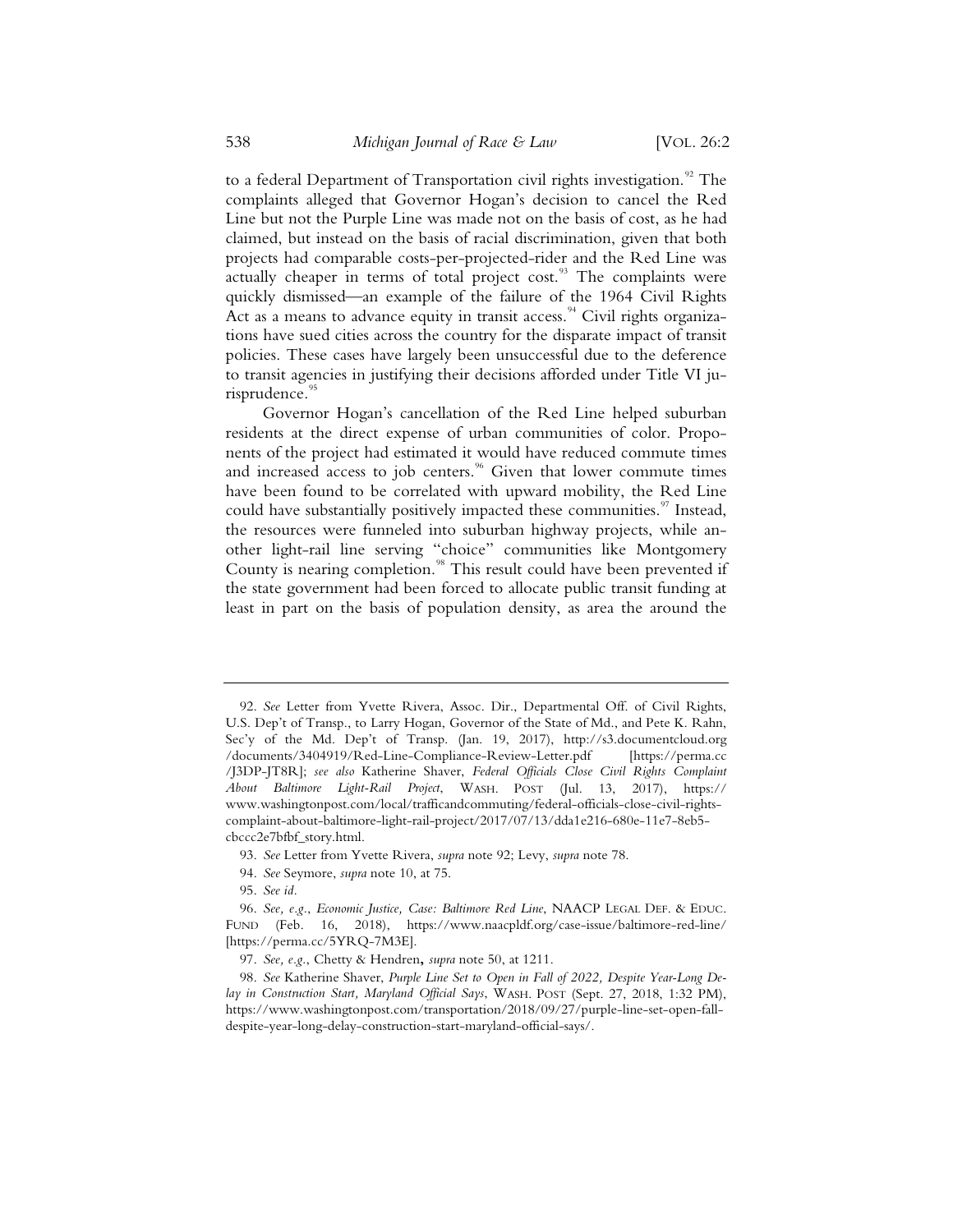to a federal Department of Transportation civil rights investigation.[92] The complaints alleged that Governor Hogan's decision to cancel the Red Line but not the Purple Line was made not on the basis of cost, as he had claimed, but instead on the basis of racial discrimination, given that both projects had comparable costs-per-projected-rider and the Red Line was actually cheaper in terms of total project cost.[93] The complaints were quickly dismissed—an example of the failure of the 1964 Civil Rights Act as a means to advance equity in transit access.[94] Civil rights organizations have sued cities across the country for the disparate impact of transit policies. These cases have largely been unsuccessful due to the deference to transit agencies in justifying their decisions afforded under Title VI jurisprudence.[95]

Governor Hogan's cancellation of the Red Line helped suburban residents at the direct expense of urban communities of color. Proponents of the project had estimated it would have reduced commute times and increased access to job centers.[96] Given that lower commute times have been found to be correlated with upward mobility, the Red Line could have substantially positively impacted these communities.[97] Instead, the resources were funneled into suburban highway projects, while another light-rail line serving "choice" communities like Montgomery County is nearing completion.[98] This result could have been prevented if the state government had been forced to allocate public transit funding at least in part on the basis of population density, as area the around the

---

92. *See* Letter from Yvette Rivera, Assoc. Dir., Departmental Off. of Civil Rights, U.S. Dep't of Transp., to Larry Hogan, Governor of the State of Md., and Pete K. Rahn, Sec'y of the Md. Dep't of Transp. (Jan. 19, 2017), http://s3.documentcloud.org/documents/3404919/Red-Line-Compliance-Review-Letter.pdf [https://perma.cc/J3DP-JT8R]; *see also* Katherine Shaver, *Federal Officials Close Civil Rights Complaint About Baltimore Light-Rail Project*, WASH. POST (Jul. 13, 2017), https://www.washingtonpost.com/local/trafficandcommuting/federal-officials-close-civil-rights-complaint-about-baltimore-light-rail-project/2017/07/13/dda1e216-680e-11e7-8eb5-cbccc2e7bfbf_story.html.

93. *See* Letter from Yvette Rivera, *supra* note 92; Levy, *supra* note 78.

94. *See* Seymore, *supra* note 10, at 75.

95. *See id.*

96. *See, e.g.*, *Economic Justice, Case: Baltimore Red Line*, NAACP LEGAL DEF. & EDUC. FUND (Feb. 16, 2018), https://www.naacpldf.org/case-issue/baltimore-red-line/ [https://perma.cc/5YRQ-7M3E].

97. *See, e.g.*, Chetty & Hendren, *supra* note 50, at 1211.

98. *See* Katherine Shaver, *Purple Line Set to Open in Fall of 2022, Despite Year-Long Delay in Construction Start, Maryland Official Says*, WASH. POST (Sept. 27, 2018, 1:32 PM), https://www.washingtonpost.com/transportation/2018/09/27/purple-line-set-open-fall-despite-year-long-delay-construction-start-maryland-official-says/.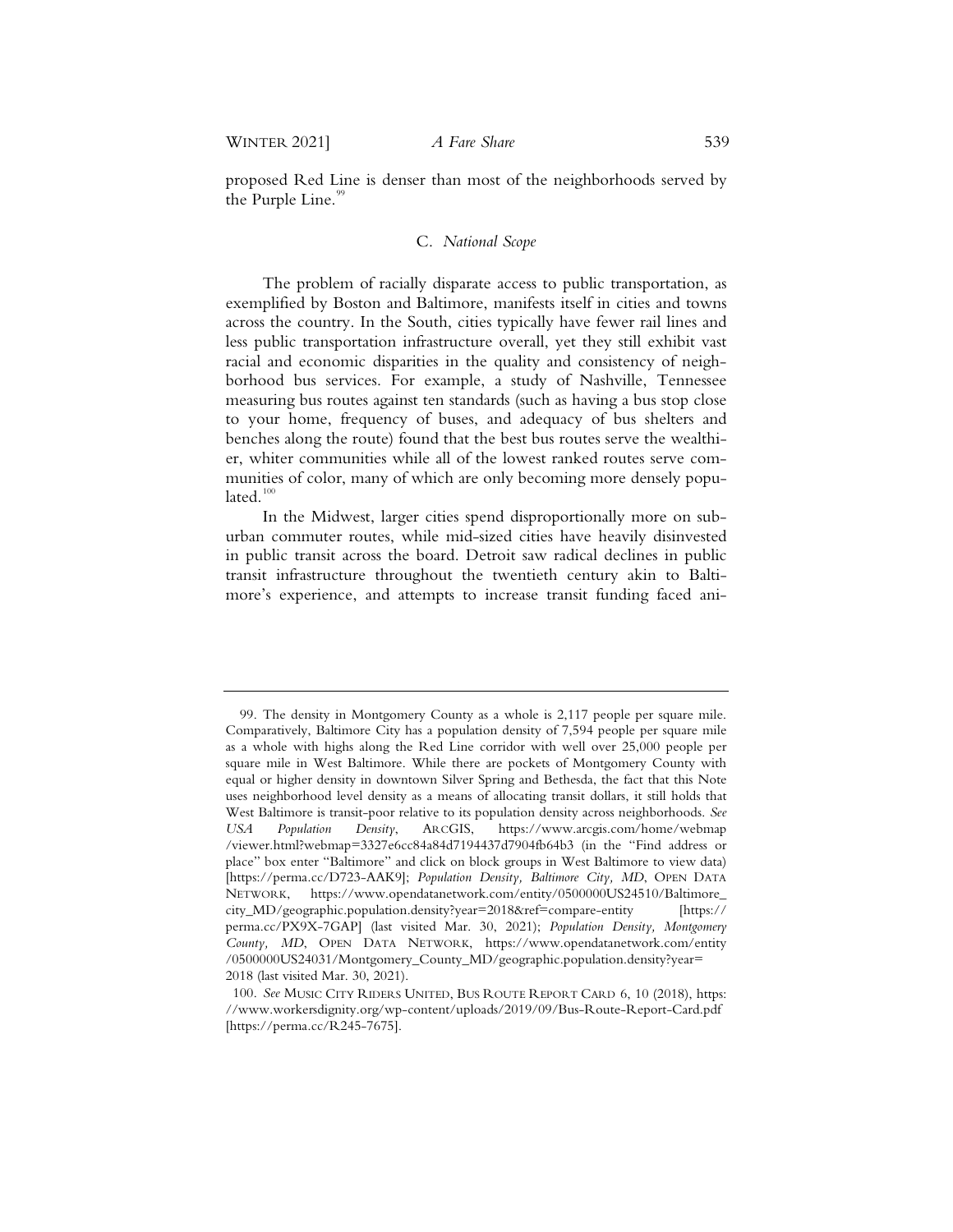proposed Red Line is denser than most of the neighborhoods served by the Purple Line.[99]

### C. *National Scope*

The problem of racially disparate access to public transportation, as exemplified by Boston and Baltimore, manifests itself in cities and towns across the country. In the South, cities typically have fewer rail lines and less public transportation infrastructure overall, yet they still exhibit vast racial and economic disparities in the quality and consistency of neighborhood bus services. For example, a study of Nashville, Tennessee measuring bus routes against ten standards (such as having a bus stop close to your home, frequency of buses, and adequacy of bus shelters and benches along the route) found that the best bus routes serve the wealthier, whiter communities while all of the lowest ranked routes serve communities of color, many of which are only becoming more densely populated.[100]

In the Midwest, larger cities spend disproportionally more on suburban commuter routes, while mid-sized cities have heavily disinvested in public transit across the board. Detroit saw radical declines in public transit infrastructure throughout the twentieth century akin to Baltimore's experience, and attempts to increase transit funding faced ani-

---

99. The density in Montgomery County as a whole is 2,117 people per square mile. Comparatively, Baltimore City has a population density of 7,594 people per square mile as a whole with highs along the Red Line corridor with well over 25,000 people per square mile in West Baltimore. While there are pockets of Montgomery County with equal or higher density in downtown Silver Spring and Bethesda, the fact that this Note uses neighborhood level density as a means of allocating transit dollars, it still holds that West Baltimore is transit-poor relative to its population density across neighborhoods. *See USA Population Density*, ARCGIS, https://www.arcgis.com/home/webmap/viewer.html?webmap=3327e6cc84a84d7194437d7904fb64b3 (in the "Find address or place" box enter "Baltimore" and click on block groups in West Baltimore to view data) [https://perma.cc/D723-AAK9]; *Population Density, Baltimore City, MD*, OPEN DATA NETWORK, https://www.opendatanetwork.com/entity/0500000US24510/Baltimore_city_MD/geographic.population.density?year=2018&ref=compare-entity [https://perma.cc/PX9X-7GAP] (last visited Mar. 30, 2021); *Population Density, Montgomery County, MD*, OPEN DATA NETWORK, https://www.opendatanetwork.com/entity/0500000US24031/Montgomery_County_MD/geographic.population.density?year=2018 (last visited Mar. 30, 2021).

100. *See* MUSIC CITY RIDERS UNITED, BUS ROUTE REPORT CARD 6, 10 (2018), https://www.workersdignity.org/wp-content/uploads/2019/09/Bus-Route-Report-Card.pdf [https://perma.cc/R245-7675].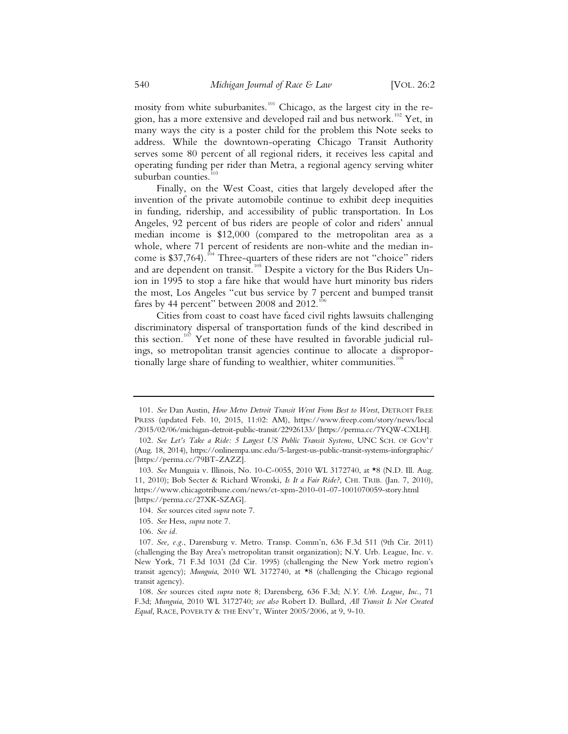mosity from white suburbanites.[101] Chicago, as the largest city in the region, has a more extensive and developed rail and bus network.[102] Yet, in many ways the city is a poster child for the problem this Note seeks to address. While the downtown-operating Chicago Transit Authority serves some 80 percent of all regional riders, it receives less capital and operating funding per rider than Metra, a regional agency serving whiter suburban counties.[103]

Finally, on the West Coast, cities that largely developed after the invention of the private automobile continue to exhibit deep inequities in funding, ridership, and accessibility of public transportation. In Los Angeles, 92 percent of bus riders are people of color and riders' annual median income is $12,000 (compared to the metropolitan area as a whole, where 71 percent of residents are non-white and the median income is $37,764).[104] Three-quarters of these riders are not "choice" riders and are dependent on transit.[105] Despite a victory for the Bus Riders Union in 1995 to stop a fare hike that would have hurt minority bus riders the most, Los Angeles "cut bus service by 7 percent and bumped transit fares by 44 percent" between 2008 and 2012.[106]

Cities from coast to coast have faced civil rights lawsuits challenging discriminatory dispersal of transportation funds of the kind described in this section.[107] Yet none of these have resulted in favorable judicial rulings, so metropolitan transit agencies continue to allocate a disproportionally large share of funding to wealthier, whiter communities.[108]

---

101. *See* Dan Austin, *How Metro Detroit Transit Went From Best to Worst*, DETROIT FREE PRESS (updated Feb. 10, 2015, 11:02: AM), https://www.freep.com/story/news/local/2015/02/06/michigan-detroit-public-transit/22926133/ [https://perma.cc/7YQW-CXLH].

102. *See Let's Take a Ride: 5 Largest US Public Transit Systems*, UNC SCH. OF GOV'T (Aug. 18, 2014), https://onlinempa.unc.edu/5-largest-us-public-transit-systems-inforgraphic/ [https://perma.cc/79BT-ZAZZ].

103. *See* Munguia v. Illinois, No. 10-C-0055, 2010 WL 3172740, at *8 (N.D. Ill. Aug. 11, 2010); Bob Secter & Richard Wronski, *Is It a Fair Ride?*, CHI. TRIB. (Jan. 7, 2010), https://www.chicagotribune.com/news/ct-xpm-2010-01-07-1001070059-story.html [https://perma.cc/27XK-SZAG].

104. *See* sources cited *supra* note 7.

105. *See* Hess, *supra* note 7.

106. *See id*.

107. *See, e.g.*, Darensburg v. Metro. Transp. Comm'n, 636 F.3d 511 (9th Cir. 2011) (challenging the Bay Area's metropolitan transit organization); N.Y. Urb. League, Inc. v. New York, 71 F.3d 1031 (2d Cir. 1995) (challenging the New York metro region's transit agency); *Munguia*, 2010 WL 3172740, at *8 (challenging the Chicago regional transit agency).

108. *See* sources cited *supra* note 8; Darensberg, 636 F.3d; *N.Y. Urb. League, Inc.*, 71 F.3d; *Munguia*, 2010 WL 3172740; *see also* Robert D. Bullard, *All Transit Is Not Created Equal*, RACE, POVERTY & THE ENV'T, Winter 2005/2006, at 9, 9-10.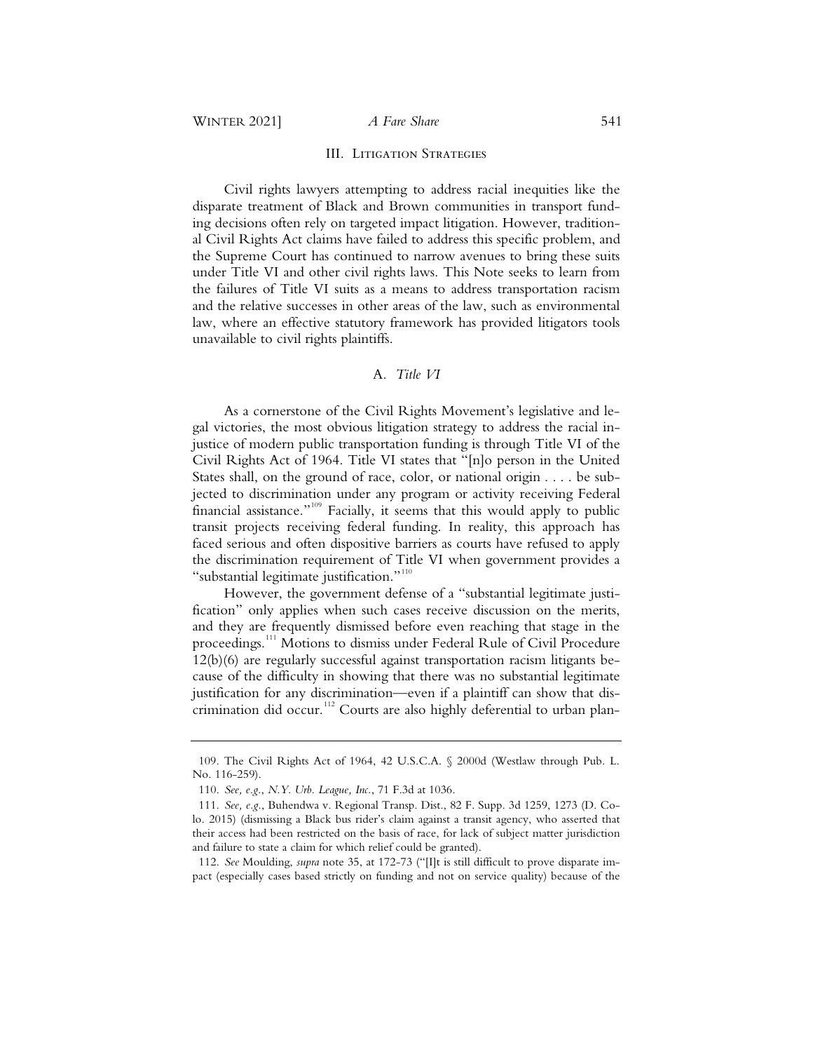## III. Litigation Strategies

Civil rights lawyers attempting to address racial inequities like the disparate treatment of Black and Brown communities in transport funding decisions often rely on targeted impact litigation. However, traditional Civil Rights Act claims have failed to address this specific problem, and the Supreme Court has continued to narrow avenues to bring these suits under Title VI and other civil rights laws. This Note seeks to learn from the failures of Title VI suits as a means to address transportation racism and the relative successes in other areas of the law, such as environmental law, where an effective statutory framework has provided litigators tools unavailable to civil rights plaintiffs.

### A. *Title VI*

As a cornerstone of the Civil Rights Movement's legislative and legal victories, the most obvious litigation strategy to address the racial injustice of modern public transportation funding is through Title VI of the Civil Rights Act of 1964. Title VI states that "[n]o person in the United States shall, on the ground of race, color, or national origin . . . . be subjected to discrimination under any program or activity receiving Federal financial assistance."[109] Facially, it seems that this would apply to public transit projects receiving federal funding. In reality, this approach has faced serious and often dispositive barriers as courts have refused to apply the discrimination requirement of Title VI when government provides a "substantial legitimate justification."[110]

However, the government defense of a "substantial legitimate justification" only applies when such cases receive discussion on the merits, and they are frequently dismissed before even reaching that stage in the proceedings.[111] Motions to dismiss under Federal Rule of Civil Procedure 12(b)(6) are regularly successful against transportation racism litigants because of the difficulty in showing that there was no substantial legitimate justification for any discrimination—even if a plaintiff can show that discrimination did occur.[112] Courts are also highly deferential to urban plan-

---

109. The Civil Rights Act of 1964, 42 U.S.C.A. § 2000d (Westlaw through Pub. L. No. 116-259).

110. *See, e.g.*, *N.Y. Urb. League, Inc.*, 71 F.3d at 1036.

111. *See, e.g.*, Buhendwa v. Regional Transp. Dist., 82 F. Supp. 3d 1259, 1273 (D. Colo. 2015) (dismissing a Black bus rider's claim against a transit agency, who asserted that their access had been restricted on the basis of race, for lack of subject matter jurisdiction and failure to state a claim for which relief could be granted).

112. *See* Moulding, *supra* note 35, at 172-73 ("[I]t is still difficult to prove disparate impact (especially cases based strictly on funding and not on service quality) because of the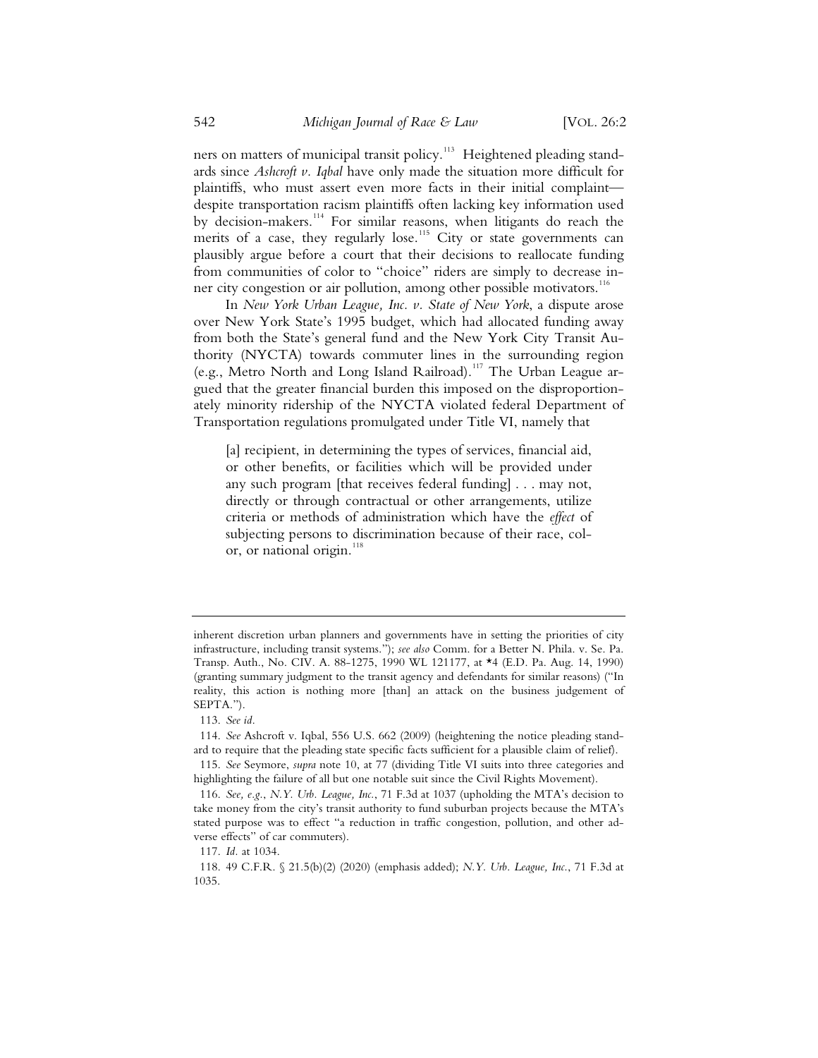ners on matters of municipal transit policy.[113] Heightened pleading standards since *Ashcroft v. Iqbal* have only made the situation more difficult for plaintiffs, who must assert even more facts in their initial complaint—despite transportation racism plaintiffs often lacking key information used by decision-makers.[114] For similar reasons, when litigants do reach the merits of a case, they regularly lose.[115] City or state governments can plausibly argue before a court that their decisions to reallocate funding from communities of color to "choice" riders are simply to decrease inner city congestion or air pollution, among other possible motivators.[116]

In *New York Urban League, Inc. v. State of New York*, a dispute arose over New York State's 1995 budget, which had allocated funding away from both the State's general fund and the New York City Transit Authority (NYCTA) towards commuter lines in the surrounding region (e.g., Metro North and Long Island Railroad).[117] The Urban League argued that the greater financial burden this imposed on the disproportionately minority ridership of the NYCTA violated federal Department of Transportation regulations promulgated under Title VI, namely that

> [a] recipient, in determining the types of services, financial aid, or other benefits, or facilities which will be provided under any such program [that receives federal funding] . . . may not, directly or through contractual or other arrangements, utilize criteria or methods of administration which have the *effect* of subjecting persons to discrimination because of their race, color, or national origin.[118]

---

inherent discretion urban planners and governments have in setting the priorities of city infrastructure, including transit systems."); *see also* Comm. for a Better N. Phila. v. Se. Pa. Transp. Auth., No. CIV. A. 88-1275, 1990 WL 121177, at *4 (E.D. Pa. Aug. 14, 1990) (granting summary judgment to the transit agency and defendants for similar reasons) ("In reality, this action is nothing more [than] an attack on the business judgement of SEPTA.").

113. *See id.*

114. *See* Ashcroft v. Iqbal, 556 U.S. 662 (2009) (heightening the notice pleading standard to require that the pleading state specific facts sufficient for a plausible claim of relief).

115. *See* Seymore, *supra* note 10, at 77 (dividing Title VI suits into three categories and highlighting the failure of all but one notable suit since the Civil Rights Movement).

116. *See, e.g.*, *N.Y. Urb. League, Inc.*, 71 F.3d at 1037 (upholding the MTA's decision to take money from the city's transit authority to fund suburban projects because the MTA's stated purpose was to effect "a reduction in traffic congestion, pollution, and other adverse effects" of car commuters).

117. *Id.* at 1034.

118. 49 C.F.R. § 21.5(b)(2) (2020) (emphasis added); *N.Y. Urb. League, Inc.*, 71 F.3d at 1035.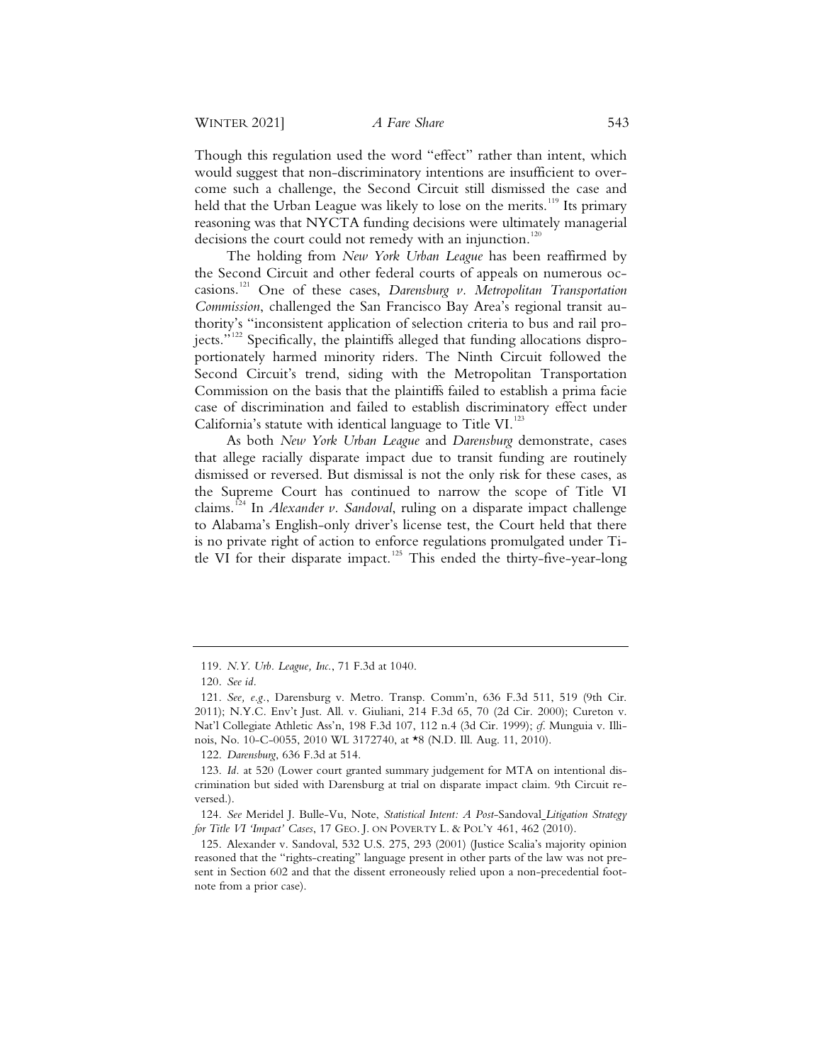Though this regulation used the word "effect" rather than intent, which would suggest that non-discriminatory intentions are insufficient to overcome such a challenge, the Second Circuit still dismissed the case and held that the Urban League was likely to lose on the merits.[119] Its primary reasoning was that NYCTA funding decisions were ultimately managerial decisions the court could not remedy with an injunction.[120]

The holding from *New York Urban League* has been reaffirmed by the Second Circuit and other federal courts of appeals on numerous occasions.[121] One of these cases, *Darensburg v. Metropolitan Transportation Commission*, challenged the San Francisco Bay Area's regional transit authority's "inconsistent application of selection criteria to bus and rail projects."[122] Specifically, the plaintiffs alleged that funding allocations disproportionately harmed minority riders. The Ninth Circuit followed the Second Circuit's trend, siding with the Metropolitan Transportation Commission on the basis that the plaintiffs failed to establish a prima facie case of discrimination and failed to establish discriminatory effect under California's statute with identical language to Title VI.[123]

As both *New York Urban League* and *Darensburg* demonstrate, cases that allege racially disparate impact due to transit funding are routinely dismissed or reversed. But dismissal is not the only risk for these cases, as the Supreme Court has continued to narrow the scope of Title VI claims.[124] In *Alexander v. Sandoval*, ruling on a disparate impact challenge to Alabama's English-only driver's license test, the Court held that there is no private right of action to enforce regulations promulgated under Title VI for their disparate impact.[125] This ended the thirty-five-year-long

---

119. *N.Y. Urb. League, Inc.*, 71 F.3d at 1040.

120. *See id.*

121. *See, e.g.*, Darensburg v. Metro. Transp. Comm'n, 636 F.3d 511, 519 (9th Cir. 2011); N.Y.C. Env't Just. All. v. Giuliani, 214 F.3d 65, 70 (2d Cir. 2000); Cureton v. Nat'l Collegiate Athletic Ass'n, 198 F.3d 107, 112 n.4 (3d Cir. 1999); *cf.* Munguia v. Illinois, No. 10-C-0055, 2010 WL 3172740, at *8 (N.D. Ill. Aug. 11, 2010).

122. *Darensburg*, 636 F.3d at 514.

123. *Id.* at 520 (Lower court granted summary judgement for MTA on intentional discrimination but sided with Darensburg at trial on disparate impact claim. 9th Circuit reversed.).

124. *See* Meridel J. Bulle-Vu, Note, *Statistical Intent: A Post-*Sandoval *Litigation Strategy for Title VI 'Impact' Cases*, 17 GEO. J. ON POVERTY L. & POL'Y 461, 462 (2010).

125. Alexander v. Sandoval, 532 U.S. 275, 293 (2001) (Justice Scalia's majority opinion reasoned that the "rights-creating" language present in other parts of the law was not present in Section 602 and that the dissent erroneously relied upon a non-precedential footnote from a prior case).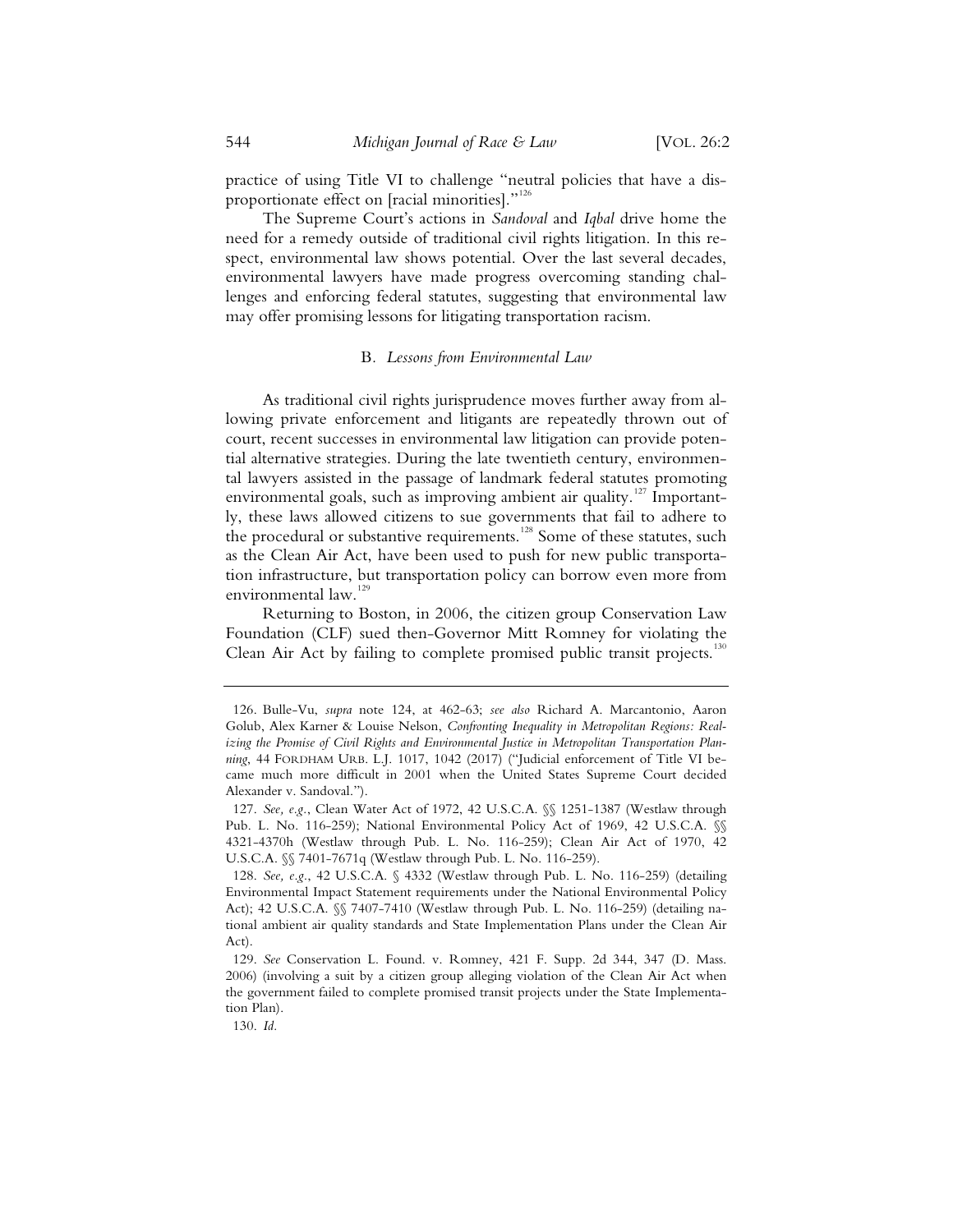practice of using Title VI to challenge "neutral policies that have a disproportionate effect on [racial minorities]."[126]

The Supreme Court's actions in *Sandoval* and *Iqbal* drive home the need for a remedy outside of traditional civil rights litigation. In this respect, environmental law shows potential. Over the last several decades, environmental lawyers have made progress overcoming standing challenges and enforcing federal statutes, suggesting that environmental law may offer promising lessons for litigating transportation racism.

### B. *Lessons from Environmental Law*

As traditional civil rights jurisprudence moves further away from allowing private enforcement and litigants are repeatedly thrown out of court, recent successes in environmental law litigation can provide potential alternative strategies. During the late twentieth century, environmental lawyers assisted in the passage of landmark federal statutes promoting environmental goals, such as improving ambient air quality.[127] Importantly, these laws allowed citizens to sue governments that fail to adhere to the procedural or substantive requirements.[128] Some of these statutes, such as the Clean Air Act, have been used to push for new public transportation infrastructure, but transportation policy can borrow even more from environmental law.[129]

Returning to Boston, in 2006, the citizen group Conservation Law Foundation (CLF) sued then-Governor Mitt Romney for violating the Clean Air Act by failing to complete promised public transit projects.[130]

---

126. Bulle-Vu, *supra* note 124, at 462-63; *see also* Richard A. Marcantonio, Aaron Golub, Alex Karner & Louise Nelson, *Confronting Inequality in Metropolitan Regions: Realizing the Promise of Civil Rights and Environmental Justice in Metropolitan Transportation Planning*, 44 FORDHAM URB. L.J. 1017, 1042 (2017) ("Judicial enforcement of Title VI became much more difficult in 2001 when the United States Supreme Court decided Alexander v. Sandoval.").

127. *See, e.g.*, Clean Water Act of 1972, 42 U.S.C.A. §§ 1251-1387 (Westlaw through Pub. L. No. 116-259); National Environmental Policy Act of 1969, 42 U.S.C.A. §§ 4321-4370h (Westlaw through Pub. L. No. 116-259); Clean Air Act of 1970, 42 U.S.C.A. §§ 7401-7671q (Westlaw through Pub. L. No. 116-259).

128. *See, e.g.*, 42 U.S.C.A. § 4332 (Westlaw through Pub. L. No. 116-259) (detailing Environmental Impact Statement requirements under the National Environmental Policy Act); 42 U.S.C.A. §§ 7407-7410 (Westlaw through Pub. L. No. 116-259) (detailing national ambient air quality standards and State Implementation Plans under the Clean Air Act).

129. *See* Conservation L. Found. v. Romney, 421 F. Supp. 2d 344, 347 (D. Mass. 2006) (involving a suit by a citizen group alleging violation of the Clean Air Act when the government failed to complete promised transit projects under the State Implementation Plan).

130. *Id.*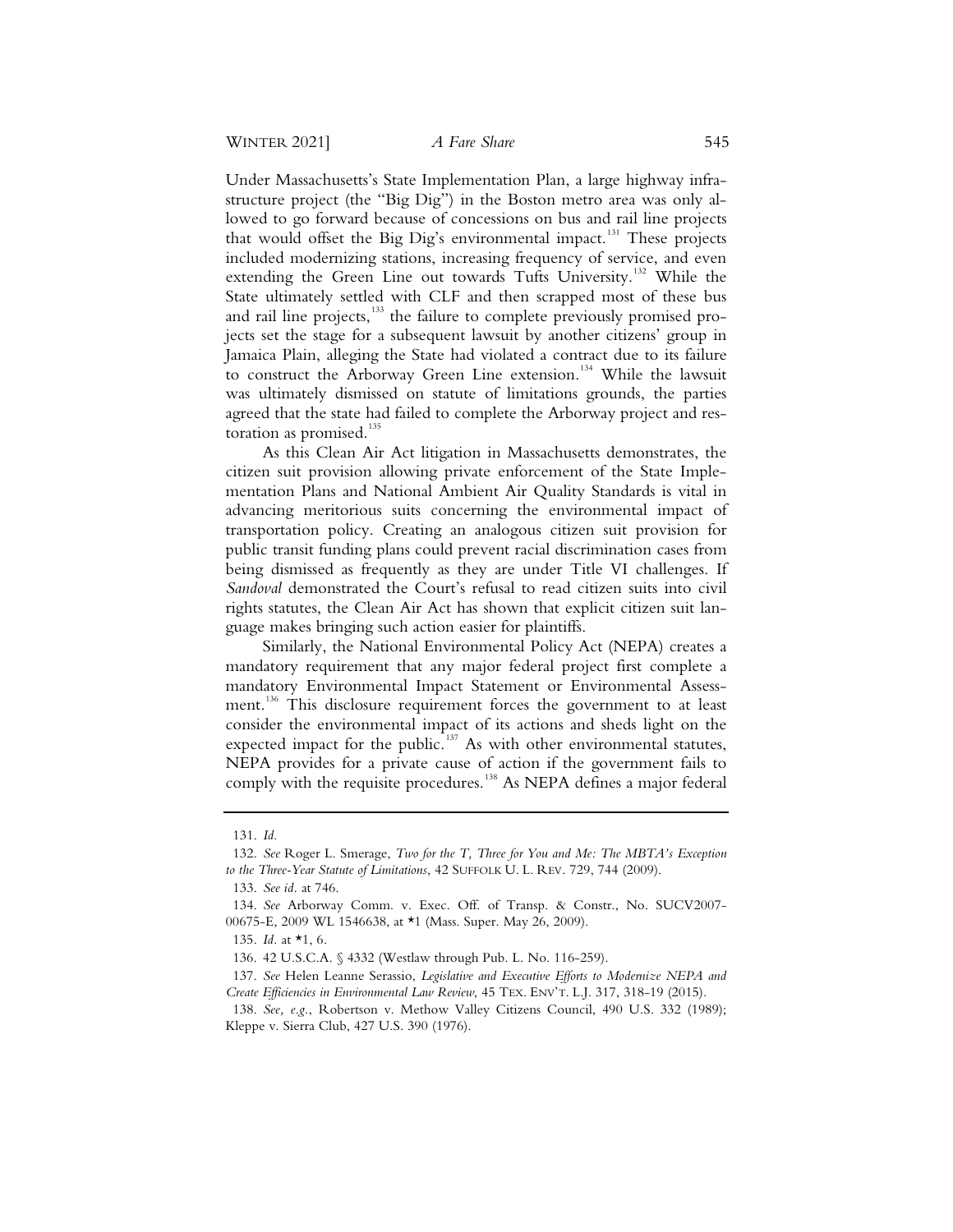Under Massachusetts's State Implementation Plan, a large highway infrastructure project (the "Big Dig") in the Boston metro area was only allowed to go forward because of concessions on bus and rail line projects that would offset the Big Dig's environmental impact.[131] These projects included modernizing stations, increasing frequency of service, and even extending the Green Line out towards Tufts University.[132] While the State ultimately settled with CLF and then scrapped most of these bus and rail line projects,[133] the failure to complete previously promised projects set the stage for a subsequent lawsuit by another citizens' group in Jamaica Plain, alleging the State had violated a contract due to its failure to construct the Arborway Green Line extension.[134] While the lawsuit was ultimately dismissed on statute of limitations grounds, the parties agreed that the state had failed to complete the Arborway project and restoration as promised.[135]

As this Clean Air Act litigation in Massachusetts demonstrates, the citizen suit provision allowing private enforcement of the State Implementation Plans and National Ambient Air Quality Standards is vital in advancing meritorious suits concerning the environmental impact of transportation policy. Creating an analogous citizen suit provision for public transit funding plans could prevent racial discrimination cases from being dismissed as frequently as they are under Title VI challenges. If *Sandoval* demonstrated the Court's refusal to read citizen suits into civil rights statutes, the Clean Air Act has shown that explicit citizen suit language makes bringing such action easier for plaintiffs.

Similarly, the National Environmental Policy Act (NEPA) creates a mandatory requirement that any major federal project first complete a mandatory Environmental Impact Statement or Environmental Assessment.[136] This disclosure requirement forces the government to at least consider the environmental impact of its actions and sheds light on the expected impact for the public.[137] As with other environmental statutes, NEPA provides for a private cause of action if the government fails to comply with the requisite procedures.[138] As NEPA defines a major federal

---

131. *Id.*

132. *See* Roger L. Smerage, *Two for the T, Three for You and Me: The MBTA's Exception to the Three-Year Statute of Limitations*, 42 SUFFOLK U. L. REV. 729, 744 (2009).

133. *See id.* at 746.

134. *See* Arborway Comm. v. Exec. Off. of Transp. & Constr., No. SUCV2007-00675-E, 2009 WL 1546638, at *1 (Mass. Super. May 26, 2009).

135. *Id.* at *1, 6.

136. 42 U.S.C.A. § 4332 (Westlaw through Pub. L. No. 116-259).

137. *See* Helen Leanne Serassio, *Legislative and Executive Efforts to Modernize NEPA and Create Efficiencies in Environmental Law Review*, 45 TEX. ENV'T. L.J. 317, 318-19 (2015).

138. *See, e.g.*, Robertson v. Methow Valley Citizens Council, 490 U.S. 332 (1989); Kleppe v. Sierra Club, 427 U.S. 390 (1976).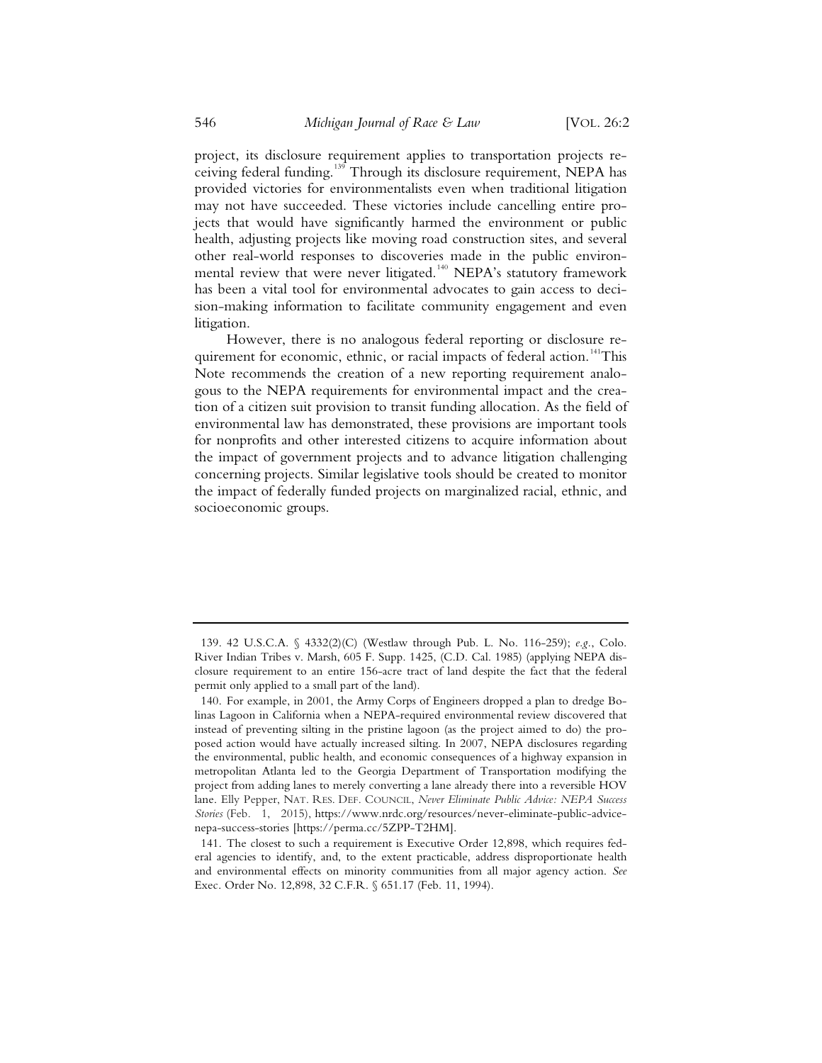project, its disclosure requirement applies to transportation projects receiving federal funding.[139] Through its disclosure requirement, NEPA has provided victories for environmentalists even when traditional litigation may not have succeeded. These victories include cancelling entire projects that would have significantly harmed the environment or public health, adjusting projects like moving road construction sites, and several other real-world responses to discoveries made in the public environmental review that were never litigated.[140] NEPA's statutory framework has been a vital tool for environmental advocates to gain access to decision-making information to facilitate community engagement and even litigation.

However, there is no analogous federal reporting or disclosure requirement for economic, ethnic, or racial impacts of federal action.[141]This Note recommends the creation of a new reporting requirement analogous to the NEPA requirements for environmental impact and the creation of a citizen suit provision to transit funding allocation. As the field of environmental law has demonstrated, these provisions are important tools for nonprofits and other interested citizens to acquire information about the impact of government projects and to advance litigation challenging concerning projects. Similar legislative tools should be created to monitor the impact of federally funded projects on marginalized racial, ethnic, and socioeconomic groups.

---

139. 42 U.S.C.A. § 4332(2)(C) (Westlaw through Pub. L. No. 116-259); *e.g.*, Colo. River Indian Tribes v. Marsh, 605 F. Supp. 1425, (C.D. Cal. 1985) (applying NEPA disclosure requirement to an entire 156-acre tract of land despite the fact that the federal permit only applied to a small part of the land).

140. For example, in 2001, the Army Corps of Engineers dropped a plan to dredge Bolinas Lagoon in California when a NEPA-required environmental review discovered that instead of preventing silting in the pristine lagoon (as the project aimed to do) the proposed action would have actually increased silting. In 2007, NEPA disclosures regarding the environmental, public health, and economic consequences of a highway expansion in metropolitan Atlanta led to the Georgia Department of Transportation modifying the project from adding lanes to merely converting a lane already there into a reversible HOV lane. Elly Pepper, NAT. RES. DEF. COUNCIL, *Never Eliminate Public Advice: NEPA Success Stories* (Feb. 1, 2015), https://www.nrdc.org/resources/never-eliminate-public-advice-nepa-success-stories [https://perma.cc/5ZPP-T2HM].

141. The closest to such a requirement is Executive Order 12,898, which requires federal agencies to identify, and, to the extent practicable, address disproportionate health and environmental effects on minority communities from all major agency action. *See* Exec. Order No. 12,898, 32 C.F.R. § 651.17 (Feb. 11, 1994).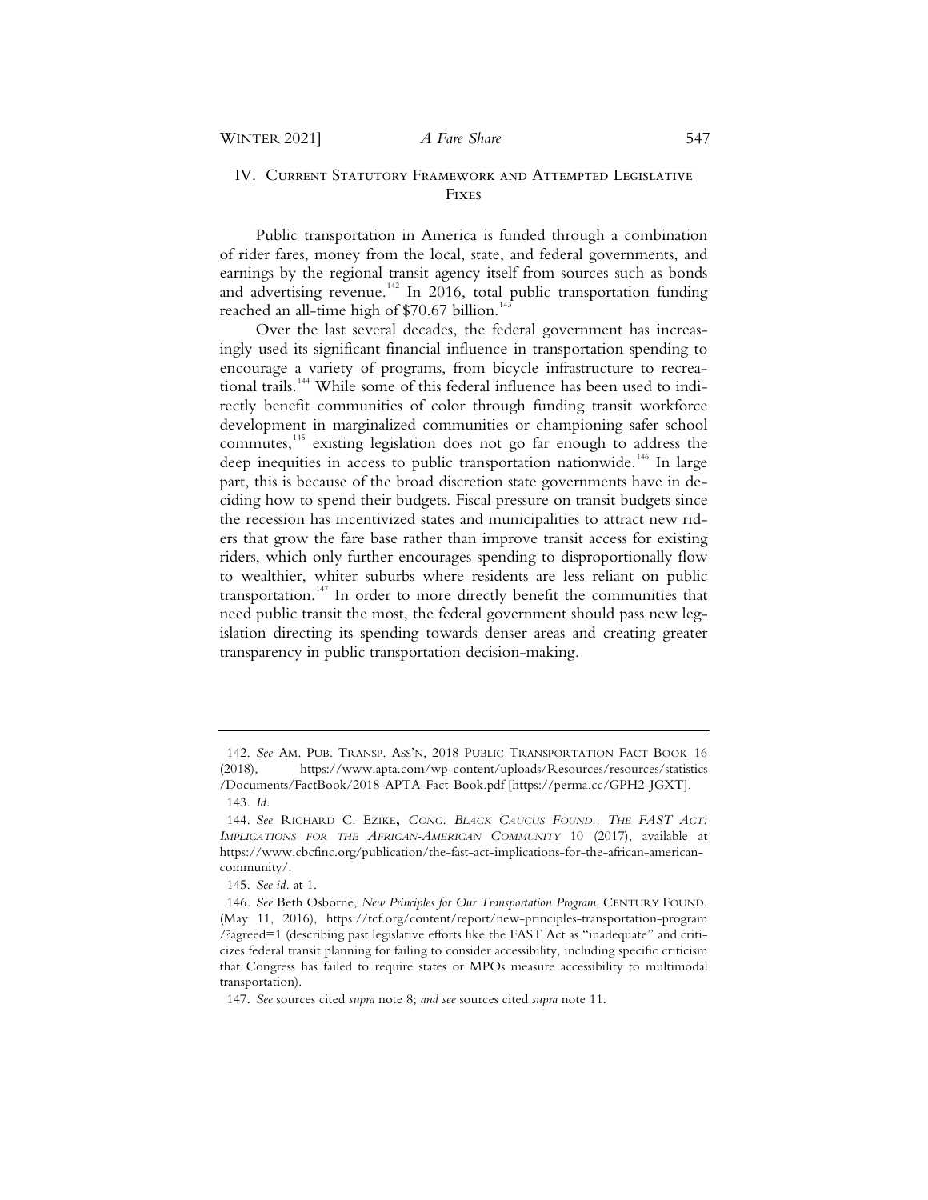## IV. Current Statutory Framework and Attempted Legislative Fixes

Public transportation in America is funded through a combination of rider fares, money from the local, state, and federal governments, and earnings by the regional transit agency itself from sources such as bonds and advertising revenue.[142] In 2016, total public transportation funding reached an all-time high of $70.67 billion.[143]

Over the last several decades, the federal government has increasingly used its significant financial influence in transportation spending to encourage a variety of programs, from bicycle infrastructure to recreational trails.[144] While some of this federal influence has been used to indirectly benefit communities of color through funding transit workforce development in marginalized communities or championing safer school commutes,[145] existing legislation does not go far enough to address the deep inequities in access to public transportation nationwide.[146] In large part, this is because of the broad discretion state governments have in deciding how to spend their budgets. Fiscal pressure on transit budgets since the recession has incentivized states and municipalities to attract new riders that grow the fare base rather than improve transit access for existing riders, which only further encourages spending to disproportionally flow to wealthier, whiter suburbs where residents are less reliant on public transportation.[147] In order to more directly benefit the communities that need public transit the most, the federal government should pass new legislation directing its spending towards denser areas and creating greater transparency in public transportation decision-making.

---

142. *See* Am. Pub. Transp. Ass'n, 2018 Public Transportation Fact Book 16 (2018), https://www.apta.com/wp-content/uploads/Resources/resources/statistics/Documents/FactBook/2018-APTA-Fact-Book.pdf [https://perma.cc/GPH2-JGXT].

143. *Id.*

144. *See* Richard C. Ezike**,** *Cong. Black Caucus Found., The FAST Act: Implications for the African-American Community* 10 (2017), available at https://www.cbcfinc.org/publication/the-fast-act-implications-for-the-african-american-community/.

145. *See id.* at 1.

146. *See* Beth Osborne, *New Principles for Our Transportation Program*, Century Found. (May 11, 2016), https://tcf.org/content/report/new-principles-transportation-program/?agreed=1 (describing past legislative efforts like the FAST Act as "inadequate" and criticizes federal transit planning for failing to consider accessibility, including specific criticism that Congress has failed to require states or MPOs measure accessibility to multimodal transportation).

147. *See* sources cited *supra* note 8; *and see* sources cited *supra* note 11.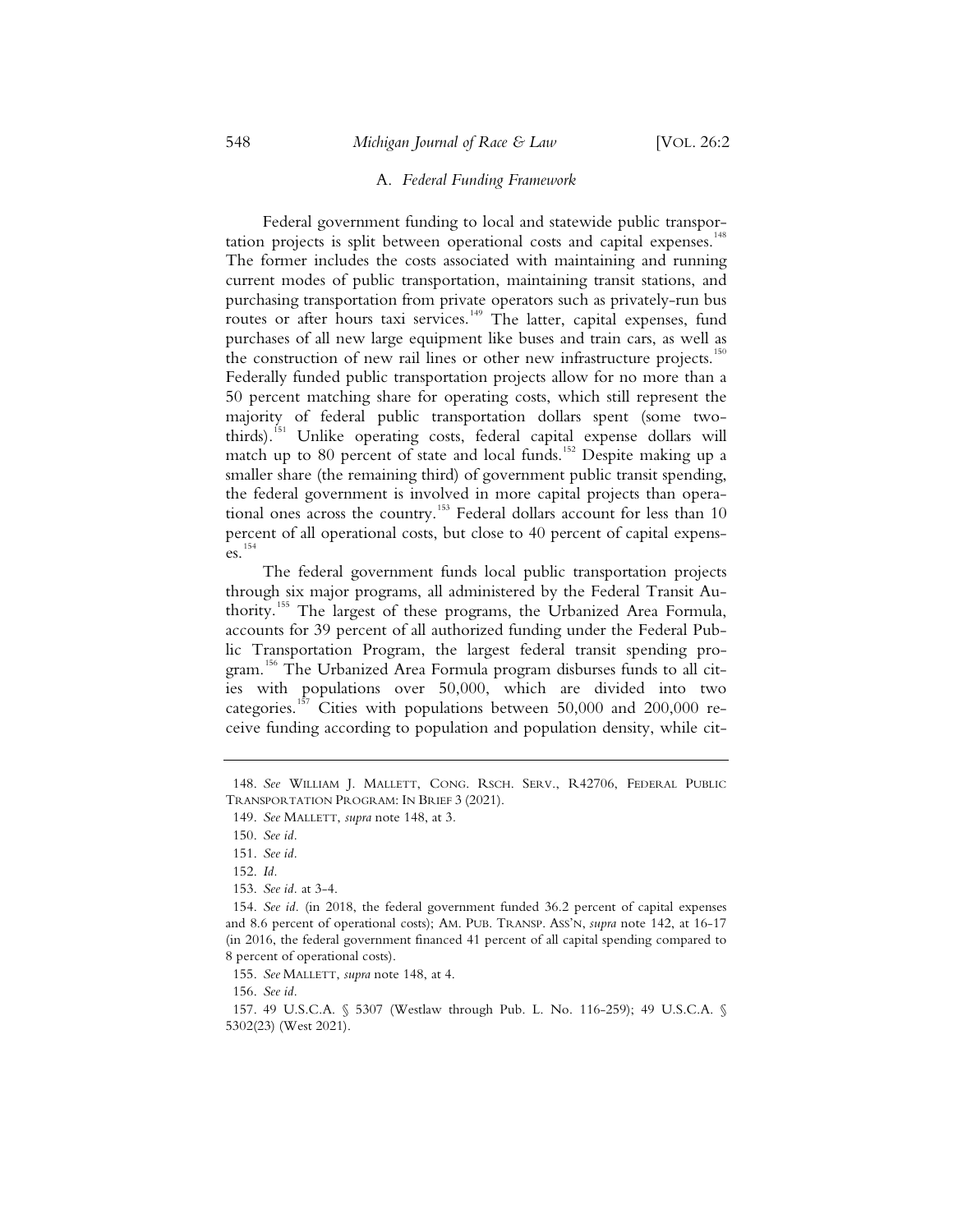### A. *Federal Funding Framework*

Federal government funding to local and statewide public transportation projects is split between operational costs and capital expenses.[148] The former includes the costs associated with maintaining and running current modes of public transportation, maintaining transit stations, and purchasing transportation from private operators such as privately-run bus routes or after hours taxi services.[149] The latter, capital expenses, fund purchases of all new large equipment like buses and train cars, as well as the construction of new rail lines or other new infrastructure projects.[150] Federally funded public transportation projects allow for no more than a 50 percent matching share for operating costs, which still represent the majority of federal public transportation dollars spent (some two-thirds).[151] Unlike operating costs, federal capital expense dollars will match up to 80 percent of state and local funds.[152] Despite making up a smaller share (the remaining third) of government public transit spending, the federal government is involved in more capital projects than operational ones across the country.[153] Federal dollars account for less than 10 percent of all operational costs, but close to 40 percent of capital expenses.[154]

The federal government funds local public transportation projects through six major programs, all administered by the Federal Transit Authority.[155] The largest of these programs, the Urbanized Area Formula, accounts for 39 percent of all authorized funding under the Federal Public Transportation Program, the largest federal transit spending program.[156] The Urbanized Area Formula program disburses funds to all cities with populations over 50,000, which are divided into two categories.[157] Cities with populations between 50,000 and 200,000 receive funding according to population and population density, while cit-

---

148. *See* WILLIAM J. MALLETT, CONG. RSCH. SERV., R42706, FEDERAL PUBLIC TRANSPORTATION PROGRAM: IN BRIEF 3 (2021).

149. *See* MALLETT, *supra* note 148, at 3.

150. *See id.*

151. *See id.*

152. *Id.*

153. *See id.* at 3-4.

154. *See id.* (in 2018, the federal government funded 36.2 percent of capital expenses and 8.6 percent of operational costs); AM. PUB. TRANSP. ASS'N, *supra* note 142, at 16-17 (in 2016, the federal government financed 41 percent of all capital spending compared to 8 percent of operational costs).

155. *See* MALLETT, *supra* note 148, at 4.

156. *See id.*

157. 49 U.S.C.A. § 5307 (Westlaw through Pub. L. No. 116-259); 49 U.S.C.A. § 5302(23) (West 2021).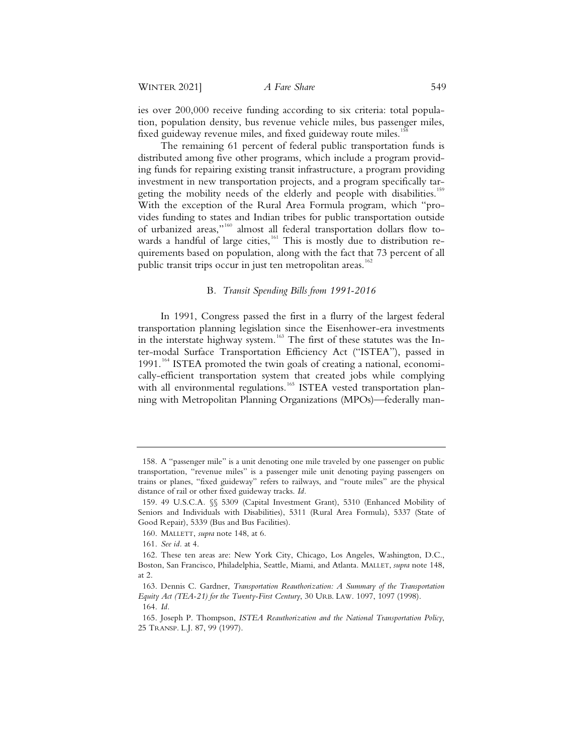ies over 200,000 receive funding according to six criteria: total population, population density, bus revenue vehicle miles, bus passenger miles, fixed guideway revenue miles, and fixed guideway route miles.[158]

The remaining 61 percent of federal public transportation funds is distributed among five other programs, which include a program providing funds for repairing existing transit infrastructure, a program providing investment in new transportation projects, and a program specifically targeting the mobility needs of the elderly and people with disabilities.[159] With the exception of the Rural Area Formula program, which "provides funding to states and Indian tribes for public transportation outside of urbanized areas,"[160] almost all federal transportation dollars flow towards a handful of large cities,[161] This is mostly due to distribution requirements based on population, along with the fact that 73 percent of all public transit trips occur in just ten metropolitan areas.[162]

### B. *Transit Spending Bills from 1991-2016*

In 1991, Congress passed the first in a flurry of the largest federal transportation planning legislation since the Eisenhower-era investments in the interstate highway system.[163] The first of these statutes was the Inter-modal Surface Transportation Efficiency Act ("ISTEA"), passed in 1991.[164] ISTEA promoted the twin goals of creating a national, economically-efficient transportation system that created jobs while complying with all environmental regulations.[165] ISTEA vested transportation planning with Metropolitan Planning Organizations (MPOs)—federally man-

---

158. A "passenger mile" is a unit denoting one mile traveled by one passenger on public transportation, "revenue miles" is a passenger mile unit denoting paying passengers on trains or planes, "fixed guideway" refers to railways, and "route miles" are the physical distance of rail or other fixed guideway tracks. *Id.*

159. 49 U.S.C.A. §§ 5309 (Capital Investment Grant), 5310 (Enhanced Mobility of Seniors and Individuals with Disabilities), 5311 (Rural Area Formula), 5337 (State of Good Repair), 5339 (Bus and Bus Facilities).

160. MALLETT, *supra* note 148, at 6.

161. *See id.* at 4.

162. These ten areas are: New York City, Chicago, Los Angeles, Washington, D.C., Boston, San Francisco, Philadelphia, Seattle, Miami, and Atlanta. MALLET, *supra* note 148, at 2.

163. Dennis C. Gardner, *Transportation Reauthorization: A Summary of the Transportation Equity Act (TEA-21) for the Twenty-First Century*, 30 URB. LAW. 1097, 1097 (1998).

164. *Id.*

165. Joseph P. Thompson, *ISTEA Reauthorization and the National Transportation Policy*, 25 TRANSP. L.J. 87, 99 (1997).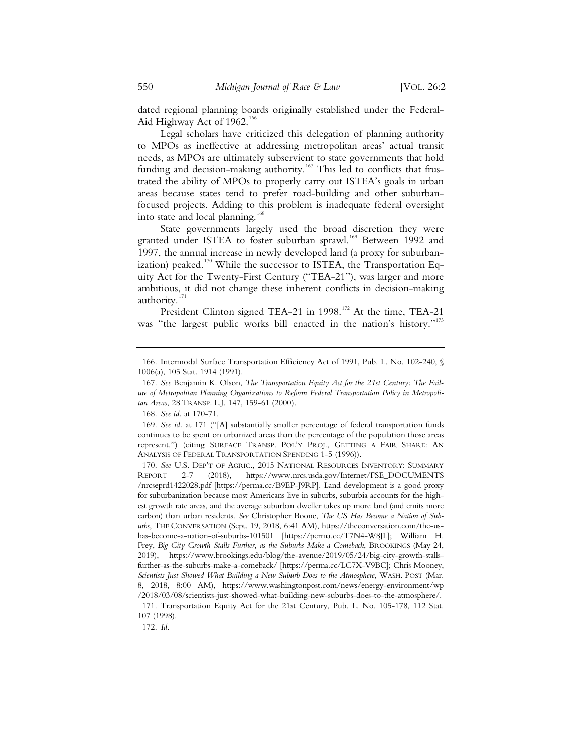dated regional planning boards originally established under the Federal-Aid Highway Act of 1962.[166]

Legal scholars have criticized this delegation of planning authority to MPOs as ineffective at addressing metropolitan areas' actual transit needs, as MPOs are ultimately subservient to state governments that hold funding and decision-making authority.[167] This led to conflicts that frustrated the ability of MPOs to properly carry out ISTEA's goals in urban areas because states tend to prefer road-building and other suburban-focused projects. Adding to this problem is inadequate federal oversight into state and local planning.[168]

State governments largely used the broad discretion they were granted under ISTEA to foster suburban sprawl.[169] Between 1992 and 1997, the annual increase in newly developed land (a proxy for suburbanization) peaked.[170] While the successor to ISTEA, the Transportation Equity Act for the Twenty-First Century ("TEA-21"), was larger and more ambitious, it did not change these inherent conflicts in decision-making authority.[171]

President Clinton signed TEA-21 in 1998.[172] At the time, TEA-21 was "the largest public works bill enacted in the nation's history."[173]

---

166. Intermodal Surface Transportation Efficiency Act of 1991, Pub. L. No. 102-240, § 1006(a), 105 Stat. 1914 (1991).

167. *See* Benjamin K. Olson, *The Transportation Equity Act for the 21st Century: The Failure of Metropolitan Planning Organizations to Reform Federal Transportation Policy in Metropolitan Areas*, 28 TRANSP. L.J. 147, 159-61 (2000).

168. *See id.* at 170-71.

169. *See id.* at 171 ("[A] substantially smaller percentage of federal transportation funds continues to be spent on urbanized areas than the percentage of the population those areas represent.") (citing SURFACE TRANSP. POL'Y PROJ., GETTING A FAIR SHARE: AN ANALYSIS OF FEDERAL TRANSPORTATION SPENDING 1-5 (1996)).

170. *See* U.S. DEP'T OF AGRIC., 2015 NATIONAL RESOURCES INVENTORY: SUMMARY REPORT 2-7 (2018), https://www.nrcs.usda.gov/Internet/FSE_DOCUMENTS/nrcseprd1422028.pdf [https://perma.cc/B9EP-J9RP]. Land development is a good proxy for suburbanization because most Americans live in suburbs, suburbia accounts for the highest growth rate areas, and the average suburban dweller takes up more land (and emits more carbon) than urban residents. *See* Christopher Boone, *The US Has Become a Nation of Suburbs*, THE CONVERSATION (Sept. 19, 2018, 6:41 AM), https://theconversation.com/the-us-has-become-a-nation-of-suburbs-101501 [https://perma.cc/T7N4-W8JL]; William H. Frey, *Big City Growth Stalls Further, as the Suburbs Make a Comeback*, BROOKINGS (May 24, 2019), https://www.brookings.edu/blog/the-avenue/2019/05/24/big-city-growth-stalls-further-as-the-suburbs-make-a-comeback/ [https://perma.cc/LC7X-V9BC]; Chris Mooney, *Scientists Just Showed What Building a New Suburb Does to the Atmosphere*, WASH. POST (Mar. 8, 2018, 8:00 AM), https://www.washingtonpost.com/news/energy-environment/wp/2018/03/08/scientists-just-showed-what-building-new-suburbs-does-to-the-atmosphere/.

171. Transportation Equity Act for the 21st Century, Pub. L. No. 105-178, 112 Stat. 107 (1998).

172. *Id.*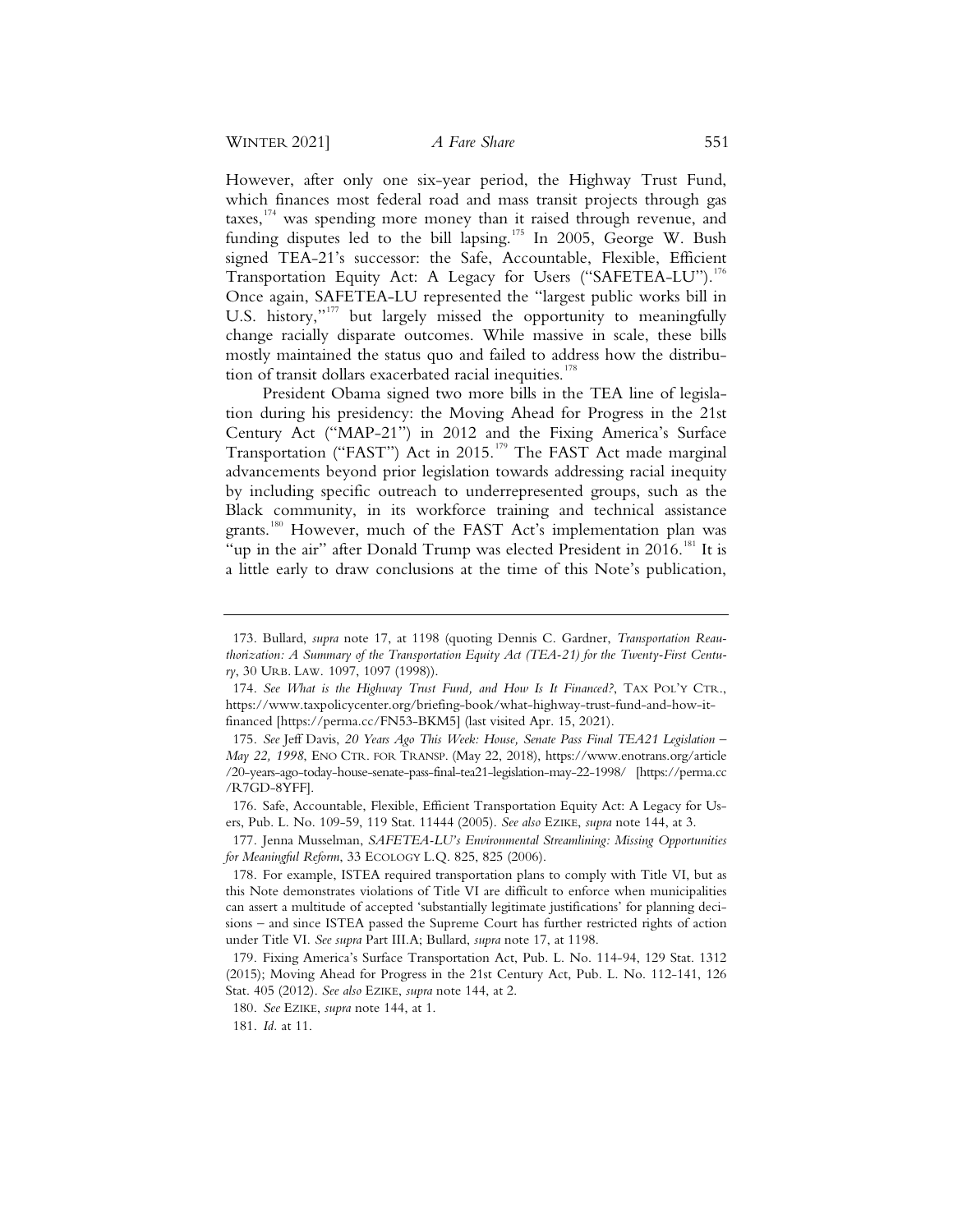However, after only one six-year period, the Highway Trust Fund, which finances most federal road and mass transit projects through gas taxes,[174] was spending more money than it raised through revenue, and funding disputes led to the bill lapsing.[175] In 2005, George W. Bush signed TEA-21's successor: the Safe, Accountable, Flexible, Efficient Transportation Equity Act: A Legacy for Users ("SAFETEA-LU").[176] Once again, SAFETEA-LU represented the "largest public works bill in U.S. history,"[177] but largely missed the opportunity to meaningfully change racially disparate outcomes. While massive in scale, these bills mostly maintained the status quo and failed to address how the distribution of transit dollars exacerbated racial inequities.[178]

President Obama signed two more bills in the TEA line of legislation during his presidency: the Moving Ahead for Progress in the 21st Century Act ("MAP-21") in 2012 and the Fixing America's Surface Transportation ("FAST") Act in 2015.[179] The FAST Act made marginal advancements beyond prior legislation towards addressing racial inequity by including specific outreach to underrepresented groups, such as the Black community, in its workforce training and technical assistance grants.[180] However, much of the FAST Act's implementation plan was "up in the air" after Donald Trump was elected President in 2016.[181] It is a little early to draw conclusions at the time of this Note's publication,

---

173. Bullard, *supra* note 17, at 1198 (quoting Dennis C. Gardner, *Transportation Reauthorization: A Summary of the Transportation Equity Act (TEA-21) for the Twenty-First Century*, 30 URB. LAW. 1097, 1097 (1998)).

174. *See What is the Highway Trust Fund, and How Is It Financed?*, TAX POL'Y CTR., https://www.taxpolicycenter.org/briefing-book/what-highway-trust-fund-and-how-it-financed [https://perma.cc/FN53-BKM5] (last visited Apr. 15, 2021).

175. *See* Jeff Davis, *20 Years Ago This Week: House, Senate Pass Final TEA21 Legislation – May 22, 1998*, ENO CTR. FOR TRANSP. (May 22, 2018), https://www.enotrans.org/article/20-years-ago-today-house-senate-pass-final-tea21-legislation-may-22-1998/ [https://perma.cc/R7GD-8YFF].

176. Safe, Accountable, Flexible, Efficient Transportation Equity Act: A Legacy for Users, Pub. L. No. 109-59, 119 Stat. 11444 (2005). *See also* EZIKE, *supra* note 144, at 3.

177. Jenna Musselman, *SAFETEA-LU's Environmental Streamlining: Missing Opportunities for Meaningful Reform*, 33 ECOLOGY L.Q. 825, 825 (2006).

178. For example, ISTEA required transportation plans to comply with Title VI, but as this Note demonstrates violations of Title VI are difficult to enforce when municipalities can assert a multitude of accepted 'substantially legitimate justifications' for planning decisions – and since ISTEA passed the Supreme Court has further restricted rights of action under Title VI. *See supra* Part III.A; Bullard, *supra* note 17, at 1198.

179. Fixing America's Surface Transportation Act, Pub. L. No. 114-94, 129 Stat. 1312 (2015); Moving Ahead for Progress in the 21st Century Act, Pub. L. No. 112-141, 126 Stat. 405 (2012). *See also* EZIKE, *supra* note 144, at 2.

180. *See* EZIKE, *supra* note 144, at 1.

181. *Id.* at 11.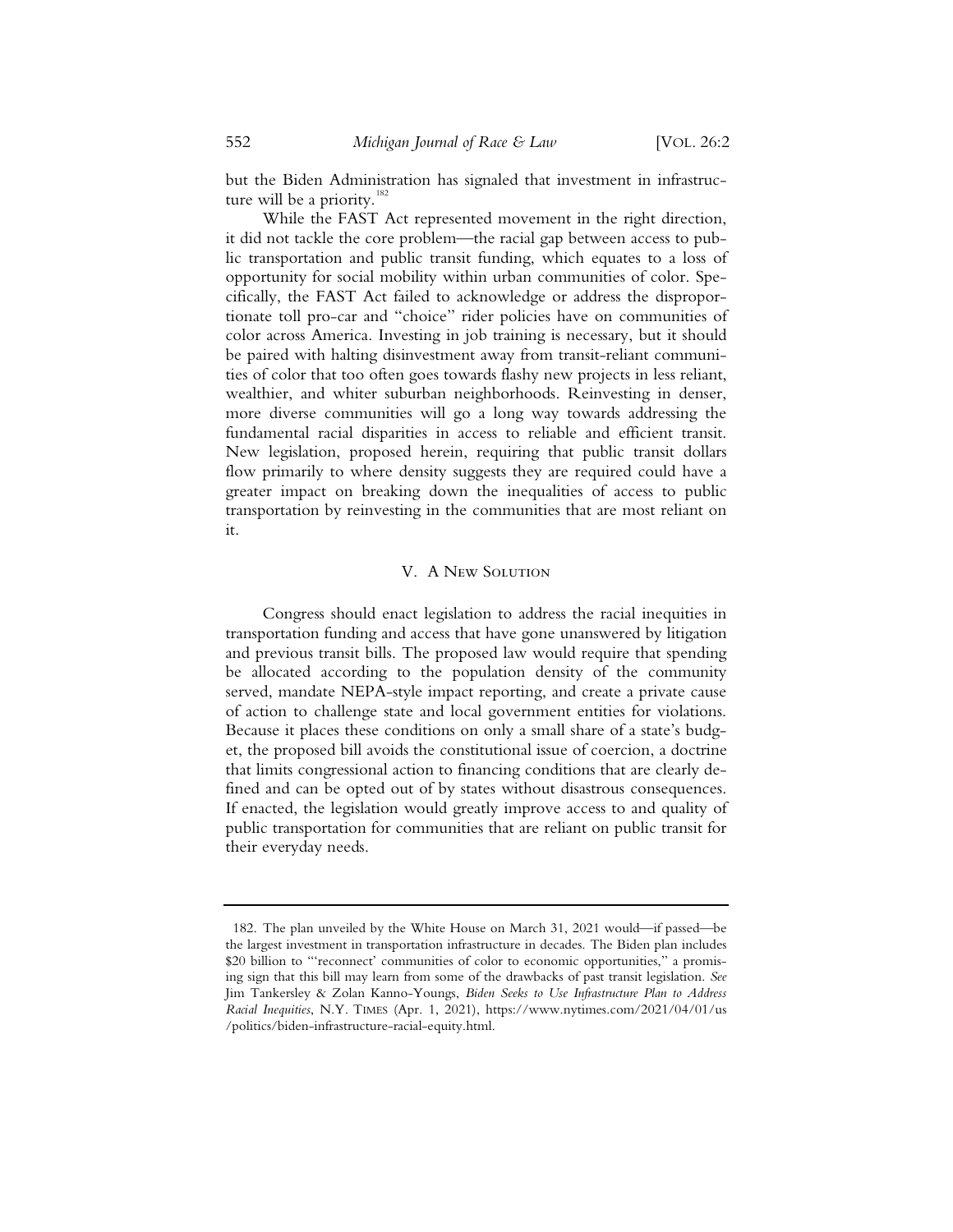but the Biden Administration has signaled that investment in infrastructure will be a priority.[182]

While the FAST Act represented movement in the right direction, it did not tackle the core problem—the racial gap between access to public transportation and public transit funding, which equates to a loss of opportunity for social mobility within urban communities of color. Specifically, the FAST Act failed to acknowledge or address the disproportionate toll pro-car and "choice" rider policies have on communities of color across America. Investing in job training is necessary, but it should be paired with halting disinvestment away from transit-reliant communities of color that too often goes towards flashy new projects in less reliant, wealthier, and whiter suburban neighborhoods. Reinvesting in denser, more diverse communities will go a long way towards addressing the fundamental racial disparities in access to reliable and efficient transit. New legislation, proposed herein, requiring that public transit dollars flow primarily to where density suggests they are required could have a greater impact on breaking down the inequalities of access to public transportation by reinvesting in the communities that are most reliant on it.

## V. A New Solution

Congress should enact legislation to address the racial inequities in transportation funding and access that have gone unanswered by litigation and previous transit bills. The proposed law would require that spending be allocated according to the population density of the community served, mandate NEPA-style impact reporting, and create a private cause of action to challenge state and local government entities for violations. Because it places these conditions on only a small share of a state's budget, the proposed bill avoids the constitutional issue of coercion, a doctrine that limits congressional action to financing conditions that are clearly defined and can be opted out of by states without disastrous consequences. If enacted, the legislation would greatly improve access to and quality of public transportation for communities that are reliant on public transit for their everyday needs.

---

182. The plan unveiled by the White House on March 31, 2021 would—if passed—be the largest investment in transportation infrastructure in decades. The Biden plan includes \$20 billion to "'reconnect' communities of color to economic opportunities," a promising sign that this bill may learn from some of the drawbacks of past transit legislation. *See* Jim Tankersley & Zolan Kanno-Youngs, *Biden Seeks to Use Infrastructure Plan to Address Racial Inequities*, N.Y. Times (Apr. 1, 2021), https://www.nytimes.com/2021/04/01/us/politics/biden-infrastructure-racial-equity.html.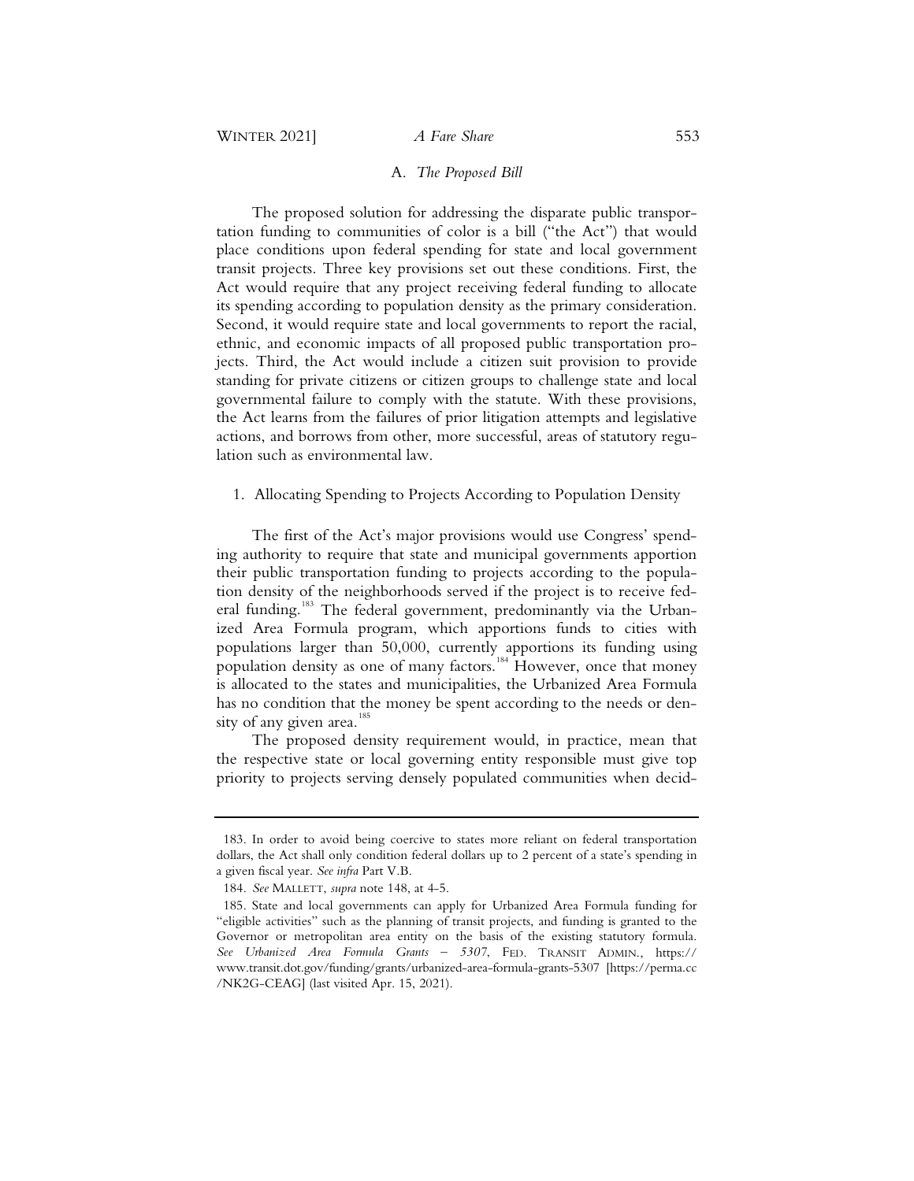### A. *The Proposed Bill*

The proposed solution for addressing the disparate public transportation funding to communities of color is a bill ("the Act") that would place conditions upon federal spending for state and local government transit projects. Three key provisions set out these conditions. First, the Act would require that any project receiving federal funding to allocate its spending according to population density as the primary consideration. Second, it would require state and local governments to report the racial, ethnic, and economic impacts of all proposed public transportation projects. Third, the Act would include a citizen suit provision to provide standing for private citizens or citizen groups to challenge state and local governmental failure to comply with the statute. With these provisions, the Act learns from the failures of prior litigation attempts and legislative actions, and borrows from other, more successful, areas of statutory regulation such as environmental law.

#### 1. Allocating Spending to Projects According to Population Density

The first of the Act's major provisions would use Congress' spending authority to require that state and municipal governments apportion their public transportation funding to projects according to the population density of the neighborhoods served if the project is to receive federal funding.[183] The federal government, predominantly via the Urbanized Area Formula program, which apportions funds to cities with populations larger than 50,000, currently apportions its funding using population density as one of many factors.[184] However, once that money is allocated to the states and municipalities, the Urbanized Area Formula has no condition that the money be spent according to the needs or density of any given area.[185]

The proposed density requirement would, in practice, mean that the respective state or local governing entity responsible must give top priority to projects serving densely populated communities when decid-

---

183. In order to avoid being coercive to states more reliant on federal transportation dollars, the Act shall only condition federal dollars up to 2 percent of a state's spending in a given fiscal year. *See infra* Part V.B.

184. *See* MALLETT, *supra* note 148, at 4-5.

185. State and local governments can apply for Urbanized Area Formula funding for "eligible activities" such as the planning of transit projects, and funding is granted to the Governor or metropolitan area entity on the basis of the existing statutory formula. *See Urbanized Area Formula Grants – 5307*, FED. TRANSIT ADMIN., https://www.transit.dot.gov/funding/grants/urbanized-area-formula-grants-5307 [https://perma.cc/NK2G-CEAG] (last visited Apr. 15, 2021).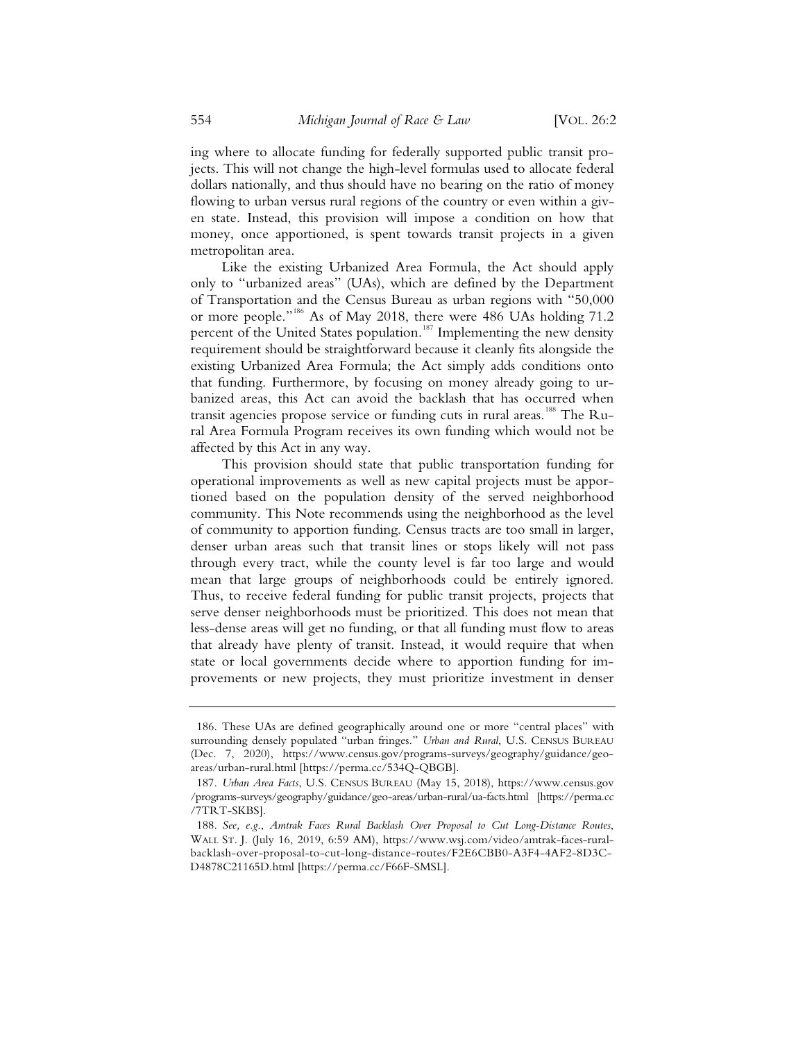ing where to allocate funding for federally supported public transit projects. This will not change the high-level formulas used to allocate federal dollars nationally, and thus should have no bearing on the ratio of money flowing to urban versus rural regions of the country or even within a given state. Instead, this provision will impose a condition on how that money, once apportioned, is spent towards transit projects in a given metropolitan area.

Like the existing Urbanized Area Formula, the Act should apply only to "urbanized areas" (UAs), which are defined by the Department of Transportation and the Census Bureau as urban regions with "50,000 or more people."[186] As of May 2018, there were 486 UAs holding 71.2 percent of the United States population.[187] Implementing the new density requirement should be straightforward because it cleanly fits alongside the existing Urbanized Area Formula; the Act simply adds conditions onto that funding. Furthermore, by focusing on money already going to urbanized areas, this Act can avoid the backlash that has occurred when transit agencies propose service or funding cuts in rural areas.[188] The Rural Area Formula Program receives its own funding which would not be affected by this Act in any way.

This provision should state that public transportation funding for operational improvements as well as new capital projects must be apportioned based on the population density of the served neighborhood community. This Note recommends using the neighborhood as the level of community to apportion funding. Census tracts are too small in larger, denser urban areas such that transit lines or stops likely will not pass through every tract, while the county level is far too large and would mean that large groups of neighborhoods could be entirely ignored. Thus, to receive federal funding for public transit projects, projects that serve denser neighborhoods must be prioritized. This does not mean that less-dense areas will get no funding, or that all funding must flow to areas that already have plenty of transit. Instead, it would require that when state or local governments decide where to apportion funding for improvements or new projects, they must prioritize investment in denser

---

186. These UAs are defined geographically around one or more "central places" with surrounding densely populated "urban fringes." *Urban and Rural*, U.S. CENSUS BUREAU (Dec. 7, 2020), https://www.census.gov/programs-surveys/geography/guidance/geo-areas/urban-rural.html [https://perma.cc/534Q-QBGB].

187. *Urban Area Facts*, U.S. CENSUS BUREAU (May 15, 2018), https://www.census.gov/programs-surveys/geography/guidance/geo-areas/urban-rural/ua-facts.html [https://perma.cc/7TRT-SKBS].

188. *See, e.g.*, *Amtrak Faces Rural Backlash Over Proposal to Cut Long-Distance Routes*, WALL ST. J. (July 16, 2019, 6:59 AM), https://www.wsj.com/video/amtrak-faces-rural-backlash-over-proposal-to-cut-long-distance-routes/F2E6CBB0-A3F4-4AF2-8D3C-D4878C21165D.html [https://perma.cc/F66F-SMSL].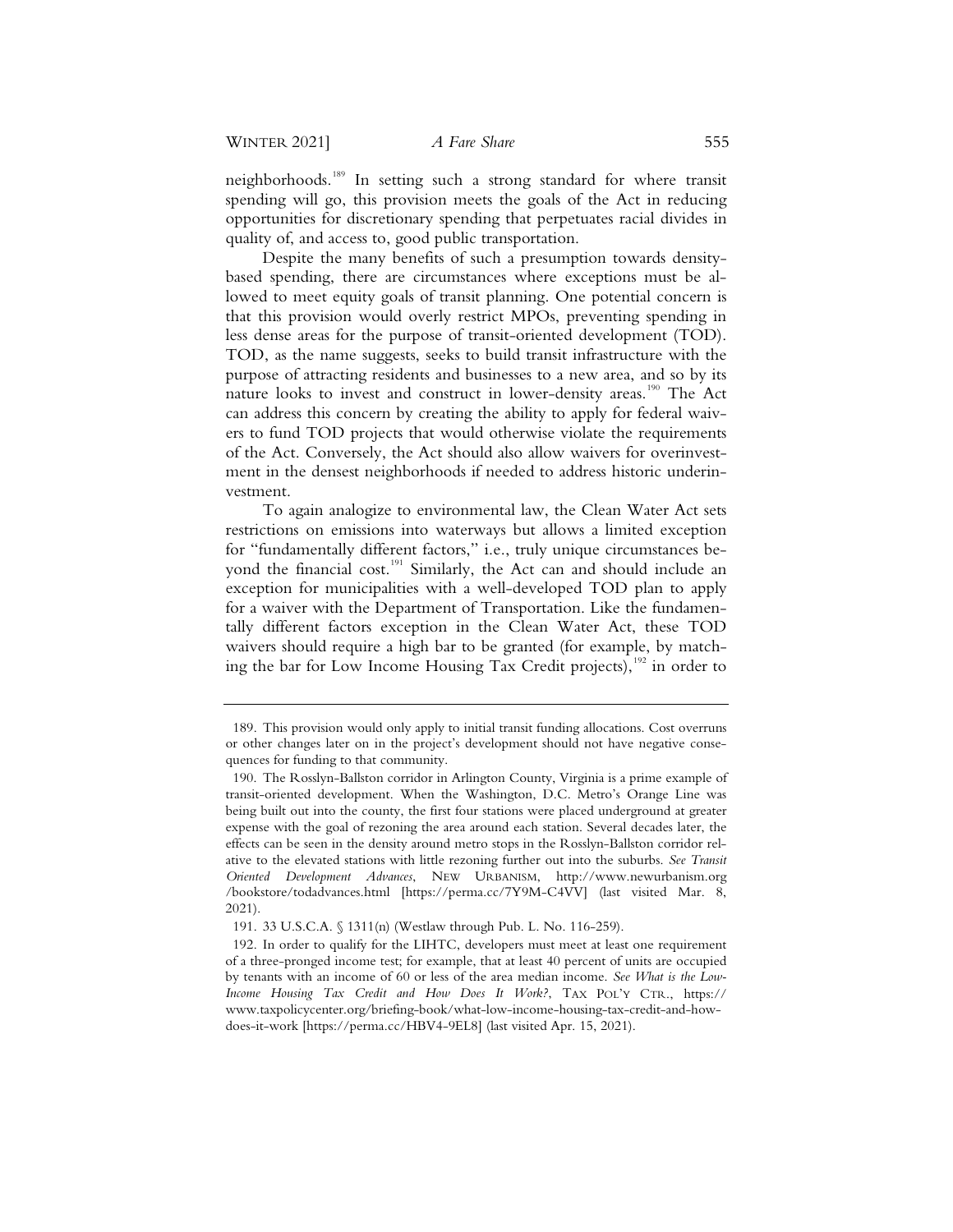neighborhoods.[189] In setting such a strong standard for where transit spending will go, this provision meets the goals of the Act in reducing opportunities for discretionary spending that perpetuates racial divides in quality of, and access to, good public transportation.

Despite the many benefits of such a presumption towards density-based spending, there are circumstances where exceptions must be allowed to meet equity goals of transit planning. One potential concern is that this provision would overly restrict MPOs, preventing spending in less dense areas for the purpose of transit-oriented development (TOD). TOD, as the name suggests, seeks to build transit infrastructure with the purpose of attracting residents and businesses to a new area, and so by its nature looks to invest and construct in lower-density areas.[190] The Act can address this concern by creating the ability to apply for federal waivers to fund TOD projects that would otherwise violate the requirements of the Act. Conversely, the Act should also allow waivers for overinvestment in the densest neighborhoods if needed to address historic underinvestment.

To again analogize to environmental law, the Clean Water Act sets restrictions on emissions into waterways but allows a limited exception for "fundamentally different factors," i.e., truly unique circumstances beyond the financial cost.[191] Similarly, the Act can and should include an exception for municipalities with a well-developed TOD plan to apply for a waiver with the Department of Transportation. Like the fundamentally different factors exception in the Clean Water Act, these TOD waivers should require a high bar to be granted (for example, by matching the bar for Low Income Housing Tax Credit projects),[192] in order to

---

189. This provision would only apply to initial transit funding allocations. Cost overruns or other changes later on in the project's development should not have negative consequences for funding to that community.

190. The Rosslyn-Ballston corridor in Arlington County, Virginia is a prime example of transit-oriented development. When the Washington, D.C. Metro's Orange Line was being built out into the county, the first four stations were placed underground at greater expense with the goal of rezoning the area around each station. Several decades later, the effects can be seen in the density around metro stops in the Rosslyn-Ballston corridor relative to the elevated stations with little rezoning further out into the suburbs. *See Transit Oriented Development Advances*, NEW URBANISM, http://www.newurbanism.org/bookstore/todadvances.html [https://perma.cc/7Y9M-C4VV] (last visited Mar. 8, 2021).

191. 33 U.S.C.A. § 1311(n) (Westlaw through Pub. L. No. 116-259).

192. In order to qualify for the LIHTC, developers must meet at least one requirement of a three-pronged income test; for example, that at least 40 percent of units are occupied by tenants with an income of 60 or less of the area median income. *See What is the Low-Income Housing Tax Credit and How Does It Work?*, TAX POL'Y CTR., https://www.taxpolicycenter.org/briefing-book/what-low-income-housing-tax-credit-and-how-does-it-work [https://perma.cc/HBV4-9EL8] (last visited Apr. 15, 2021).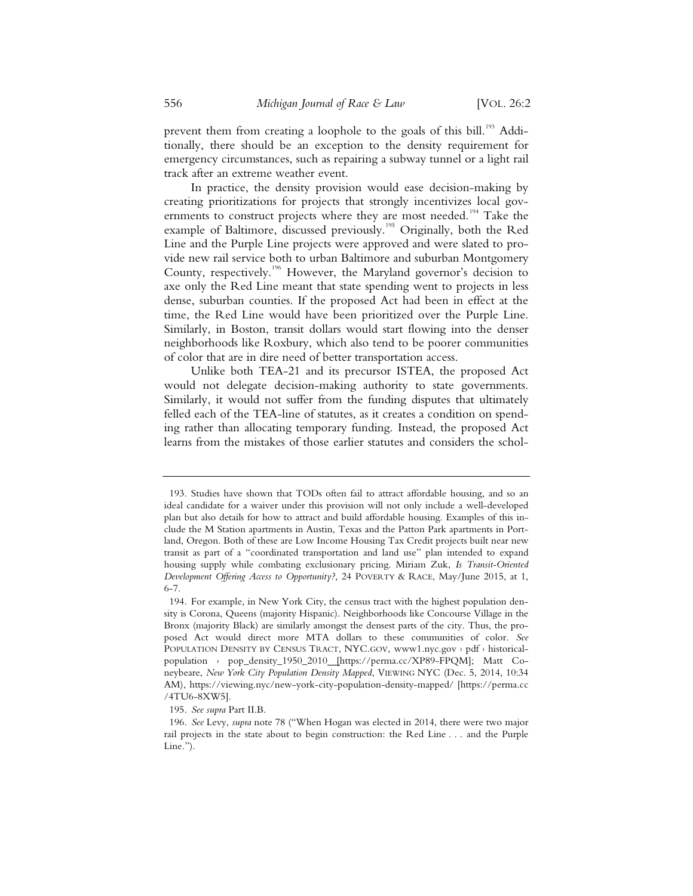prevent them from creating a loophole to the goals of this bill.[193] Additionally, there should be an exception to the density requirement for emergency circumstances, such as repairing a subway tunnel or a light rail track after an extreme weather event.

In practice, the density provision would ease decision-making by creating prioritizations for projects that strongly incentivizes local governments to construct projects where they are most needed.[194] Take the example of Baltimore, discussed previously.[195] Originally, both the Red Line and the Purple Line projects were approved and were slated to provide new rail service both to urban Baltimore and suburban Montgomery County, respectively.[196] However, the Maryland governor's decision to axe only the Red Line meant that state spending went to projects in less dense, suburban counties. If the proposed Act had been in effect at the time, the Red Line would have been prioritized over the Purple Line. Similarly, in Boston, transit dollars would start flowing into the denser neighborhoods like Roxbury, which also tend to be poorer communities of color that are in dire need of better transportation access.

Unlike both TEA-21 and its precursor ISTEA, the proposed Act would not delegate decision-making authority to state governments. Similarly, it would not suffer from the funding disputes that ultimately felled each of the TEA-line of statutes, as it creates a condition on spending rather than allocating temporary funding. Instead, the proposed Act learns from the mistakes of those earlier statutes and considers the schol-

---

193. Studies have shown that TODs often fail to attract affordable housing, and so an ideal candidate for a waiver under this provision will not only include a well-developed plan but also details for how to attract and build affordable housing. Examples of this include the M Station apartments in Austin, Texas and the Patton Park apartments in Portland, Oregon. Both of these are Low Income Housing Tax Credit projects built near new transit as part of a "coordinated transportation and land use" plan intended to expand housing supply while combating exclusionary pricing. Miriam Zuk, *Is Transit-Oriented Development Offering Access to Opportunity?*, 24 POVERTY & RACE, May/June 2015, at 1, 6-7.

194. For example, in New York City, the census tract with the highest population density is Corona, Queens (majority Hispanic). Neighborhoods like Concourse Village in the Bronx (majority Black) are similarly amongst the densest parts of the city. Thus, the proposed Act would direct more MTA dollars to these communities of color. *See* POPULATION DENSITY BY CENSUS TRACT, NYC.GOV, www1.nyc.gov › pdf › historical-population › pop_density_1950_2010 [https://perma.cc/XP89-FPQM]; Matt Coneybeare, *New York City Population Density Mapped*, VIEWING NYC (Dec. 5, 2014, 10:34 AM), https://viewing.nyc/new-york-city-population-density-mapped/ [https://perma.cc/4TU6-8XW5].

195. *See supra* Part II.B.

196. *See* Levy, *supra* note 78 ("When Hogan was elected in 2014, there were two major rail projects in the state about to begin construction: the Red Line . . . and the Purple Line.").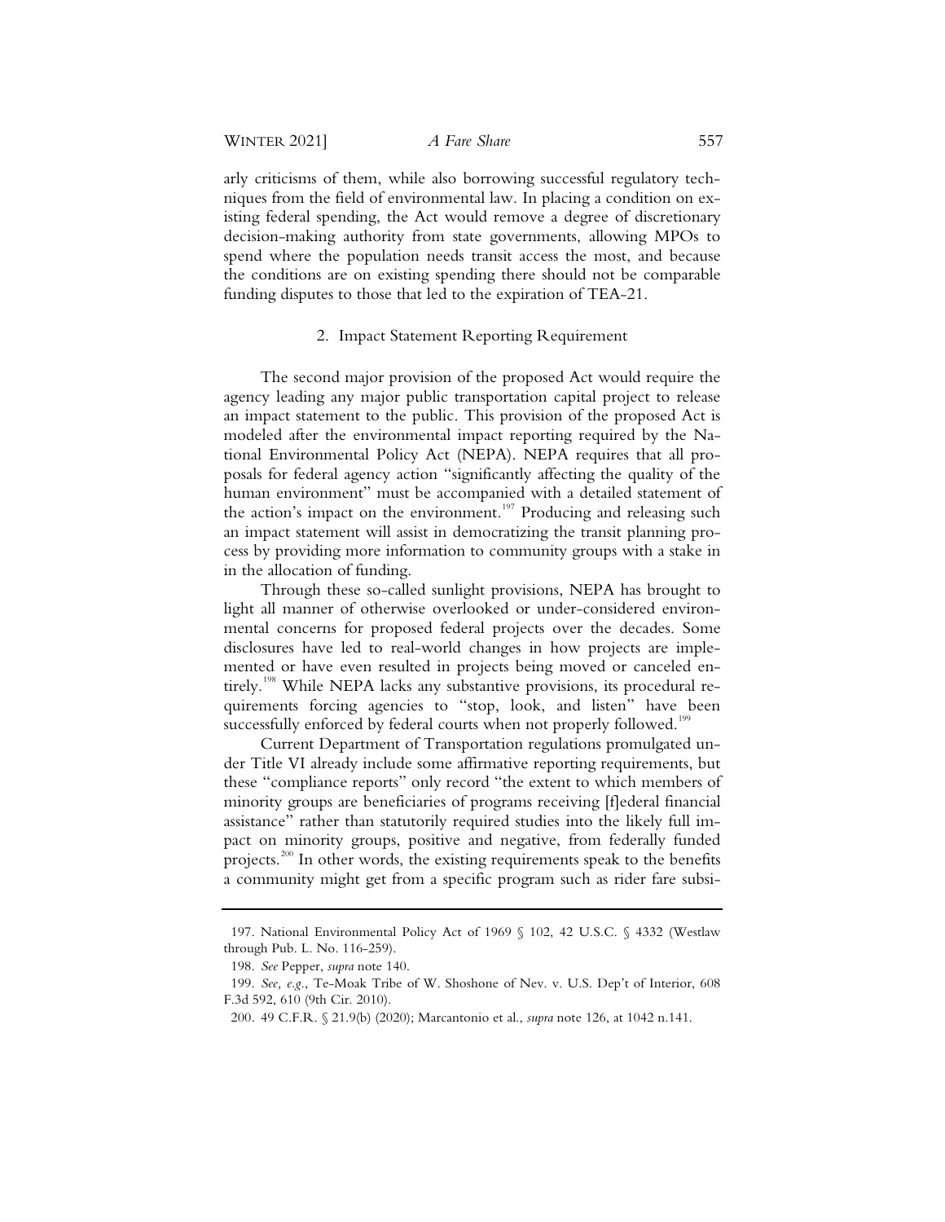arly criticisms of them, while also borrowing successful regulatory techniques from the field of environmental law. In placing a condition on existing federal spending, the Act would remove a degree of discretionary decision-making authority from state governments, allowing MPOs to spend where the population needs transit access the most, and because the conditions are on existing spending there should not be comparable funding disputes to those that led to the expiration of TEA-21.

### 2. Impact Statement Reporting Requirement

The second major provision of the proposed Act would require the agency leading any major public transportation capital project to release an impact statement to the public. This provision of the proposed Act is modeled after the environmental impact reporting required by the National Environmental Policy Act (NEPA). NEPA requires that all proposals for federal agency action "significantly affecting the quality of the human environment" must be accompanied with a detailed statement of the action's impact on the environment.[197] Producing and releasing such an impact statement will assist in democratizing the transit planning process by providing more information to community groups with a stake in in the allocation of funding.

Through these so-called sunlight provisions, NEPA has brought to light all manner of otherwise overlooked or under-considered environmental concerns for proposed federal projects over the decades. Some disclosures have led to real-world changes in how projects are implemented or have even resulted in projects being moved or canceled entirely.[198] While NEPA lacks any substantive provisions, its procedural requirements forcing agencies to "stop, look, and listen" have been successfully enforced by federal courts when not properly followed.[199]

Current Department of Transportation regulations promulgated under Title VI already include some affirmative reporting requirements, but these "compliance reports" only record "the extent to which members of minority groups are beneficiaries of programs receiving [f]ederal financial assistance" rather than statutorily required studies into the likely full impact on minority groups, positive and negative, from federally funded projects.[200] In other words, the existing requirements speak to the benefits a community might get from a specific program such as rider fare subsi-

---

197. National Environmental Policy Act of 1969 § 102, 42 U.S.C. § 4332 (Westlaw through Pub. L. No. 116-259).

198. *See* Pepper, *supra* note 140.

199. *See, e.g.*, Te-Moak Tribe of W. Shoshone of Nev. v. U.S. Dep't of Interior, 608 F.3d 592, 610 (9th Cir. 2010).

200. 49 C.F.R. § 21.9(b) (2020); Marcantonio et al., *supra* note 126, at 1042 n.141.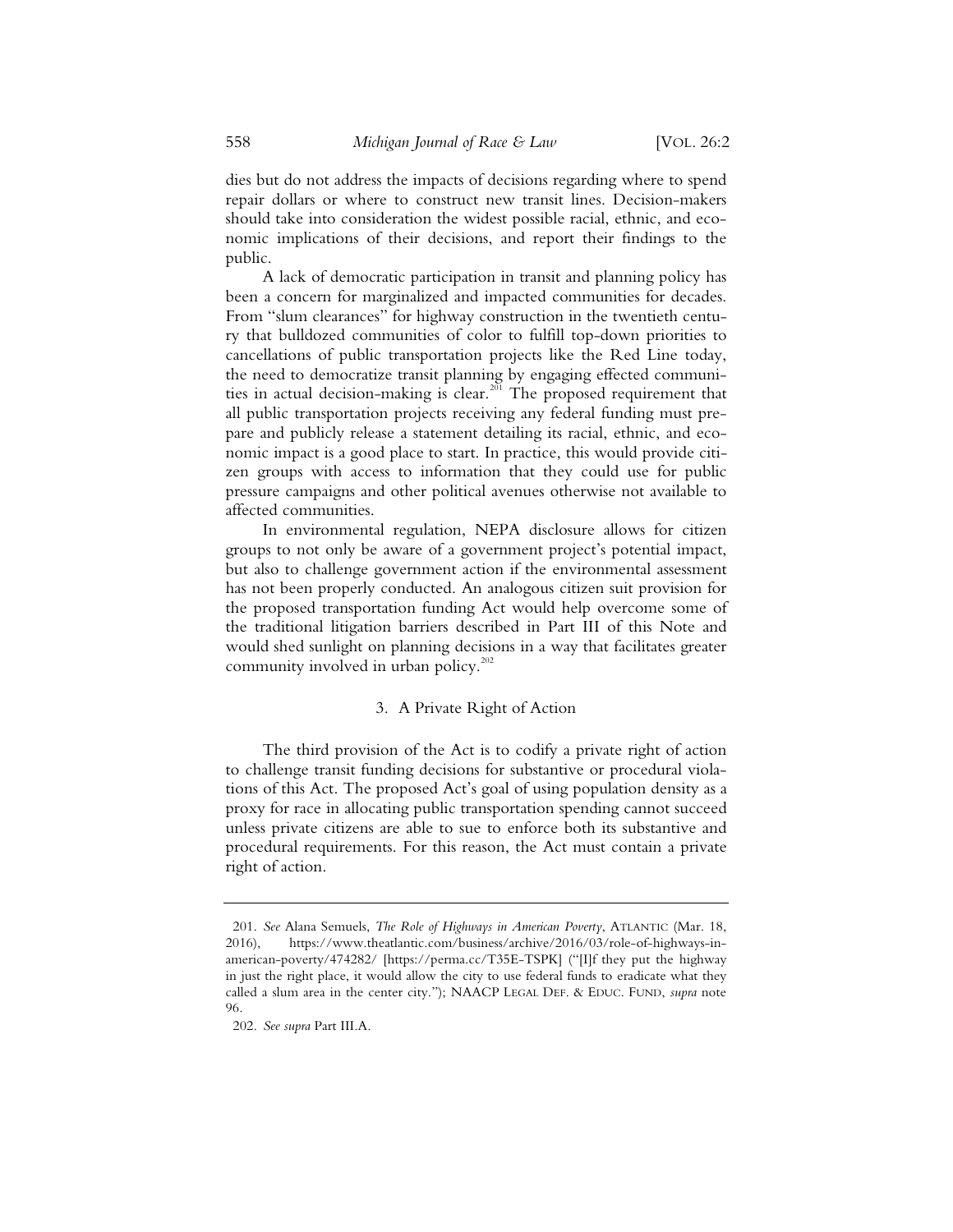dies but do not address the impacts of decisions regarding where to spend repair dollars or where to construct new transit lines. Decision-makers should take into consideration the widest possible racial, ethnic, and economic implications of their decisions, and report their findings to the public.

A lack of democratic participation in transit and planning policy has been a concern for marginalized and impacted communities for decades. From "slum clearances" for highway construction in the twentieth century that bulldozed communities of color to fulfill top-down priorities to cancellations of public transportation projects like the Red Line today, the need to democratize transit planning by engaging effected communities in actual decision-making is clear.[201] The proposed requirement that all public transportation projects receiving any federal funding must prepare and publicly release a statement detailing its racial, ethnic, and economic impact is a good place to start. In practice, this would provide citizen groups with access to information that they could use for public pressure campaigns and other political avenues otherwise not available to affected communities.

In environmental regulation, NEPA disclosure allows for citizen groups to not only be aware of a government project's potential impact, but also to challenge government action if the environmental assessment has not been properly conducted. An analogous citizen suit provision for the proposed transportation funding Act would help overcome some of the traditional litigation barriers described in Part III of this Note and would shed sunlight on planning decisions in a way that facilitates greater community involved in urban policy.[202]

### 3. A Private Right of Action

The third provision of the Act is to codify a private right of action to challenge transit funding decisions for substantive or procedural violations of this Act. The proposed Act's goal of using population density as a proxy for race in allocating public transportation spending cannot succeed unless private citizens are able to sue to enforce both its substantive and procedural requirements. For this reason, the Act must contain a private right of action.

---

201. *See* Alana Semuels, *The Role of Highways in American Poverty*, ATLANTIC (Mar. 18, 2016), https://www.theatlantic.com/business/archive/2016/03/role-of-highways-in-american-poverty/474282/ [https://perma.cc/T35E-TSPK] ("[I]f they put the highway in just the right place, it would allow the city to use federal funds to eradicate what they called a slum area in the center city."); NAACP LEGAL DEF. & EDUC. FUND, *supra* note 96.

202. *See supra* Part III.A.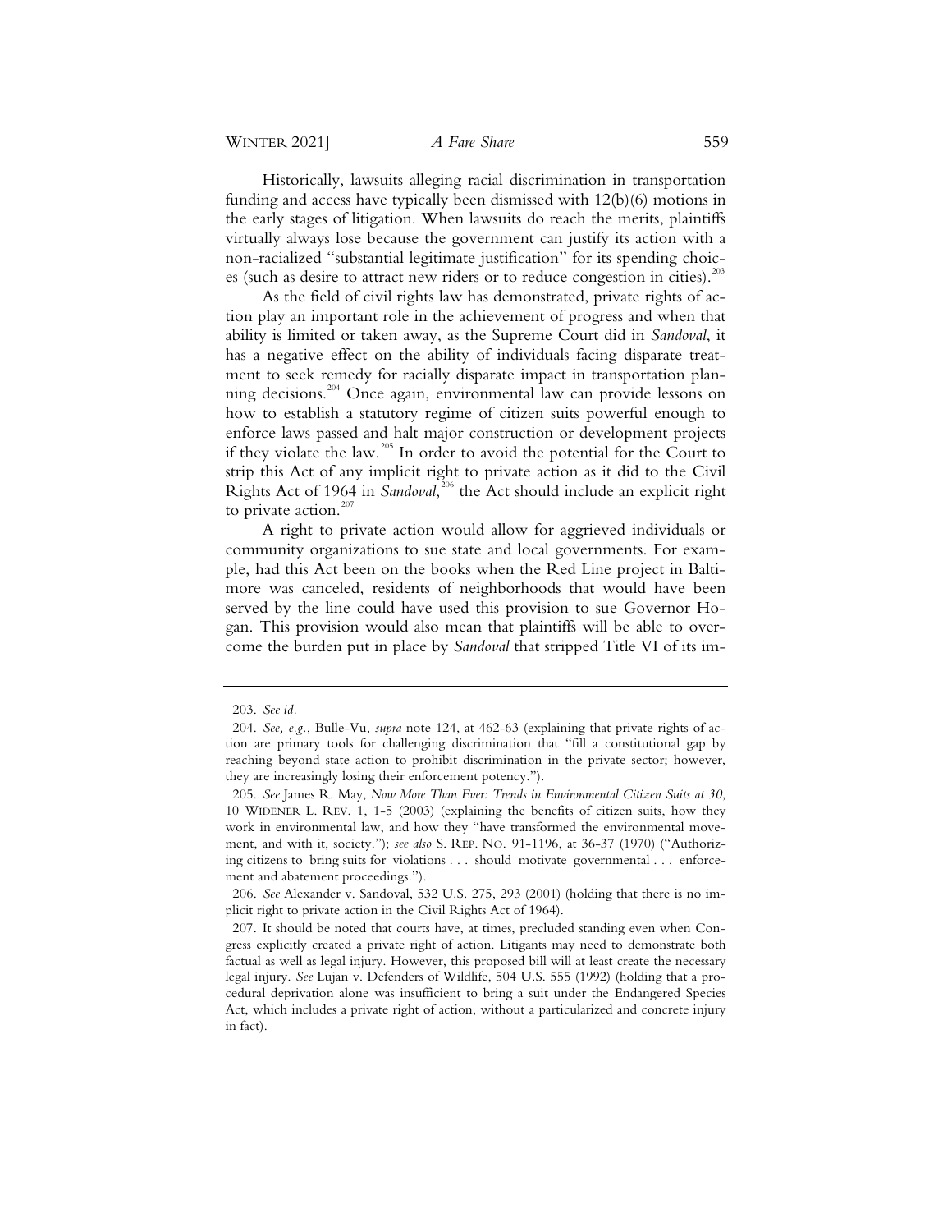Historically, lawsuits alleging racial discrimination in transportation funding and access have typically been dismissed with 12(b)(6) motions in the early stages of litigation. When lawsuits do reach the merits, plaintiffs virtually always lose because the government can justify its action with a non-racialized "substantial legitimate justification" for its spending choices (such as desire to attract new riders or to reduce congestion in cities).[203]

As the field of civil rights law has demonstrated, private rights of action play an important role in the achievement of progress and when that ability is limited or taken away, as the Supreme Court did in *Sandoval*, it has a negative effect on the ability of individuals facing disparate treatment to seek remedy for racially disparate impact in transportation planning decisions.[204] Once again, environmental law can provide lessons on how to establish a statutory regime of citizen suits powerful enough to enforce laws passed and halt major construction or development projects if they violate the law.[205] In order to avoid the potential for the Court to strip this Act of any implicit right to private action as it did to the Civil Rights Act of 1964 in *Sandoval*,[206] the Act should include an explicit right to private action.[207]

A right to private action would allow for aggrieved individuals or community organizations to sue state and local governments. For example, had this Act been on the books when the Red Line project in Baltimore was canceled, residents of neighborhoods that would have been served by the line could have used this provision to sue Governor Hogan. This provision would also mean that plaintiffs will be able to overcome the burden put in place by *Sandoval* that stripped Title VI of its im-

---

203. *See id.*

204. *See, e.g.*, Bulle-Vu, *supra* note 124, at 462-63 (explaining that private rights of action are primary tools for challenging discrimination that "fill a constitutional gap by reaching beyond state action to prohibit discrimination in the private sector; however, they are increasingly losing their enforcement potency.").

205. *See* James R. May, *Now More Than Ever: Trends in Environmental Citizen Suits at 30*, 10 WIDENER L. REV. 1, 1-5 (2003) (explaining the benefits of citizen suits, how they work in environmental law, and how they "have transformed the environmental movement, and with it, society."); *see also* S. REP. NO. 91-1196, at 36-37 (1970) ("Authorizing citizens to bring suits for violations . . . should motivate governmental . . . enforcement and abatement proceedings.").

206. *See* Alexander v. Sandoval, 532 U.S. 275, 293 (2001) (holding that there is no implicit right to private action in the Civil Rights Act of 1964).

207. It should be noted that courts have, at times, precluded standing even when Congress explicitly created a private right of action. Litigants may need to demonstrate both factual as well as legal injury. However, this proposed bill will at least create the necessary legal injury. *See* Lujan v. Defenders of Wildlife, 504 U.S. 555 (1992) (holding that a procedural deprivation alone was insufficient to bring a suit under the Endangered Species Act, which includes a private right of action, without a particularized and concrete injury in fact).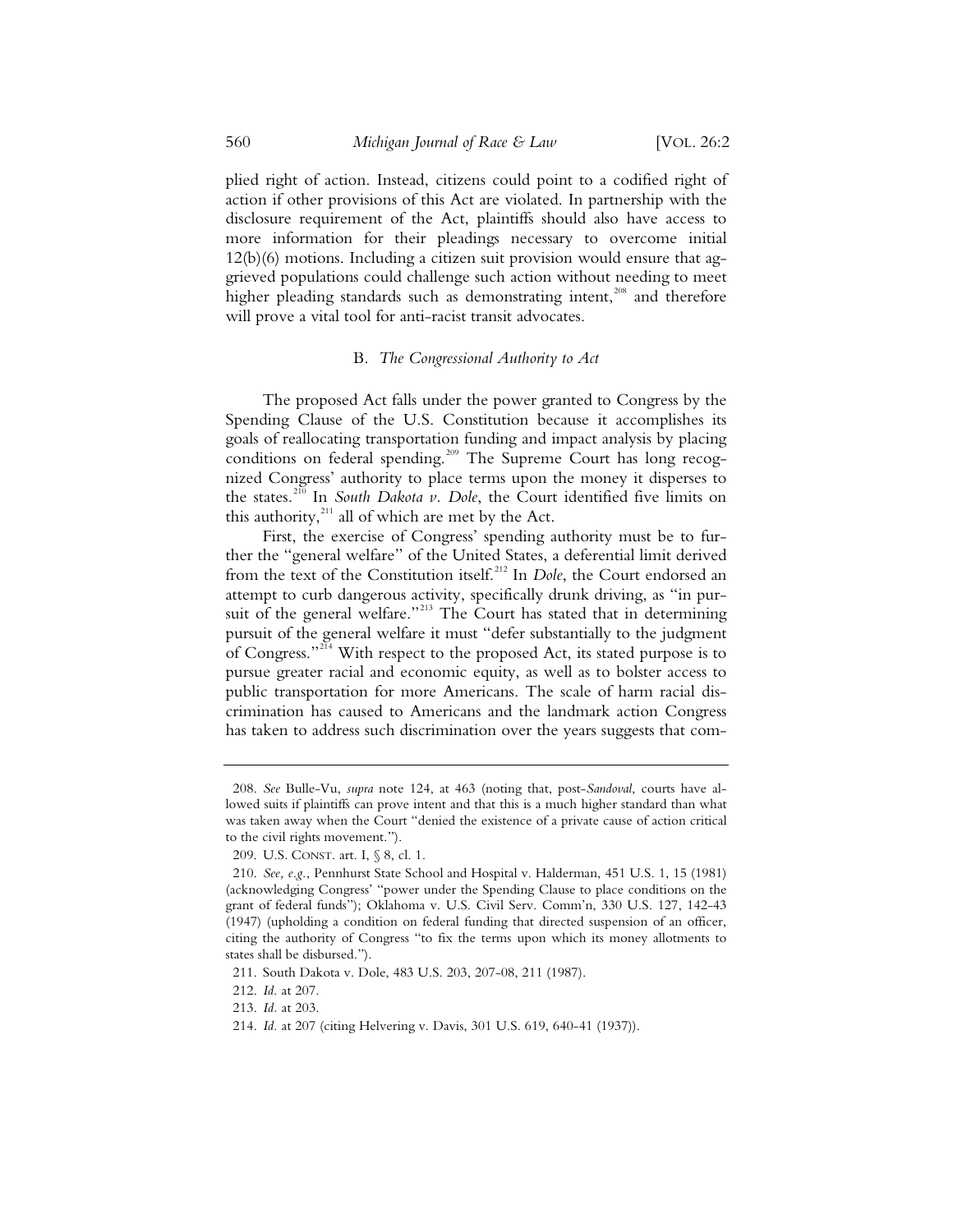plied right of action. Instead, citizens could point to a codified right of action if other provisions of this Act are violated. In partnership with the disclosure requirement of the Act, plaintiffs should also have access to more information for their pleadings necessary to overcome initial 12(b)(6) motions. Including a citizen suit provision would ensure that aggrieved populations could challenge such action without needing to meet higher pleading standards such as demonstrating intent,[208] and therefore will prove a vital tool for anti-racist transit advocates.

### B. *The Congressional Authority to Act*

The proposed Act falls under the power granted to Congress by the Spending Clause of the U.S. Constitution because it accomplishes its goals of reallocating transportation funding and impact analysis by placing conditions on federal spending.[209] The Supreme Court has long recognized Congress' authority to place terms upon the money it disperses to the states.[210] In *South Dakota v. Dole*, the Court identified five limits on this authority,[211] all of which are met by the Act.

First, the exercise of Congress' spending authority must be to further the "general welfare" of the United States, a deferential limit derived from the text of the Constitution itself.[212] In *Dole*, the Court endorsed an attempt to curb dangerous activity, specifically drunk driving, as "in pursuit of the general welfare."[213] The Court has stated that in determining pursuit of the general welfare it must "defer substantially to the judgment of Congress."[214] With respect to the proposed Act, its stated purpose is to pursue greater racial and economic equity, as well as to bolster access to public transportation for more Americans. The scale of harm racial discrimination has caused to Americans and the landmark action Congress has taken to address such discrimination over the years suggests that com-

---

208. *See* Bulle-Vu, *supra* note 124, at 463 (noting that, post-*Sandoval*, courts have allowed suits if plaintiffs can prove intent and that this is a much higher standard than what was taken away when the Court "denied the existence of a private cause of action critical to the civil rights movement.").

209. U.S. CONST. art. I, § 8, cl. 1.

210. *See, e.g.*, Pennhurst State School and Hospital v. Halderman, 451 U.S. 1, 15 (1981) (acknowledging Congress' "power under the Spending Clause to place conditions on the grant of federal funds"); Oklahoma v. U.S. Civil Serv. Comm'n, 330 U.S. 127, 142-43 (1947) (upholding a condition on federal funding that directed suspension of an officer, citing the authority of Congress "to fix the terms upon which its money allotments to states shall be disbursed.").

211. South Dakota v. Dole, 483 U.S. 203, 207-08, 211 (1987).

212. *Id.* at 207.

213. *Id.* at 203.

214. *Id.* at 207 (citing Helvering v. Davis, 301 U.S. 619, 640-41 (1937)).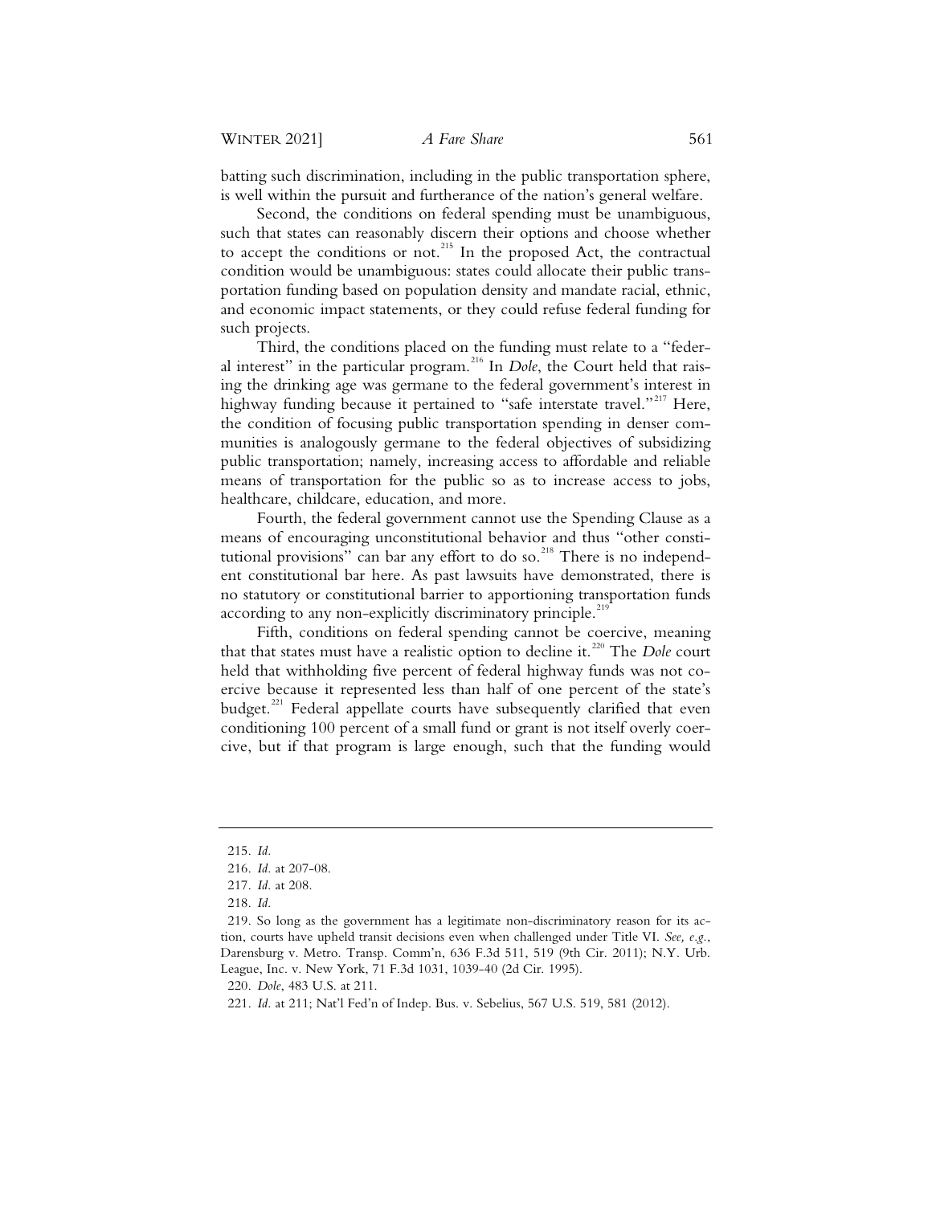batting such discrimination, including in the public transportation sphere, is well within the pursuit and furtherance of the nation's general welfare.

Second, the conditions on federal spending must be unambiguous, such that states can reasonably discern their options and choose whether to accept the conditions or not.[215] In the proposed Act, the contractual condition would be unambiguous: states could allocate their public transportation funding based on population density and mandate racial, ethnic, and economic impact statements, or they could refuse federal funding for such projects.

Third, the conditions placed on the funding must relate to a "federal interest" in the particular program.[216] In *Dole*, the Court held that raising the drinking age was germane to the federal government's interest in highway funding because it pertained to "safe interstate travel."[217] Here, the condition of focusing public transportation spending in denser communities is analogously germane to the federal objectives of subsidizing public transportation; namely, increasing access to affordable and reliable means of transportation for the public so as to increase access to jobs, healthcare, childcare, education, and more.

Fourth, the federal government cannot use the Spending Clause as a means of encouraging unconstitutional behavior and thus "other constitutional provisions" can bar any effort to do so.[218] There is no independent constitutional bar here. As past lawsuits have demonstrated, there is no statutory or constitutional barrier to apportioning transportation funds according to any non-explicitly discriminatory principle.[219]

Fifth, conditions on federal spending cannot be coercive, meaning that that states must have a realistic option to decline it.[220] The *Dole* court held that withholding five percent of federal highway funds was not coercive because it represented less than half of one percent of the state's budget.[221] Federal appellate courts have subsequently clarified that even conditioning 100 percent of a small fund or grant is not itself overly coercive, but if that program is large enough, such that the funding would

---

215. *Id.*

216. *Id.* at 207-08.

217. *Id.* at 208.

218. *Id.*

219. So long as the government has a legitimate non-discriminatory reason for its action, courts have upheld transit decisions even when challenged under Title VI. *See, e.g.*, Darensburg v. Metro. Transp. Comm'n, 636 F.3d 511, 519 (9th Cir. 2011); N.Y. Urb. League, Inc. v. New York, 71 F.3d 1031, 1039-40 (2d Cir. 1995).

220. *Dole*, 483 U.S. at 211.

221. *Id.* at 211; Nat'l Fed'n of Indep. Bus. v. Sebelius, 567 U.S. 519, 581 (2012).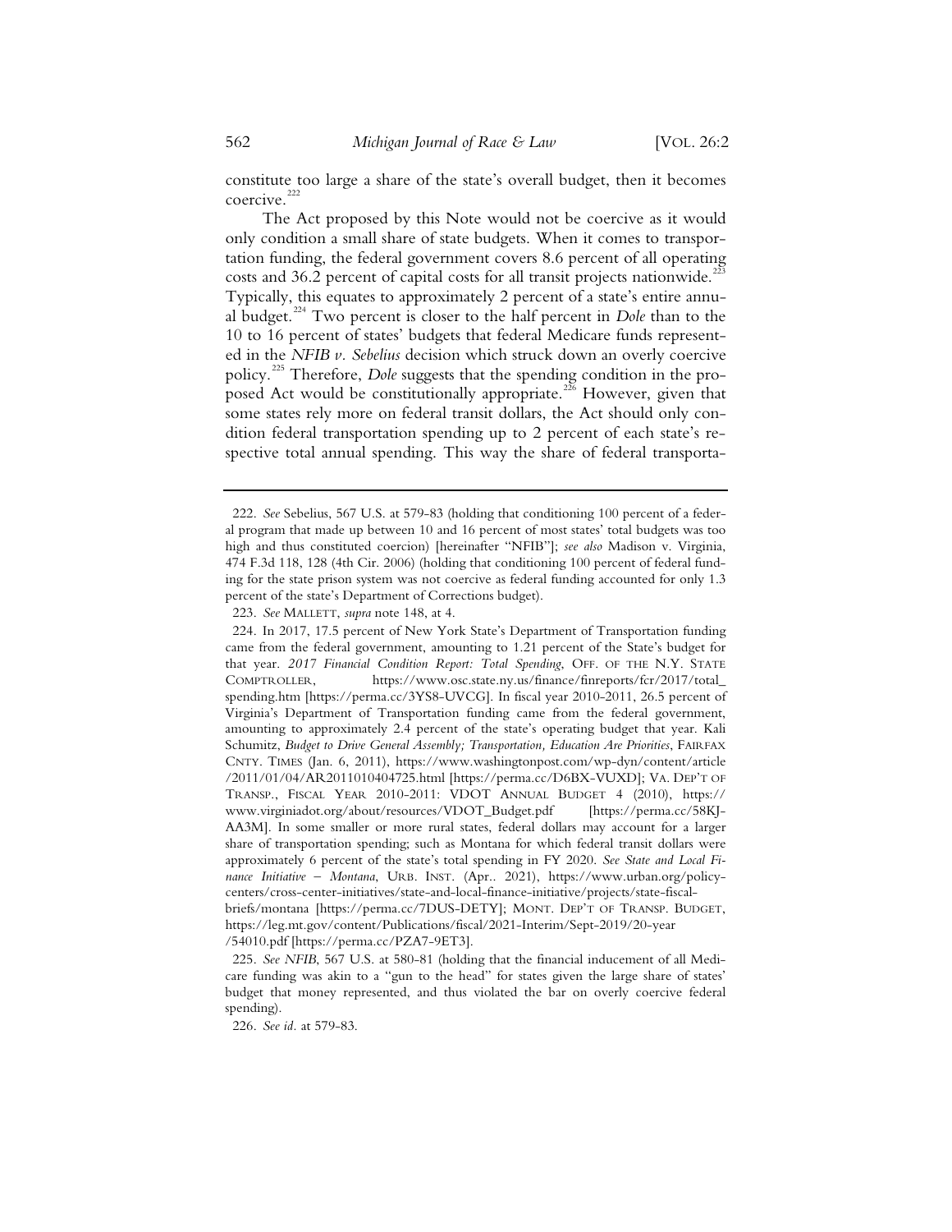constitute too large a share of the state's overall budget, then it becomes coercive.[222]

The Act proposed by this Note would not be coercive as it would only condition a small share of state budgets. When it comes to transportation funding, the federal government covers 8.6 percent of all operating costs and 36.2 percent of capital costs for all transit projects nationwide.[223] Typically, this equates to approximately 2 percent of a state's entire annual budget.[224] Two percent is closer to the half percent in *Dole* than to the 10 to 16 percent of states' budgets that federal Medicare funds represented in the *NFIB v. Sebelius* decision which struck down an overly coercive policy.[225] Therefore, *Dole* suggests that the spending condition in the proposed Act would be constitutionally appropriate.[226] However, given that some states rely more on federal transit dollars, the Act should only condition federal transportation spending up to 2 percent of each state's respective total annual spending. This way the share of federal transporta-

---

222. *See* Sebelius, 567 U.S. at 579-83 (holding that conditioning 100 percent of a federal program that made up between 10 and 16 percent of most states' total budgets was too high and thus constituted coercion) [hereinafter "NFIB"]; *see also* Madison v. Virginia, 474 F.3d 118, 128 (4th Cir. 2006) (holding that conditioning 100 percent of federal funding for the state prison system was not coercive as federal funding accounted for only 1.3 percent of the state's Department of Corrections budget).

223. *See* MALLETT, *supra* note 148, at 4.

224. In 2017, 17.5 percent of New York State's Department of Transportation funding came from the federal government, amounting to 1.21 percent of the State's budget for that year. *2017 Financial Condition Report: Total Spending*, OFF. OF THE N.Y. STATE COMPTROLLER, https://www.osc.state.ny.us/finance/finreports/fcr/2017/total_spending.htm [https://perma.cc/3YS8-UVCG]. In fiscal year 2010-2011, 26.5 percent of Virginia's Department of Transportation funding came from the federal government, amounting to approximately 2.4 percent of the state's operating budget that year. Kali Schumitz, *Budget to Drive General Assembly; Transportation, Education Are Priorities*, FAIRFAX CNTY. TIMES (Jan. 6, 2011), https://www.washingtonpost.com/wp-dyn/content/article/2011/01/04/AR2011010404725.html [https://perma.cc/D6BX-VUXD]; VA. DEP'T OF TRANSP., FISCAL YEAR 2010-2011: VDOT ANNUAL BUDGET 4 (2010), https://www.virginiadot.org/about/resources/VDOT_Budget.pdf [https://perma.cc/58KJ-AA3M]. In some smaller or more rural states, federal dollars may account for a larger share of transportation spending; such as Montana for which federal transit dollars were approximately 6 percent of the state's total spending in FY 2020. *See State and Local Finance Initiative – Montana*, URB. INST. (Apr.. 2021), https://www.urban.org/policy-centers/cross-center-initiatives/state-and-local-finance-initiative/projects/state-fiscal-briefs/montana [https://perma.cc/7DUS-DETY]; MONT. DEP'T OF TRANSP. BUDGET, https://leg.mt.gov/content/Publications/fiscal/2021-Interim/Sept-2019/20-year/54010.pdf [https://perma.cc/PZA7-9ET3].

225. *See NFIB*, 567 U.S. at 580-81 (holding that the financial inducement of all Medicare funding was akin to a "gun to the head" for states given the large share of states' budget that money represented, and thus violated the bar on overly coercive federal spending).

226. *See id.* at 579-83.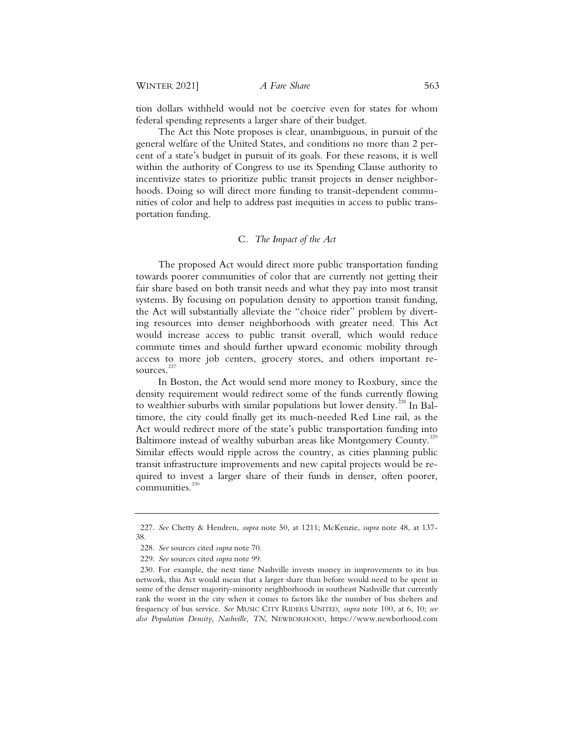tion dollars withheld would not be coercive even for states for whom federal spending represents a larger share of their budget.

The Act this Note proposes is clear, unambiguous, in pursuit of the general welfare of the United States, and conditions no more than 2 percent of a state's budget in pursuit of its goals. For these reasons, it is well within the authority of Congress to use its Spending Clause authority to incentivize states to prioritize public transit projects in denser neighborhoods. Doing so will direct more funding to transit-dependent communities of color and help to address past inequities in access to public transportation funding.

### C. *The Impact of the Act*

The proposed Act would direct more public transportation funding towards poorer communities of color that are currently not getting their fair share based on both transit needs and what they pay into most transit systems. By focusing on population density to apportion transit funding, the Act will substantially alleviate the "choice rider" problem by diverting resources into denser neighborhoods with greater need. This Act would increase access to public transit overall, which would reduce commute times and should further upward economic mobility through access to more job centers, grocery stores, and others important resources.[227]

In Boston, the Act would send more money to Roxbury, since the density requirement would redirect some of the funds currently flowing to wealthier suburbs with similar populations but lower density.[228] In Baltimore, the city could finally get its much-needed Red Line rail, as the Act would redirect more of the state's public transportation funding into Baltimore instead of wealthy suburban areas like Montgomery County.[229] Similar effects would ripple across the country, as cities planning public transit infrastructure improvements and new capital projects would be required to invest a larger share of their funds in denser, often poorer, communities.[230]

---

227. *See* Chetty & Hendren, *supra* note 50, at 1211; McKenzie, *supra* note 48, at 137-38.

228. *See* sources cited *supra* note 70.

229. *See* sources cited *supra* note 99.

230. For example, the next time Nashville invests money in improvements to its bus network, this Act would mean that a larger share than before would need to be spent in some of the denser majority-minority neighborhoods in southeast Nashville that currently rank the worst in the city when it comes to factors like the number of bus shelters and frequency of bus service. *See* MUSIC CITY RIDERS UNITED, *supra* note 100, at 6, 10; *see also Population Density, Nashville, TN*, NEWBORHOOD, https://www.newborhood.com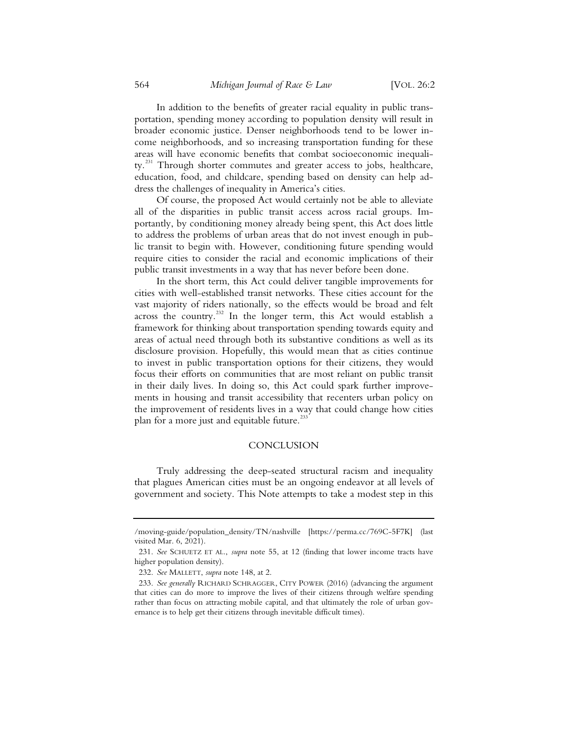In addition to the benefits of greater racial equality in public transportation, spending money according to population density will result in broader economic justice. Denser neighborhoods tend to be lower income neighborhoods, and so increasing transportation funding for these areas will have economic benefits that combat socioeconomic inequality.[231] Through shorter commutes and greater access to jobs, healthcare, education, food, and childcare, spending based on density can help address the challenges of inequality in America's cities.

Of course, the proposed Act would certainly not be able to alleviate all of the disparities in public transit access across racial groups. Importantly, by conditioning money already being spent, this Act does little to address the problems of urban areas that do not invest enough in public transit to begin with. However, conditioning future spending would require cities to consider the racial and economic implications of their public transit investments in a way that has never before been done.

In the short term, this Act could deliver tangible improvements for cities with well-established transit networks. These cities account for the vast majority of riders nationally, so the effects would be broad and felt across the country.[232] In the longer term, this Act would establish a framework for thinking about transportation spending towards equity and areas of actual need through both its substantive conditions as well as its disclosure provision. Hopefully, this would mean that as cities continue to invest in public transportation options for their citizens, they would focus their efforts on communities that are most reliant on public transit in their daily lives. In doing so, this Act could spark further improvements in housing and transit accessibility that recenters urban policy on the improvement of residents lives in a way that could change how cities plan for a more just and equitable future.[233]

## CONCLUSION

Truly addressing the deep-seated structural racism and inequality that plagues American cities must be an ongoing endeavor at all levels of government and society. This Note attempts to take a modest step in this

---

/moving-guide/population_density/TN/nashville [https://perma.cc/769C-5F7K] (last visited Mar. 6, 2021).

231. *See* SCHUETZ ET AL., *supra* note 55, at 12 (finding that lower income tracts have higher population density).

232. *See* MALLETT, *supra* note 148, at 2.

233. *See generally* RICHARD SCHRAGGER, CITY POWER (2016) (advancing the argument that cities can do more to improve the lives of their citizens through welfare spending rather than focus on attracting mobile capital, and that ultimately the role of urban governance is to help get their citizens through inevitable difficult times).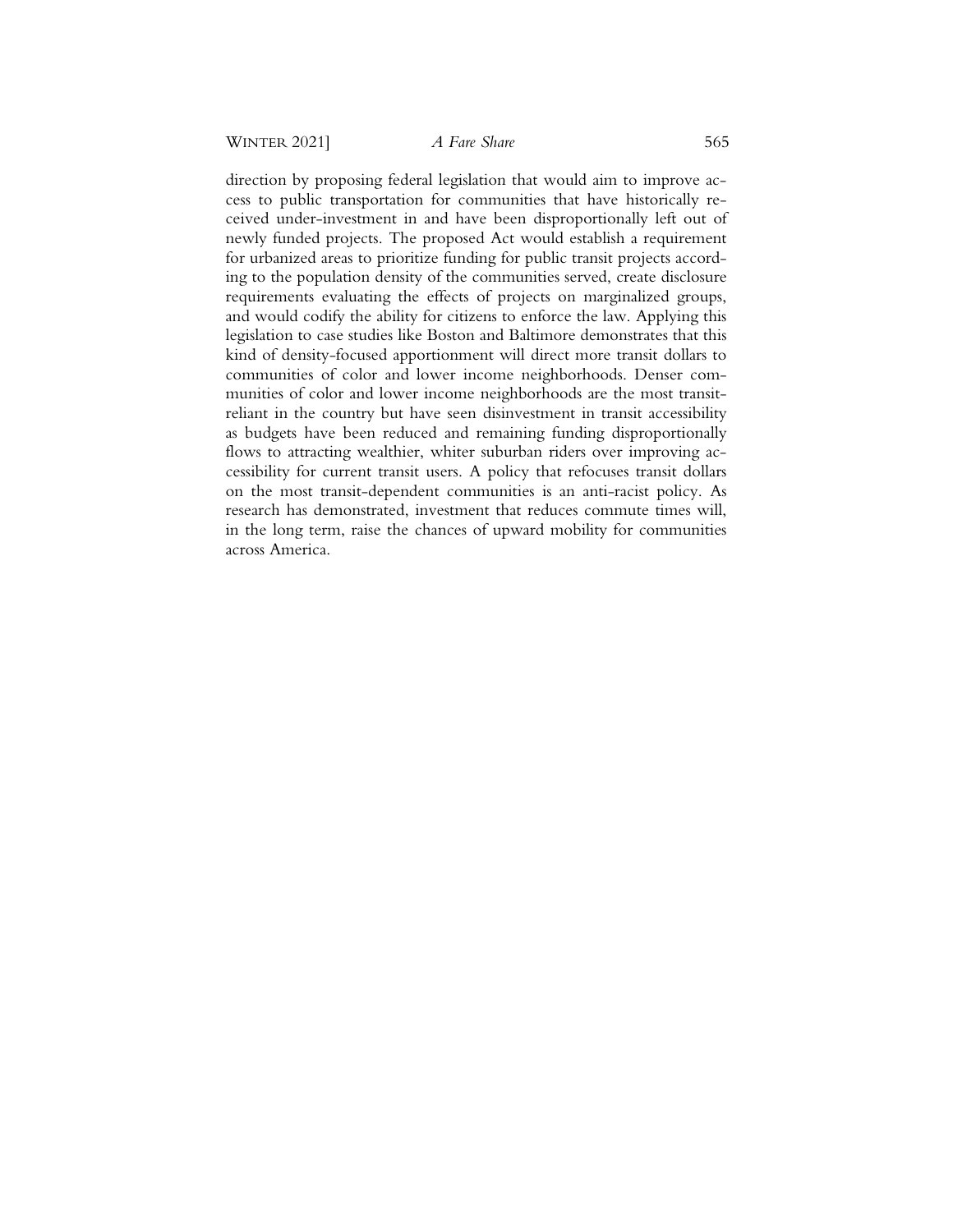direction by proposing federal legislation that would aim to improve access to public transportation for communities that have historically received under-investment in and have been disproportionally left out of newly funded projects. The proposed Act would establish a requirement for urbanized areas to prioritize funding for public transit projects according to the population density of the communities served, create disclosure requirements evaluating the effects of projects on marginalized groups, and would codify the ability for citizens to enforce the law. Applying this legislation to case studies like Boston and Baltimore demonstrates that this kind of density-focused apportionment will direct more transit dollars to communities of color and lower income neighborhoods. Denser communities of color and lower income neighborhoods are the most transit-reliant in the country but have seen disinvestment in transit accessibility as budgets have been reduced and remaining funding disproportionally flows to attracting wealthier, whiter suburban riders over improving accessibility for current transit users. A policy that refocuses transit dollars on the most transit-dependent communities is an anti-racist policy. As research has demonstrated, investment that reduces commute times will, in the long term, raise the chances of upward mobility for communities across America.